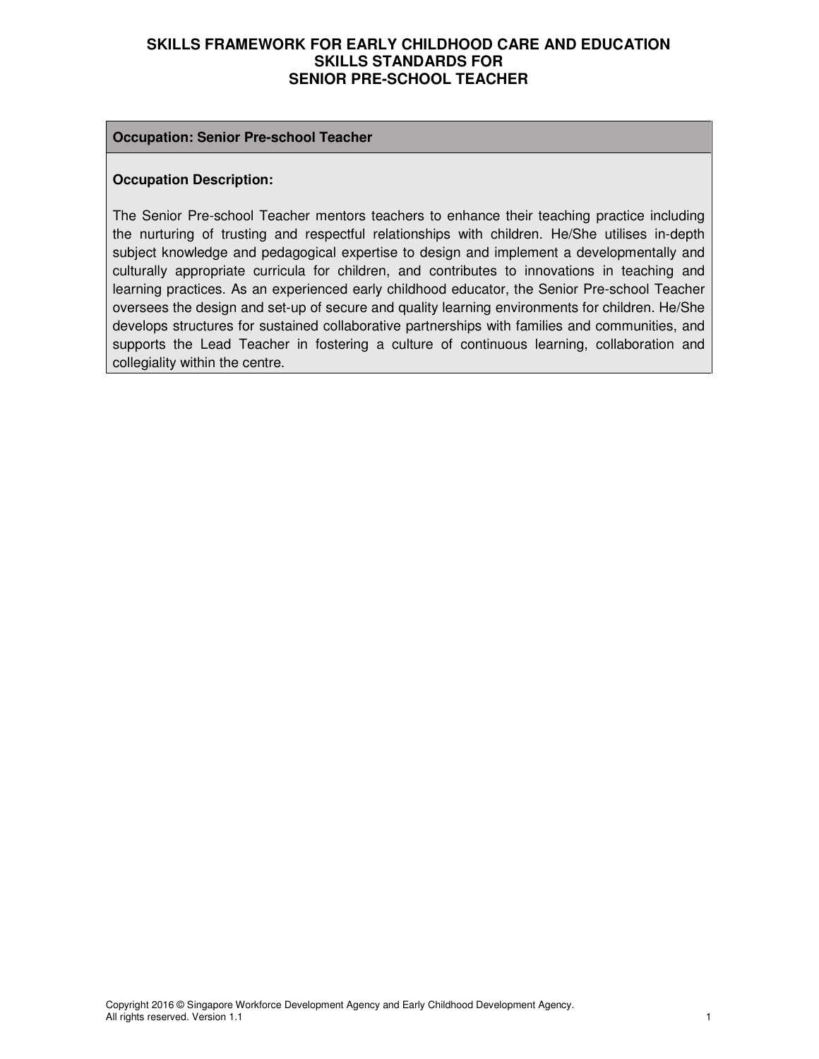# SKILLS FRAMEWORK FOR EARLY CHILDHOOD CARE AND EDUCATION
## SKILLS STANDARDS FOR
## SENIOR PRE-SCHOOL TEACHER

| **Occupation: Senior Pre-school Teacher** |
| --- |
| **Occupation Description:**<br><br>The Senior Pre-school Teacher mentors teachers to enhance their teaching practice including the nurturing of trusting and respectful relationships with children. He/She utilises in-depth subject knowledge and pedagogical expertise to design and implement a developmentally and culturally appropriate curricula for children, and contributes to innovations in teaching and learning practices. As an experienced early childhood educator, the Senior Pre-school Teacher oversees the design and set-up of secure and quality learning environments for children. He/She develops structures for sustained collaborative partnerships with families and communities, and supports the Lead Teacher in fostering a culture of continuous learning, collaboration and collegiality within the centre. |

Copyright 2016 © Singapore Workforce Development Agency and Early Childhood Development Agency. All rights reserved. Version 1.1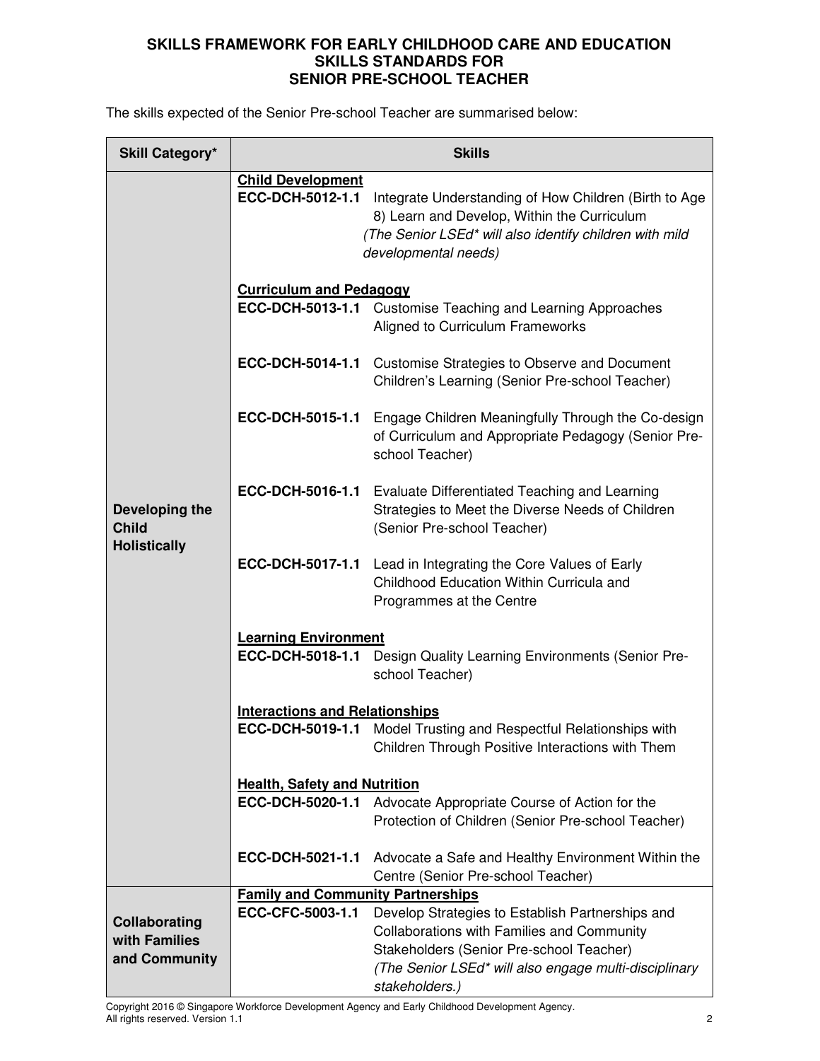**SKILLS FRAMEWORK FOR EARLY CHILDHOOD CARE AND EDUCATION**
**SKILLS STANDARDS FOR**
**SENIOR PRE-SCHOOL TEACHER**

The skills expected of the Senior Pre-school Teacher are summarised below:

| Skill Category* | Skills |
|---|---|
| **Developing the Child Holistically** | **<u>Child Development</u>**<br>**ECC-DCH-5012-1.1** Integrate Understanding of How Children (Birth to Age 8) Learn and Develop, Within the Curriculum<br>*(The Senior LSEd* will also identify children with mild developmental needs)*<br><br>**<u>Curriculum and Pedagogy</u>**<br>**ECC-DCH-5013-1.1** Customise Teaching and Learning Approaches Aligned to Curriculum Frameworks<br><br>**ECC-DCH-5014-1.1** Customise Strategies to Observe and Document Children's Learning (Senior Pre-school Teacher)<br><br>**ECC-DCH-5015-1.1** Engage Children Meaningfully Through the Co-design of Curriculum and Appropriate Pedagogy (Senior Pre-school Teacher)<br><br>**ECC-DCH-5016-1.1** Evaluate Differentiated Teaching and Learning Strategies to Meet the Diverse Needs of Children (Senior Pre-school Teacher)<br><br>**ECC-DCH-5017-1.1** Lead in Integrating the Core Values of Early Childhood Education Within Curricula and Programmes at the Centre<br><br>**<u>Learning Environment</u>**<br>**ECC-DCH-5018-1.1** Design Quality Learning Environments (Senior Pre-school Teacher)<br><br>**<u>Interactions and Relationships</u>**<br>**ECC-DCH-5019-1.1** Model Trusting and Respectful Relationships with Children Through Positive Interactions with Them<br><br>**<u>Health, Safety and Nutrition</u>**<br>**ECC-DCH-5020-1.1** Advocate Appropriate Course of Action for the Protection of Children (Senior Pre-school Teacher)<br><br>**ECC-DCH-5021-1.1** Advocate a Safe and Healthy Environment Within the Centre (Senior Pre-school Teacher) |
| **Collaborating with Families and Community** | **<u>Family and Community Partnerships</u>**<br>**ECC-CFC-5003-1.1** Develop Strategies to Establish Partnerships and Collaborations with Families and Community Stakeholders (Senior Pre-school Teacher)<br>*(The Senior LSEd* will also engage multi-disciplinary stakeholders.)* |

Copyright 2016 © Singapore Workforce Development Agency and Early Childhood Development Agency. All rights reserved. Version 1.1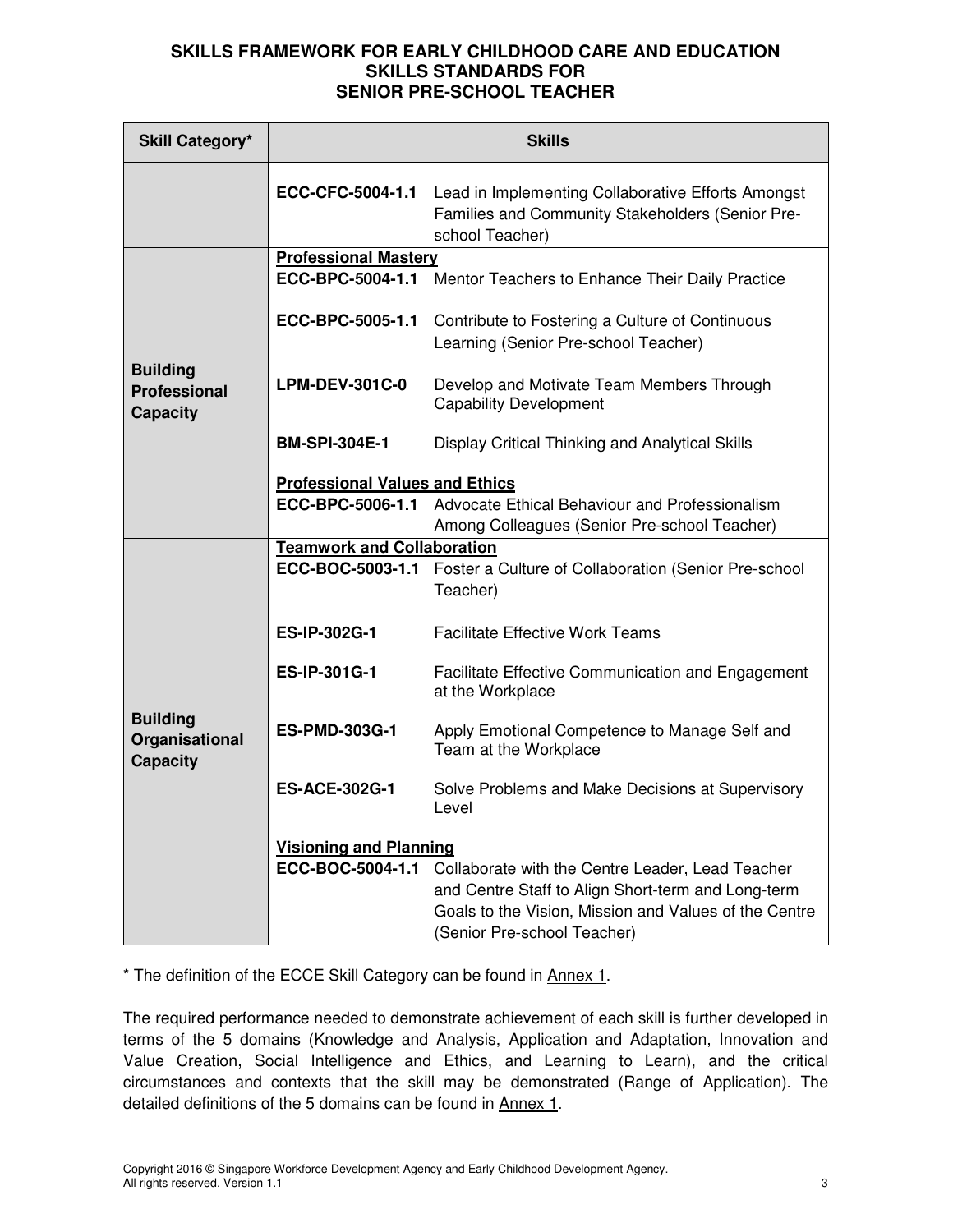**SKILLS FRAMEWORK FOR EARLY CHILDHOOD CARE AND EDUCATION**
**SKILLS STANDARDS FOR**
**SENIOR PRE-SCHOOL TEACHER**

| Skill Category* | Skills | |
|---|---|---|
| | **ECC-CFC-5004-1.1** | Lead in Implementing Collaborative Efforts Amongst Families and Community Stakeholders (Senior Pre-school Teacher) |
| **Building Professional Capacity** | **Professional Mastery** | |
| | **ECC-BPC-5004-1.1** | Mentor Teachers to Enhance Their Daily Practice |
| | **ECC-BPC-5005-1.1** | Contribute to Fostering a Culture of Continuous Learning (Senior Pre-school Teacher) |
| | **LPM-DEV-301C-0** | Develop and Motivate Team Members Through Capability Development |
| | **BM-SPI-304E-1** | Display Critical Thinking and Analytical Skills |
| | **Professional Values and Ethics** | |
| | **ECC-BPC-5006-1.1** | Advocate Ethical Behaviour and Professionalism Among Colleagues (Senior Pre-school Teacher) |
| **Building Organisational Capacity** | **Teamwork and Collaboration** | |
| | **ECC-BOC-5003-1.1** | Foster a Culture of Collaboration (Senior Pre-school Teacher) |
| | **ES-IP-302G-1** | Facilitate Effective Work Teams |
| | **ES-IP-301G-1** | Facilitate Effective Communication and Engagement at the Workplace |
| | **ES-PMD-303G-1** | Apply Emotional Competence to Manage Self and Team at the Workplace |
| | **ES-ACE-302G-1** | Solve Problems and Make Decisions at Supervisory Level |
| | **Visioning and Planning** | |
| | **ECC-BOC-5004-1.1** | Collaborate with the Centre Leader, Lead Teacher and Centre Staff to Align Short-term and Long-term Goals to the Vision, Mission and Values of the Centre (Senior Pre-school Teacher) |

* The definition of the ECCE Skill Category can be found in Annex 1.

The required performance needed to demonstrate achievement of each skill is further developed in terms of the 5 domains (Knowledge and Analysis, Application and Adaptation, Innovation and Value Creation, Social Intelligence and Ethics, and Learning to Learn), and the critical circumstances and contexts that the skill may be demonstrated (Range of Application). The detailed definitions of the 5 domains can be found in Annex 1.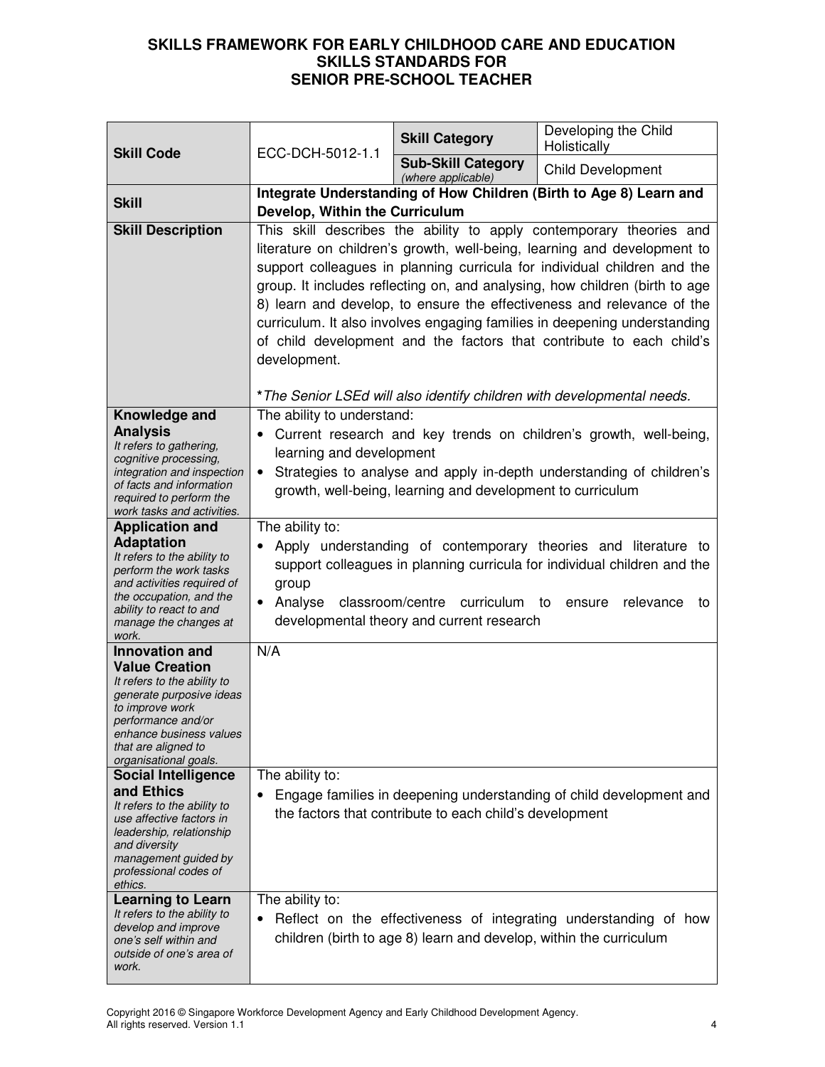# SKILLS FRAMEWORK FOR EARLY CHILDHOOD CARE AND EDUCATION
## SKILLS STANDARDS FOR
## SENIOR PRE-SCHOOL TEACHER

| | | | |
|---|---|---|---|
| **Skill Code** | ECC-DCH-5012-1.1 | **Skill Category** | Developing the Child Holistically |
| | | **Sub-Skill Category** *(where applicable)* | Child Development |
| **Skill** | **Integrate Understanding of How Children (Birth to Age 8) Learn and Develop, Within the Curriculum** | | |
| **Skill Description** | This skill describes the ability to apply contemporary theories and literature on children's growth, well-being, learning and development to support colleagues in planning curricula for individual children and the group. It includes reflecting on, and analysing, how children (birth to age 8) learn and develop, to ensure the effectiveness and relevance of the curriculum. It also involves engaging families in deepening understanding of child development and the factors that contribute to each child's development.<br><br>**The Senior LSEd will also identify children with developmental needs.* | | |
| **Knowledge and Analysis**<br>*It refers to gathering, cognitive processing, integration and inspection of facts and information required to perform the work tasks and activities.* | The ability to understand:<br>• Current research and key trends on children's growth, well-being, learning and development<br>• Strategies to analyse and apply in-depth understanding of children's growth, well-being, learning and development to curriculum | | |
| **Application and Adaptation**<br>*It refers to the ability to perform the work tasks and activities required of the occupation, and the ability to react to and manage the changes at work.* | The ability to:<br>• Apply understanding of contemporary theories and literature to support colleagues in planning curricula for individual children and the group<br>• Analyse classroom/centre curriculum to ensure relevance to developmental theory and current research | | |
| **Innovation and Value Creation**<br>*It refers to the ability to generate purposive ideas to improve work performance and/or enhance business values that are aligned to organisational goals.* | N/A | | |
| **Social Intelligence and Ethics**<br>*It refers to the ability to use affective factors in leadership, relationship and diversity management guided by professional codes of ethics.* | The ability to:<br>• Engage families in deepening understanding of child development and the factors that contribute to each child's development | | |
| **Learning to Learn**<br>*It refers to the ability to develop and improve one's self within and outside of one's area of work.* | The ability to:<br>• Reflect on the effectiveness of integrating understanding of how children (birth to age 8) learn and develop, within the curriculum | | |

Copyright 2016 © Singapore Workforce Development Agency and Early Childhood Development Agency.
All rights reserved. Version 1.1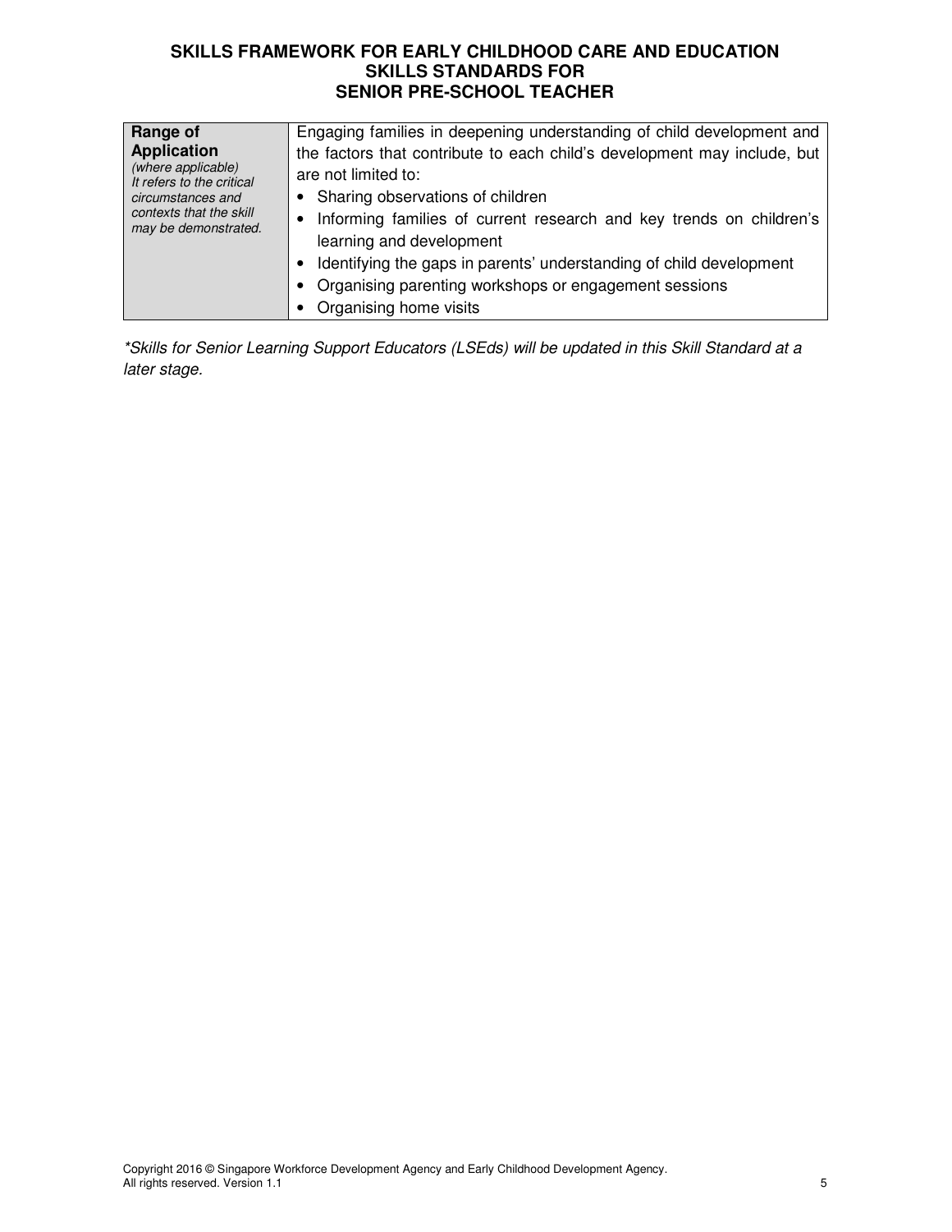| **Range of Application** *(where applicable)* *It refers to the critical circumstances and contexts that the skill may be demonstrated.* | Engaging families in deepening understanding of child development and the factors that contribute to each child's development may include, but are not limited to:<br>• Sharing observations of children<br>• Informing families of current research and key trends on children's learning and development<br>• Identifying the gaps in parents' understanding of child development<br>• Organising parenting workshops or engagement sessions<br>• Organising home visits |
|---|---|

*\*Skills for Senior Learning Support Educators (LSEds) will be updated in this Skill Standard at a later stage.*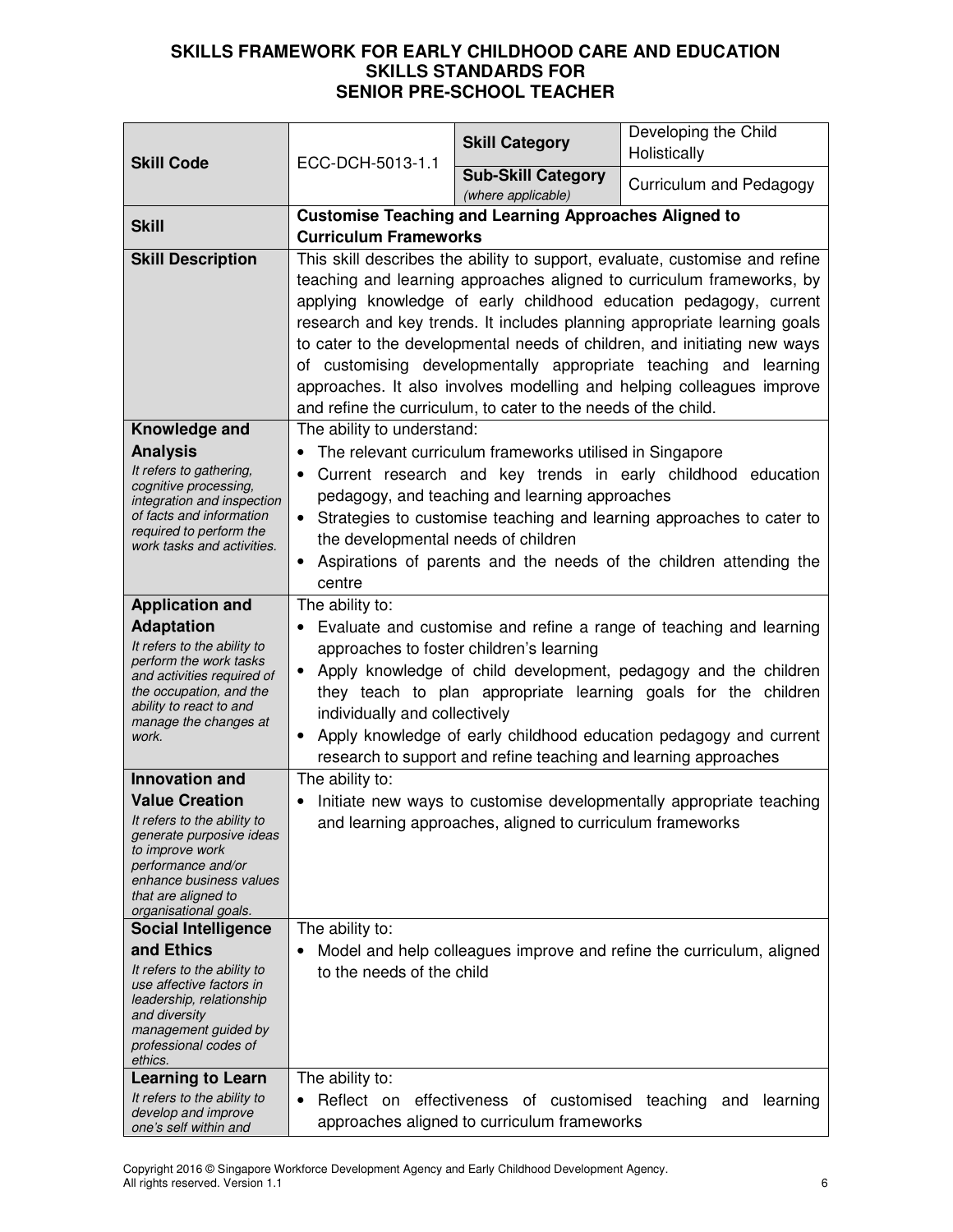# SKILLS FRAMEWORK FOR EARLY CHILDHOOD CARE AND EDUCATION
## SKILLS STANDARDS FOR
## SENIOR PRE-SCHOOL TEACHER

| **Skill Code** | ECC-DCH-5013-1.1 | **Skill Category** | Developing the Child Holistically |
|---|---|---|---|
| | | **Sub-Skill Category** *(where applicable)* | Curriculum and Pedagogy |
| **Skill** | **Customise Teaching and Learning Approaches Aligned to Curriculum Frameworks** | | |
| **Skill Description** | This skill describes the ability to support, evaluate, customise and refine teaching and learning approaches aligned to curriculum frameworks, by applying knowledge of early childhood education pedagogy, current research and key trends. It includes planning appropriate learning goals to cater to the developmental needs of children, and initiating new ways of customising developmentally appropriate teaching and learning approaches. It also involves modelling and helping colleagues improve and refine the curriculum, to cater to the needs of the child. | | |
| **Knowledge and Analysis** *It refers to gathering, cognitive processing, integration and inspection of facts and information required to perform the work tasks and activities.* | The ability to understand: <br>• The relevant curriculum frameworks utilised in Singapore <br>• Current research and key trends in early childhood education pedagogy, and teaching and learning approaches <br>• Strategies to customise teaching and learning approaches to cater to the developmental needs of children <br>• Aspirations of parents and the needs of the children attending the centre | | |
| **Application and Adaptation** *It refers to the ability to perform the work tasks and activities required of the occupation, and the ability to react to and manage the changes at work.* | The ability to: <br>• Evaluate and customise and refine a range of teaching and learning approaches to foster children's learning <br>• Apply knowledge of child development, pedagogy and the children they teach to plan appropriate learning goals for the children individually and collectively <br>• Apply knowledge of early childhood education pedagogy and current research to support and refine teaching and learning approaches | | |
| **Innovation and Value Creation** *It refers to the ability to generate purposive ideas to improve work performance and/or enhance business values that are aligned to organisational goals.* | The ability to: <br>• Initiate new ways to customise developmentally appropriate teaching and learning approaches, aligned to curriculum frameworks | | |
| **Social Intelligence and Ethics** *It refers to the ability to use affective factors in leadership, relationship and diversity management guided by professional codes of ethics.* | The ability to: <br>• Model and help colleagues improve and refine the curriculum, aligned to the needs of the child | | |
| **Learning to Learn** *It refers to the ability to develop and improve one's self within and* | The ability to: <br>• Reflect on effectiveness of customised teaching and learning approaches aligned to curriculum frameworks | | |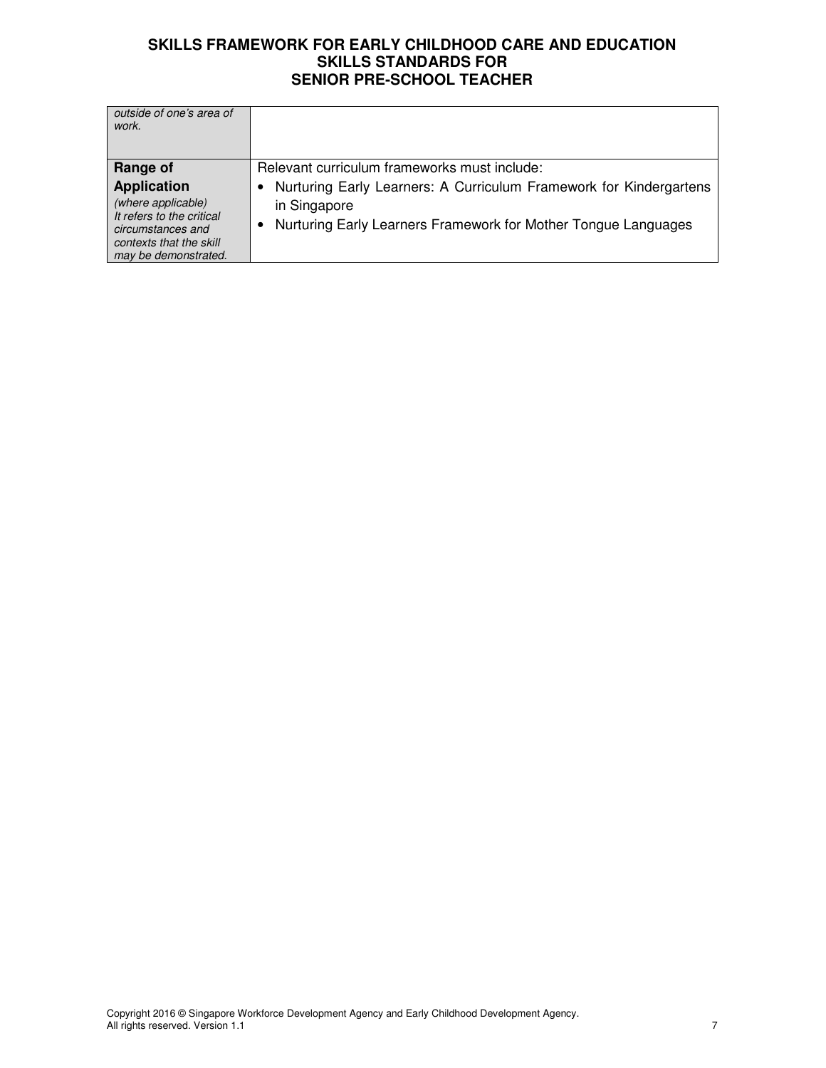| | |
|---|---|
| *outside of one's area of work.* | |
| **Range of Application** *(where applicable) It refers to the critical circumstances and contexts that the skill may be demonstrated.* | Relevant curriculum frameworks must include: <br>• Nurturing Early Learners: A Curriculum Framework for Kindergartens in Singapore <br>• Nurturing Early Learners Framework for Mother Tongue Languages |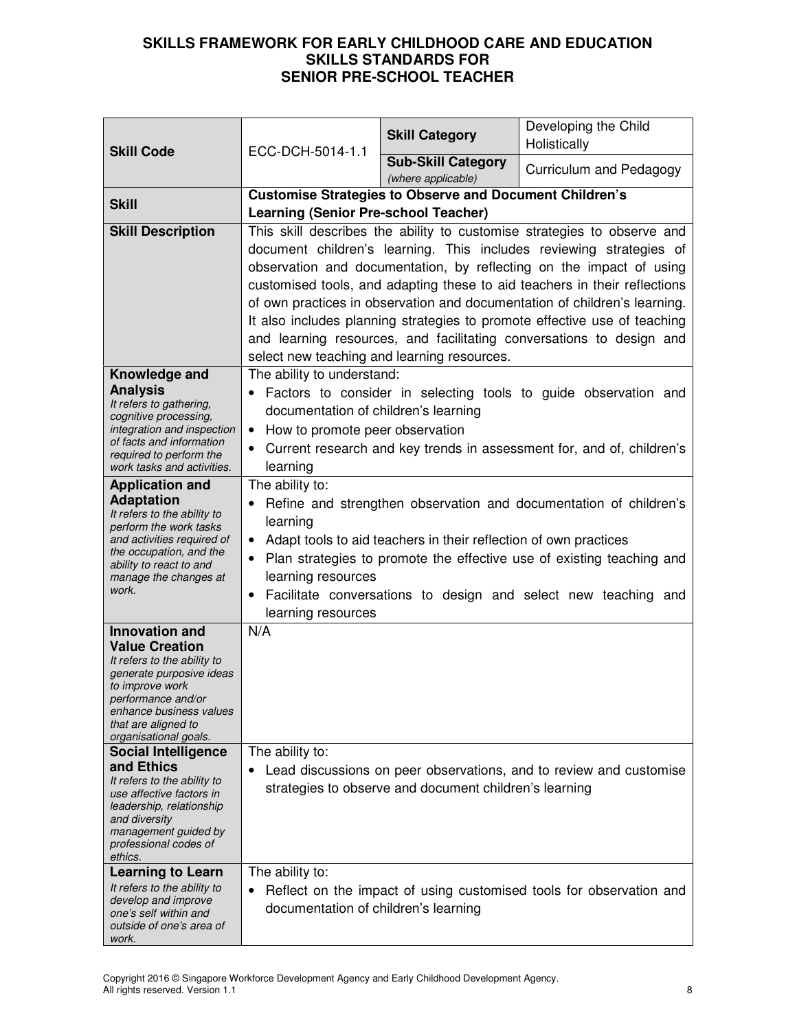# SKILLS FRAMEWORK FOR EARLY CHILDHOOD CARE AND EDUCATION
## SKILLS STANDARDS FOR
## SENIOR PRE-SCHOOL TEACHER

| **Skill Code** | ECC-DCH-5014-1.1 | **Skill Category** | Developing the Child Holistically |
|---|---|---|---|
| | | **Sub-Skill Category** *(where applicable)* | Curriculum and Pedagogy |
| **Skill** | **Customise Strategies to Observe and Document Children's Learning (Senior Pre-school Teacher)** | | |
| **Skill Description** | This skill describes the ability to customise strategies to observe and document children's learning. This includes reviewing strategies of observation and documentation, by reflecting on the impact of using customised tools, and adapting these to aid teachers in their reflections of own practices in observation and documentation of children's learning. It also includes planning strategies to promote effective use of teaching and learning resources, and facilitating conversations to design and select new teaching and learning resources. | | |
| **Knowledge and Analysis** *It refers to gathering, cognitive processing, integration and inspection of facts and information required to perform the work tasks and activities.* | The ability to understand:<br>• Factors to consider in selecting tools to guide observation and documentation of children's learning<br>• How to promote peer observation<br>• Current research and key trends in assessment for, and of, children's learning | | |
| **Application and Adaptation** *It refers to the ability to perform the work tasks and activities required of the occupation, and the ability to react to and manage the changes at work.* | The ability to:<br>• Refine and strengthen observation and documentation of children's learning<br>• Adapt tools to aid teachers in their reflection of own practices<br>• Plan strategies to promote the effective use of existing teaching and learning resources<br>• Facilitate conversations to design and select new teaching and learning resources | | |
| **Innovation and Value Creation** *It refers to the ability to generate purposive ideas to improve work performance and/or enhance business values that are aligned to organisational goals.* | N/A | | |
| **Social Intelligence and Ethics** *It refers to the ability to use affective factors in leadership, relationship and diversity management guided by professional codes of ethics.* | The ability to:<br>• Lead discussions on peer observations, and to review and customise strategies to observe and document children's learning | | |
| **Learning to Learn** *It refers to the ability to develop and improve one's self within and outside of one's area of work.* | The ability to:<br>• Reflect on the impact of using customised tools for observation and documentation of children's learning | | |

Copyright 2016 © Singapore Workforce Development Agency and Early Childhood Development Agency. All rights reserved. Version 1.1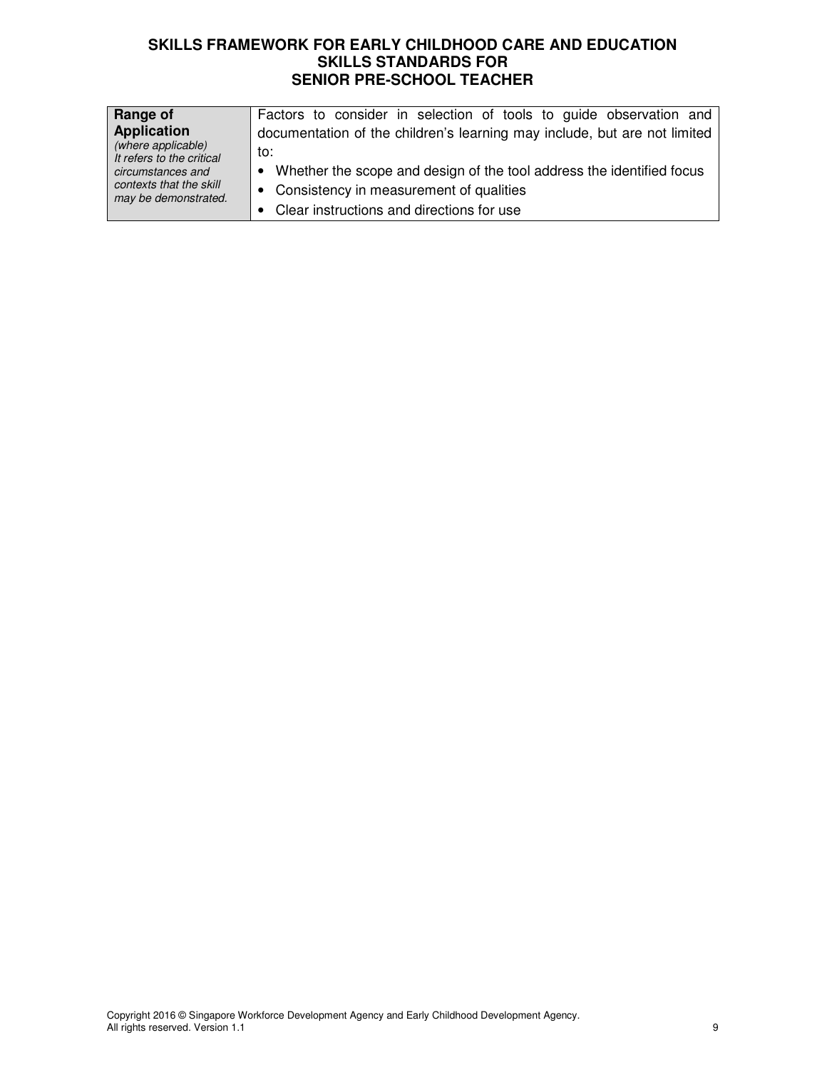| **Range of Application** *(where applicable) It refers to the critical circumstances and contexts that the skill may be demonstrated.* | Factors to consider in selection of tools to guide observation and documentation of the children's learning may include, but are not limited to:<br>• Whether the scope and design of the tool address the identified focus<br>• Consistency in measurement of qualities<br>• Clear instructions and directions for use |
|---|---|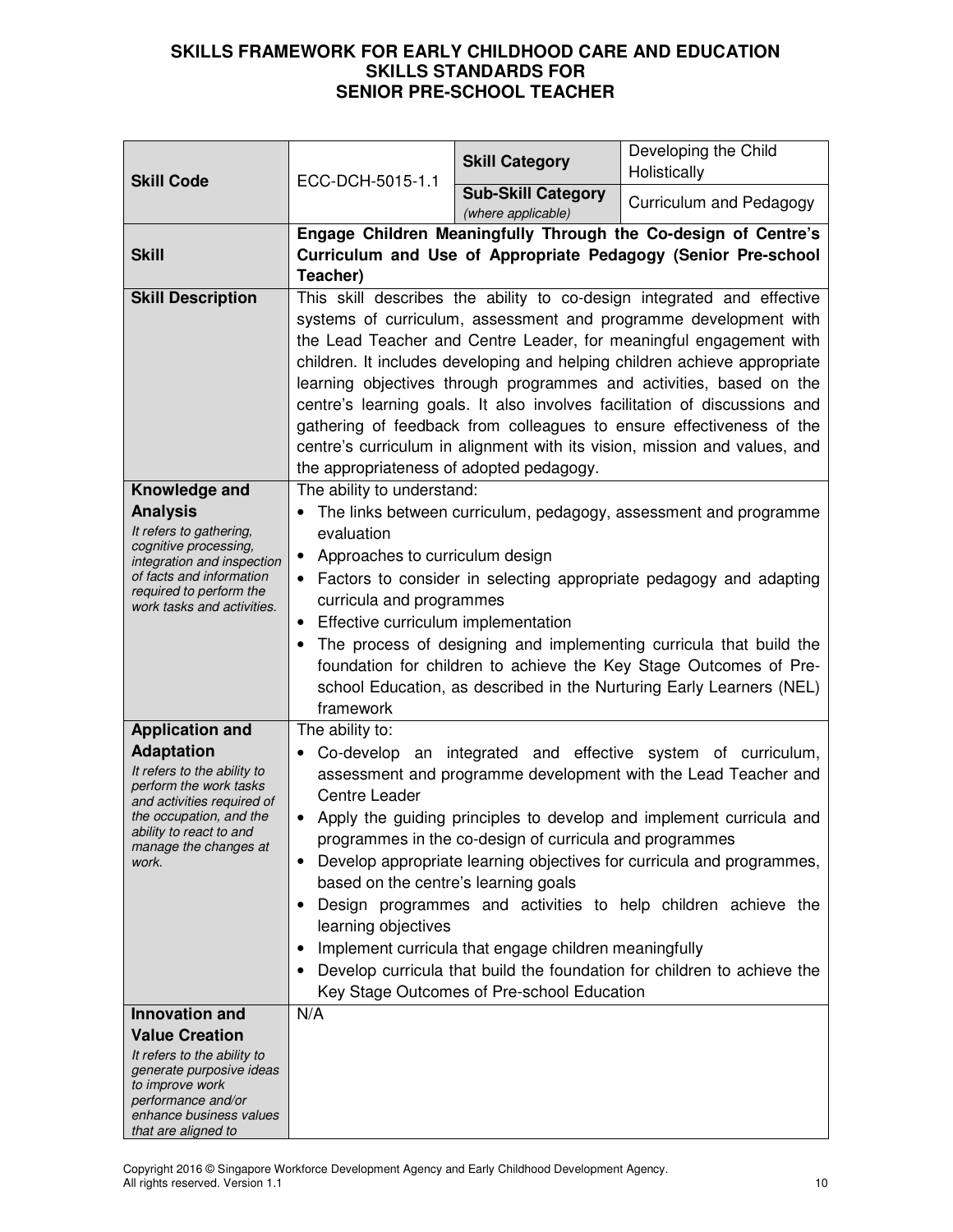# SKILLS FRAMEWORK FOR EARLY CHILDHOOD CARE AND EDUCATION
## SKILLS STANDARDS FOR
## SENIOR PRE-SCHOOL TEACHER

| **Skill Code** | ECC-DCH-5015-1.1 | **Skill Category** | Developing the Child Holistically |
|---|---|---|---|
| | | **Sub-Skill Category** *(where applicable)* | Curriculum and Pedagogy |
| **Skill** | **Engage Children Meaningfully Through the Co-design of Centre's Curriculum and Use of Appropriate Pedagogy (Senior Pre-school Teacher)** | | |
| **Skill Description** | This skill describes the ability to co-design integrated and effective systems of curriculum, assessment and programme development with the Lead Teacher and Centre Leader, for meaningful engagement with children. It includes developing and helping children achieve appropriate learning objectives through programmes and activities, based on the centre's learning goals. It also involves facilitation of discussions and gathering of feedback from colleagues to ensure effectiveness of the centre's curriculum in alignment with its vision, mission and values, and the appropriateness of adopted pedagogy. | | |
| **Knowledge and Analysis** *It refers to gathering, cognitive processing, integration and inspection of facts and information required to perform the work tasks and activities.* | The ability to understand:<br>• The links between curriculum, pedagogy, assessment and programme evaluation<br>• Approaches to curriculum design<br>• Factors to consider in selecting appropriate pedagogy and adapting curricula and programmes<br>• Effective curriculum implementation<br>• The process of designing and implementing curricula that build the foundation for children to achieve the Key Stage Outcomes of Pre-school Education, as described in the Nurturing Early Learners (NEL) framework | | |
| **Application and Adaptation** *It refers to the ability to perform the work tasks and activities required of the occupation, and the ability to react to and manage the changes at work.* | The ability to:<br>• Co-develop an integrated and effective system of curriculum, assessment and programme development with the Lead Teacher and Centre Leader<br>• Apply the guiding principles to develop and implement curricula and programmes in the co-design of curricula and programmes<br>• Develop appropriate learning objectives for curricula and programmes, based on the centre's learning goals<br>• Design programmes and activities to help children achieve the learning objectives<br>• Implement curricula that engage children meaningfully<br>• Develop curricula that build the foundation for children to achieve the Key Stage Outcomes of Pre-school Education | | |
| **Innovation and Value Creation** *It refers to the ability to generate purposive ideas to improve work performance and/or enhance business values that are aligned to* | N/A | | |

Copyright 2016 © Singapore Workforce Development Agency and Early Childhood Development Agency. All rights reserved. Version 1.1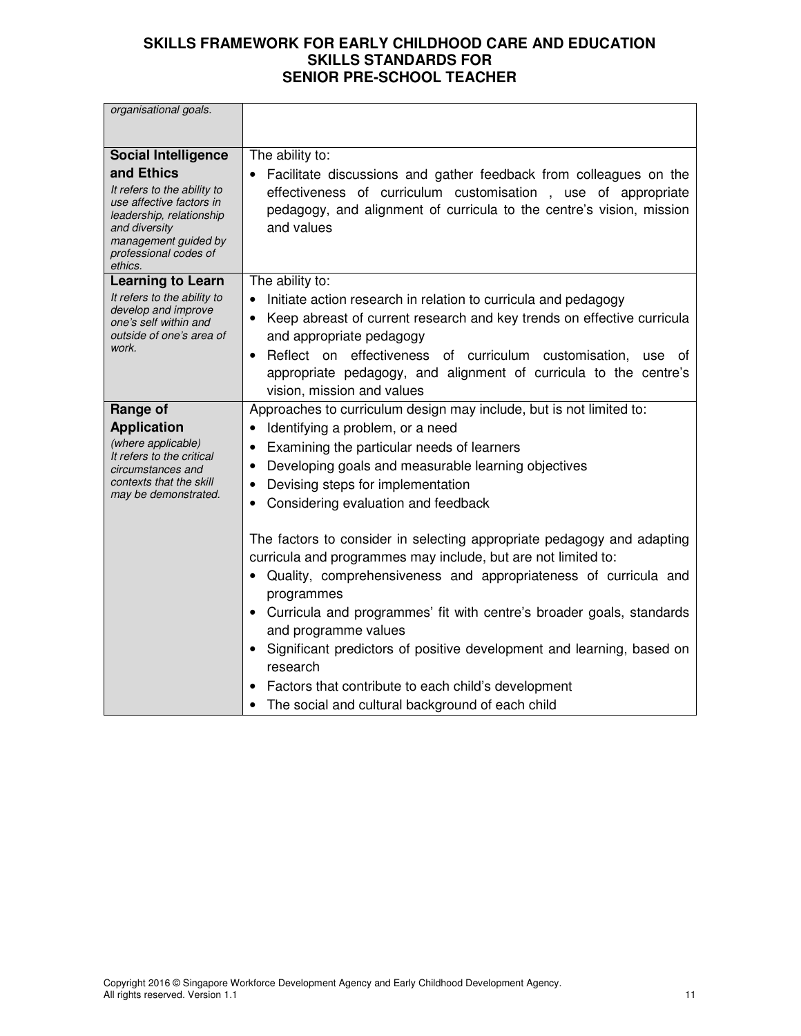| | |
|---|---|
| *organisational goals.* | |
| **Social Intelligence and Ethics**<br>*It refers to the ability to use affective factors in leadership, relationship and diversity management guided by professional codes of ethics.* | The ability to:<br>• Facilitate discussions and gather feedback from colleagues on the effectiveness of curriculum customisation , use of appropriate pedagogy, and alignment of curricula to the centre's vision, mission and values |
| **Learning to Learn**<br>*It refers to the ability to develop and improve one's self within and outside of one's area of work.* | The ability to:<br>• Initiate action research in relation to curricula and pedagogy<br>• Keep abreast of current research and key trends on effective curricula and appropriate pedagogy<br>• Reflect on effectiveness of curriculum customisation, use of appropriate pedagogy, and alignment of curricula to the centre's vision, mission and values |
| **Range of Application**<br>*(where applicable)*<br>*It refers to the critical circumstances and contexts that the skill may be demonstrated.* | Approaches to curriculum design may include, but is not limited to:<br>• Identifying a problem, or a need<br>• Examining the particular needs of learners<br>• Developing goals and measurable learning objectives<br>• Devising steps for implementation<br>• Considering evaluation and feedback<br><br>The factors to consider in selecting appropriate pedagogy and adapting curricula and programmes may include, but are not limited to:<br>• Quality, comprehensiveness and appropriateness of curricula and programmes<br>• Curricula and programmes' fit with centre's broader goals, standards and programme values<br>• Significant predictors of positive development and learning, based on research<br>• Factors that contribute to each child's development<br>• The social and cultural background of each child |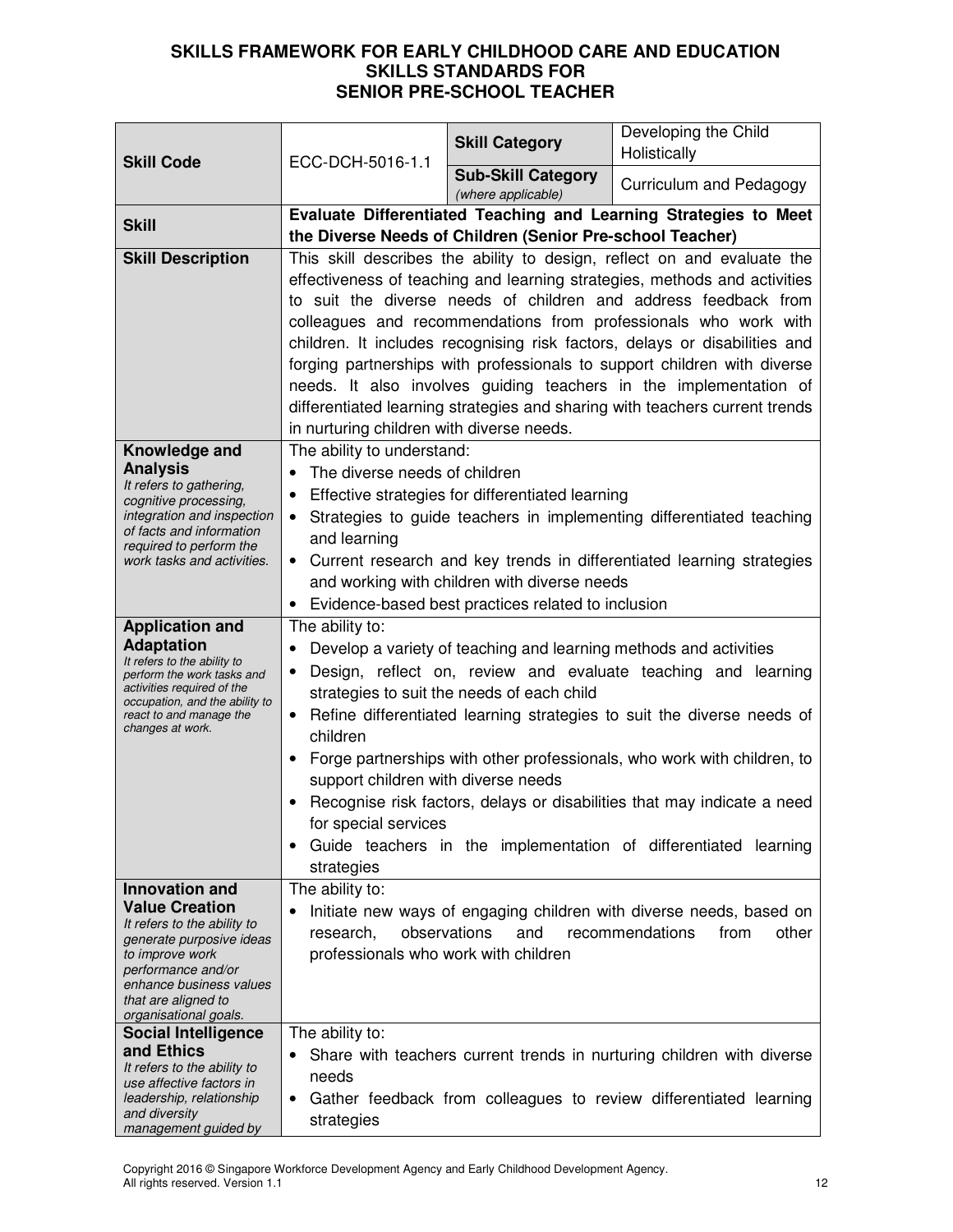**SKILLS FRAMEWORK FOR EARLY CHILDHOOD CARE AND EDUCATION**
**SKILLS STANDARDS FOR**
**SENIOR PRE-SCHOOL TEACHER**

| **Skill Code** | ECC-DCH-5016-1.1 | **Skill Category** | Developing the Child Holistically |
|---|---|---|---|
| | | **Sub-Skill Category** *(where applicable)* | Curriculum and Pedagogy |
| **Skill** | **Evaluate Differentiated Teaching and Learning Strategies to Meet the Diverse Needs of Children (Senior Pre-school Teacher)** | | |
| **Skill Description** | This skill describes the ability to design, reflect on and evaluate the effectiveness of teaching and learning strategies, methods and activities to suit the diverse needs of children and address feedback from colleagues and recommendations from professionals who work with children. It includes recognising risk factors, delays or disabilities and forging partnerships with professionals to support children with diverse needs. It also involves guiding teachers in the implementation of differentiated learning strategies and sharing with teachers current trends in nurturing children with diverse needs. | | |
| **Knowledge and Analysis** *It refers to gathering, cognitive processing, integration and inspection of facts and information required to perform the work tasks and activities.* | The ability to understand:<br>• The diverse needs of children<br>• Effective strategies for differentiated learning<br>• Strategies to guide teachers in implementing differentiated teaching and learning<br>• Current research and key trends in differentiated learning strategies and working with children with diverse needs<br>• Evidence-based best practices related to inclusion | | |
| **Application and Adaptation** *It refers to the ability to perform the work tasks and activities required of the occupation, and the ability to react to and manage the changes at work.* | The ability to:<br>• Develop a variety of teaching and learning methods and activities<br>• Design, reflect on, review and evaluate teaching and learning strategies to suit the needs of each child<br>• Refine differentiated learning strategies to suit the diverse needs of children<br>• Forge partnerships with other professionals, who work with children, to support children with diverse needs<br>• Recognise risk factors, delays or disabilities that may indicate a need for special services<br>• Guide teachers in the implementation of differentiated learning strategies | | |
| **Innovation and Value Creation** *It refers to the ability to generate purposive ideas to improve work performance and/or enhance business values that are aligned to organisational goals.* | The ability to:<br>• Initiate new ways of engaging children with diverse needs, based on research, observations and recommendations from other professionals who work with children | | |
| **Social Intelligence and Ethics** *It refers to the ability to use affective factors in leadership, relationship and diversity management guided by* | The ability to:<br>• Share with teachers current trends in nurturing children with diverse needs<br>• Gather feedback from colleagues to review differentiated learning strategies | | |

Copyright 2016 © Singapore Workforce Development Agency and Early Childhood Development Agency.
All rights reserved. Version 1.1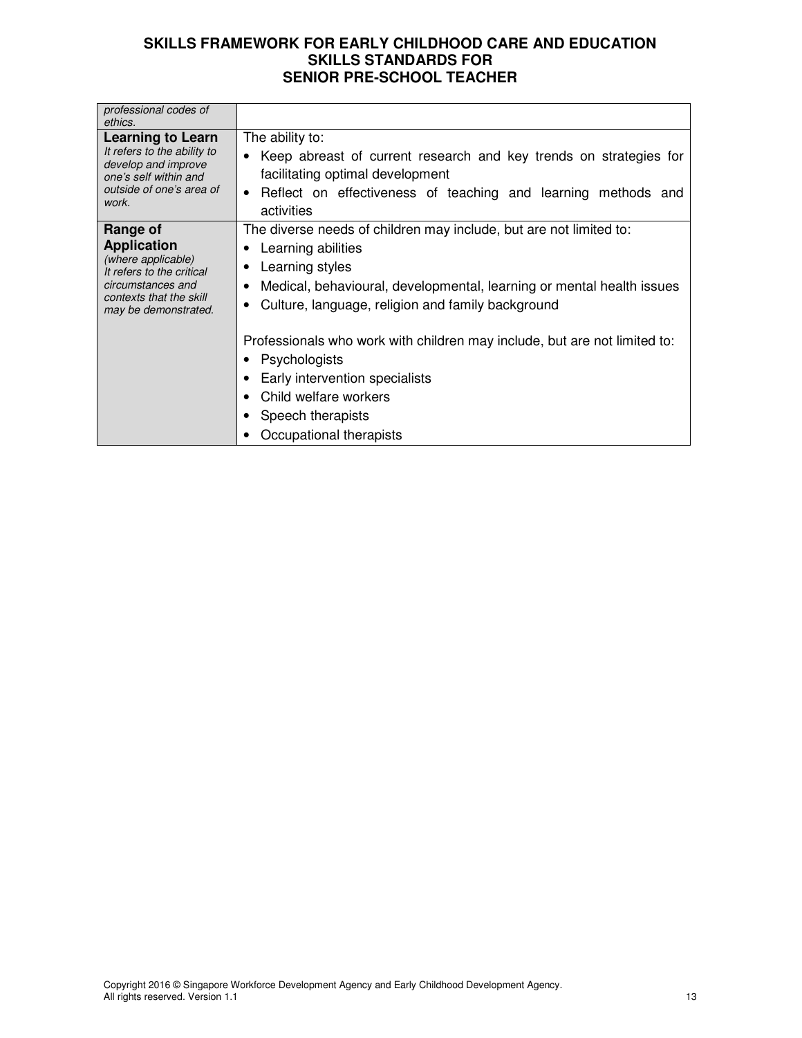| | |
|---|---|
| *professional codes of ethics.* | |
| **Learning to Learn** *It refers to the ability to develop and improve one's self within and outside of one's area of work.* | The ability to: <br>• Keep abreast of current research and key trends on strategies for facilitating optimal development <br>• Reflect on effectiveness of teaching and learning methods and activities |
| **Range of Application** *(where applicable)* *It refers to the critical circumstances and contexts that the skill may be demonstrated.* | The diverse needs of children may include, but are not limited to: <br>• Learning abilities <br>• Learning styles <br>• Medical, behavioural, developmental, learning or mental health issues <br>• Culture, language, religion and family background <br><br>Professionals who work with children may include, but are not limited to: <br>• Psychologists <br>• Early intervention specialists <br>• Child welfare workers <br>• Speech therapists <br>• Occupational therapists |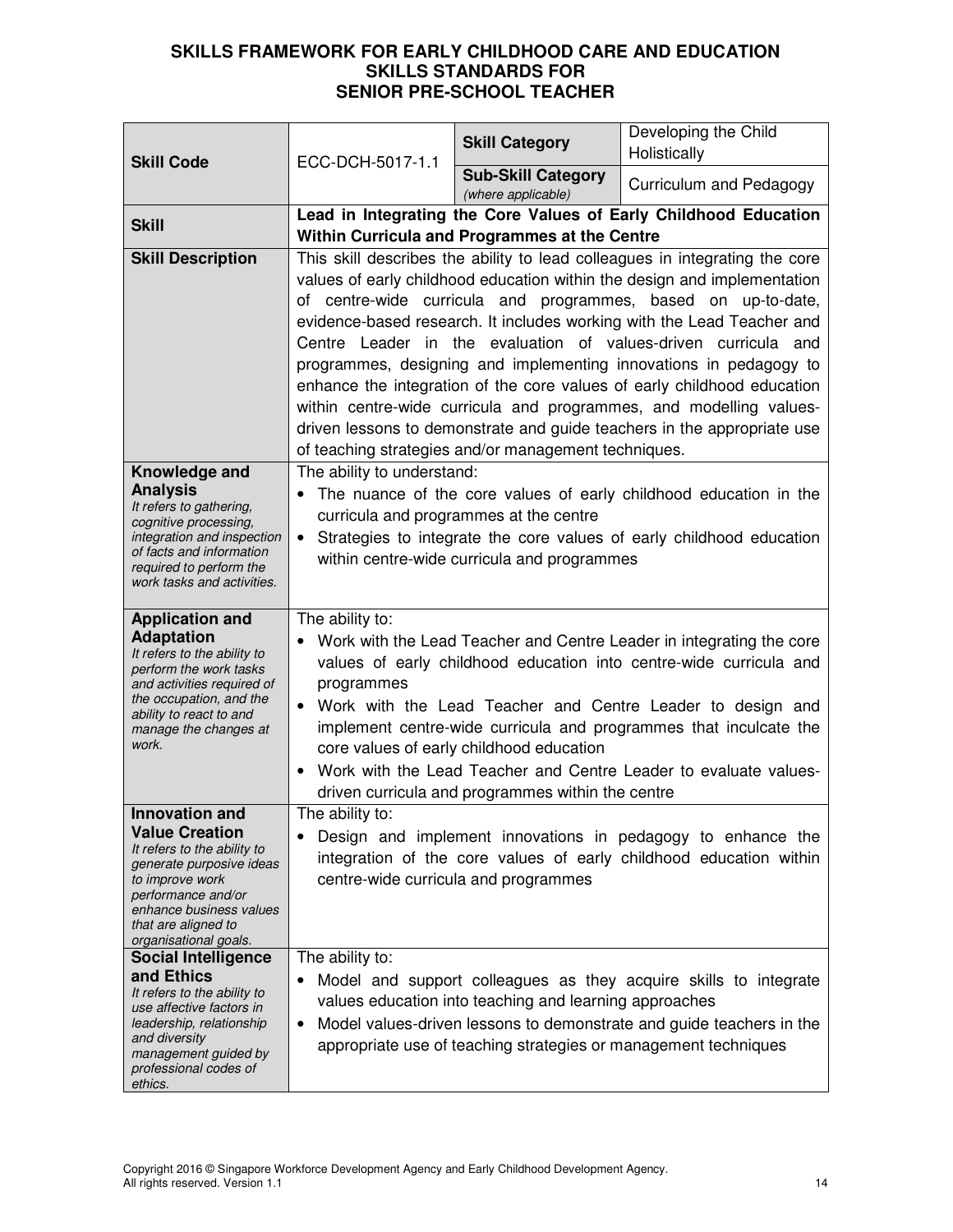# SKILLS FRAMEWORK FOR EARLY CHILDHOOD CARE AND EDUCATION
## SKILLS STANDARDS FOR
## SENIOR PRE-SCHOOL TEACHER

| **Skill Code** | ECC-DCH-5017-1.1 | **Skill Category** | Developing the Child Holistically |
|---|---|---|---|
| | | **Sub-Skill Category** *(where applicable)* | Curriculum and Pedagogy |
| **Skill** | **Lead in Integrating the Core Values of Early Childhood Education Within Curricula and Programmes at the Centre** | | |
| **Skill Description** | This skill describes the ability to lead colleagues in integrating the core values of early childhood education within the design and implementation of centre-wide curricula and programmes, based on up-to-date, evidence-based research. It includes working with the Lead Teacher and Centre Leader in the evaluation of values-driven curricula and programmes, designing and implementing innovations in pedagogy to enhance the integration of the core values of early childhood education within centre-wide curricula and programmes, and modelling values-driven lessons to demonstrate and guide teachers in the appropriate use of teaching strategies and/or management techniques. | | |
| **Knowledge and Analysis** *It refers to gathering, cognitive processing, integration and inspection of facts and information required to perform the work tasks and activities.* | The ability to understand: <br>• The nuance of the core values of early childhood education in the curricula and programmes at the centre <br>• Strategies to integrate the core values of early childhood education within centre-wide curricula and programmes | | |
| **Application and Adaptation** *It refers to the ability to perform the work tasks and activities required of the occupation, and the ability to react to and manage the changes at work.* | The ability to: <br>• Work with the Lead Teacher and Centre Leader in integrating the core values of early childhood education into centre-wide curricula and programmes <br>• Work with the Lead Teacher and Centre Leader to design and implement centre-wide curricula and programmes that inculcate the core values of early childhood education <br>• Work with the Lead Teacher and Centre Leader to evaluate values-driven curricula and programmes within the centre | | |
| **Innovation and Value Creation** *It refers to the ability to generate purposive ideas to improve work performance and/or enhance business values that are aligned to organisational goals.* | The ability to: <br>• Design and implement innovations in pedagogy to enhance the integration of the core values of early childhood education within centre-wide curricula and programmes | | |
| **Social Intelligence and Ethics** *It refers to the ability to use affective factors in leadership, relationship and diversity management guided by professional codes of ethics.* | The ability to: <br>• Model and support colleagues as they acquire skills to integrate values education into teaching and learning approaches <br>• Model values-driven lessons to demonstrate and guide teachers in the appropriate use of teaching strategies or management techniques | | |

Copyright 2016 © Singapore Workforce Development Agency and Early Childhood Development Agency. All rights reserved. Version 1.1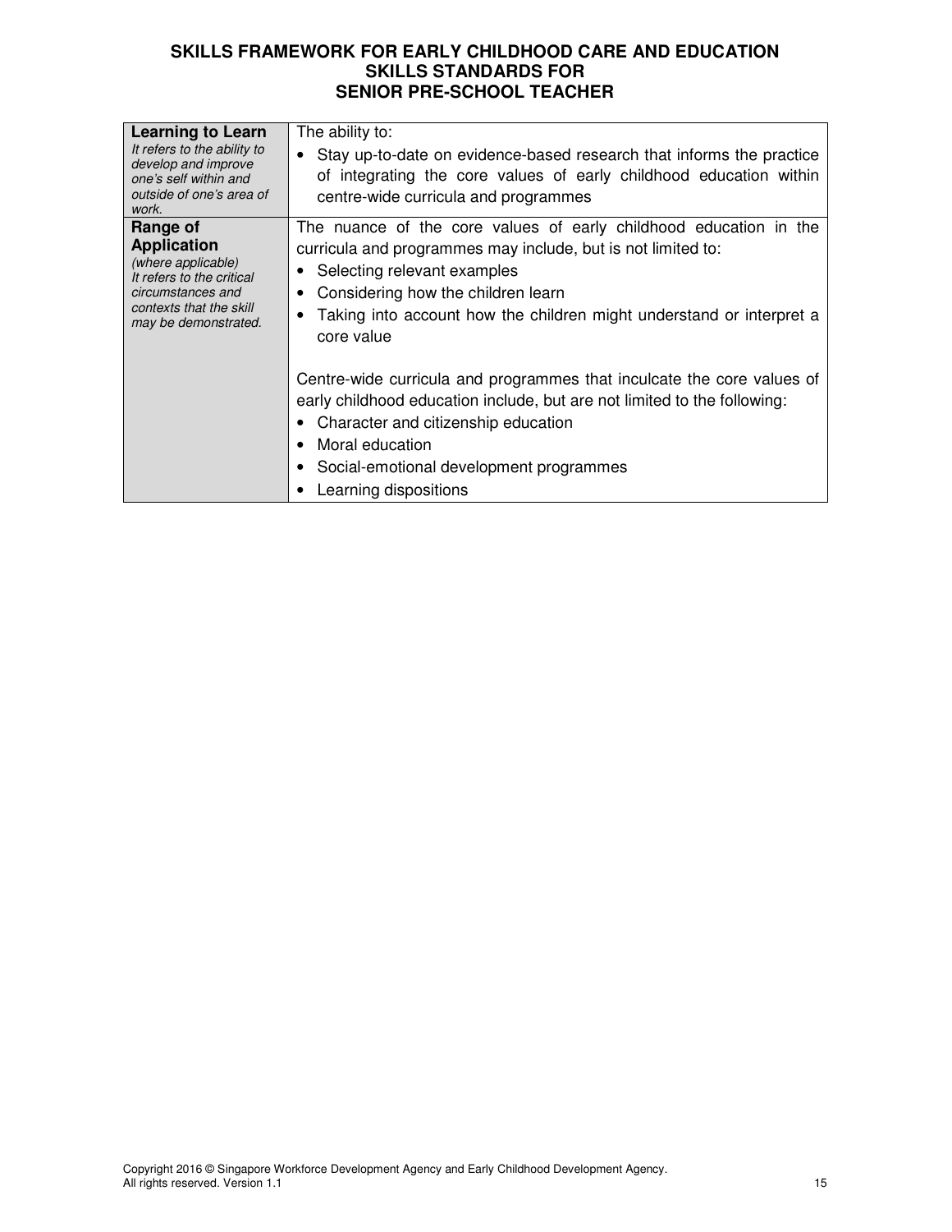# SKILLS FRAMEWORK FOR EARLY CHILDHOOD CARE AND EDUCATION
## SKILLS STANDARDS FOR
## SENIOR PRE-SCHOOL TEACHER

| | |
|---|---|
| **Learning to Learn**<br>*It refers to the ability to develop and improve one's self within and outside of one's area of work.* | The ability to:<br>• Stay up-to-date on evidence-based research that informs the practice of integrating the core values of early childhood education within centre-wide curricula and programmes |
| **Range of Application**<br>*(where applicable)*<br>*It refers to the critical circumstances and contexts that the skill may be demonstrated.* | The nuance of the core values of early childhood education in the curricula and programmes may include, but is not limited to:<br>• Selecting relevant examples<br>• Considering how the children learn<br>• Taking into account how the children might understand or interpret a core value<br><br>Centre-wide curricula and programmes that inculcate the core values of early childhood education include, but are not limited to the following:<br>• Character and citizenship education<br>• Moral education<br>• Social-emotional development programmes<br>• Learning dispositions |

Copyright 2016 © Singapore Workforce Development Agency and Early Childhood Development Agency.
All rights reserved. Version 1.1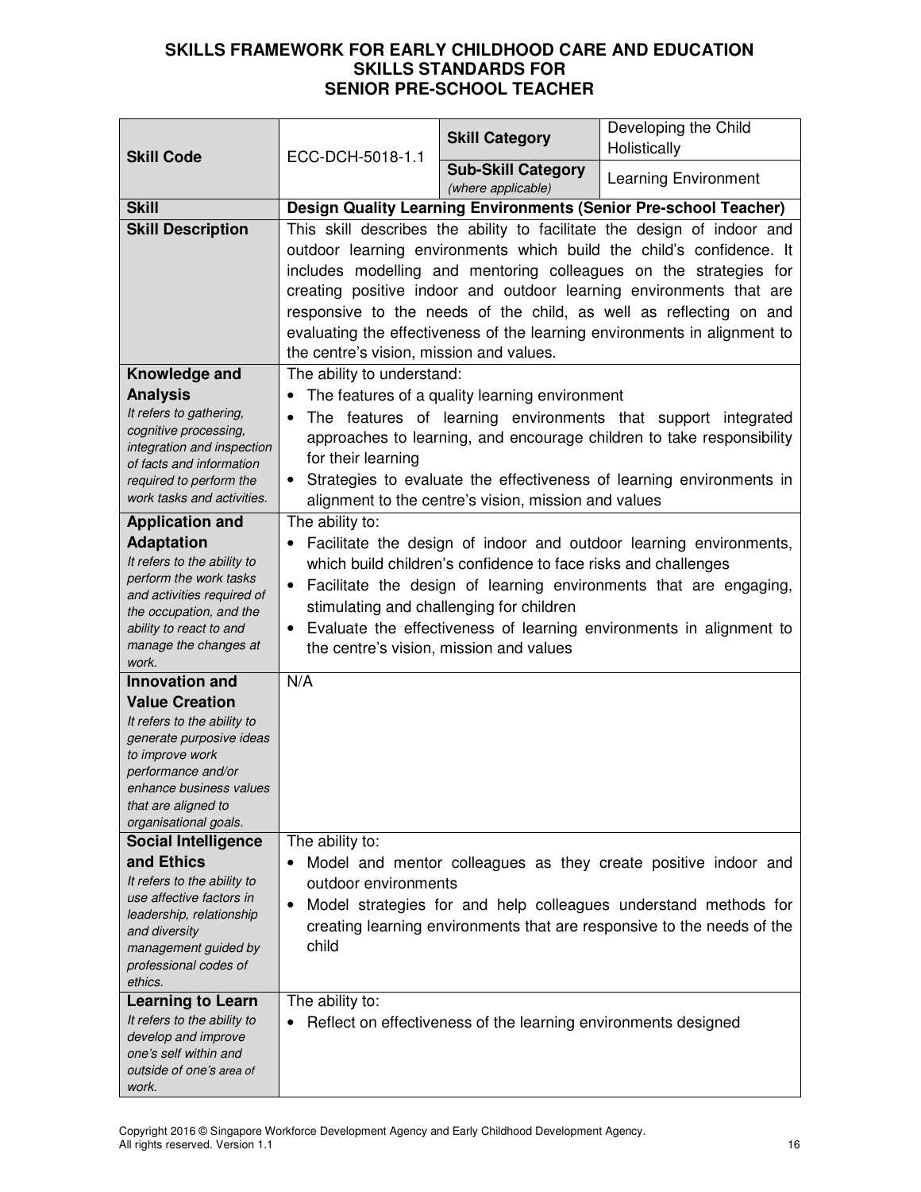# SKILLS FRAMEWORK FOR EARLY CHILDHOOD CARE AND EDUCATION
## SKILLS STANDARDS FOR
## SENIOR PRE-SCHOOL TEACHER

| | | | |
|---|---|---|---|
| **Skill Code** | ECC-DCH-5018-1.1 | **Skill Category** | Developing the Child Holistically |
| | | **Sub-Skill Category** *(where applicable)* | Learning Environment |
| **Skill** | **Design Quality Learning Environments (Senior Pre-school Teacher)** | | |
| **Skill Description** | This skill describes the ability to facilitate the design of indoor and outdoor learning environments which build the child's confidence. It includes modelling and mentoring colleagues on the strategies for creating positive indoor and outdoor learning environments that are responsive to the needs of the child, as well as reflecting on and evaluating the effectiveness of the learning environments in alignment to the centre's vision, mission and values. | | |
| **Knowledge and Analysis** *It refers to gathering, cognitive processing, integration and inspection of facts and information required to perform the work tasks and activities.* | The ability to understand:<br>• The features of a quality learning environment<br>• The features of learning environments that support integrated approaches to learning, and encourage children to take responsibility for their learning<br>• Strategies to evaluate the effectiveness of learning environments in alignment to the centre's vision, mission and values | | |
| **Application and Adaptation** *It refers to the ability to perform the work tasks and activities required of the occupation, and the ability to react to and manage the changes at work.* | The ability to:<br>• Facilitate the design of indoor and outdoor learning environments, which build children's confidence to face risks and challenges<br>• Facilitate the design of learning environments that are engaging, stimulating and challenging for children<br>• Evaluate the effectiveness of learning environments in alignment to the centre's vision, mission and values | | |
| **Innovation and Value Creation** *It refers to the ability to generate purposive ideas to improve work performance and/or enhance business values that are aligned to organisational goals.* | N/A | | |
| **Social Intelligence and Ethics** *It refers to the ability to use affective factors in leadership, relationship and diversity management guided by professional codes of ethics.* | The ability to:<br>• Model and mentor colleagues as they create positive indoor and outdoor environments<br>• Model strategies for and help colleagues understand methods for creating learning environments that are responsive to the needs of the child | | |
| **Learning to Learn** *It refers to the ability to develop and improve one's self within and outside of one's area of work.* | The ability to:<br>• Reflect on effectiveness of the learning environments designed | | |

Copyright 2016 © Singapore Workforce Development Agency and Early Childhood Development Agency. All rights reserved. Version 1.1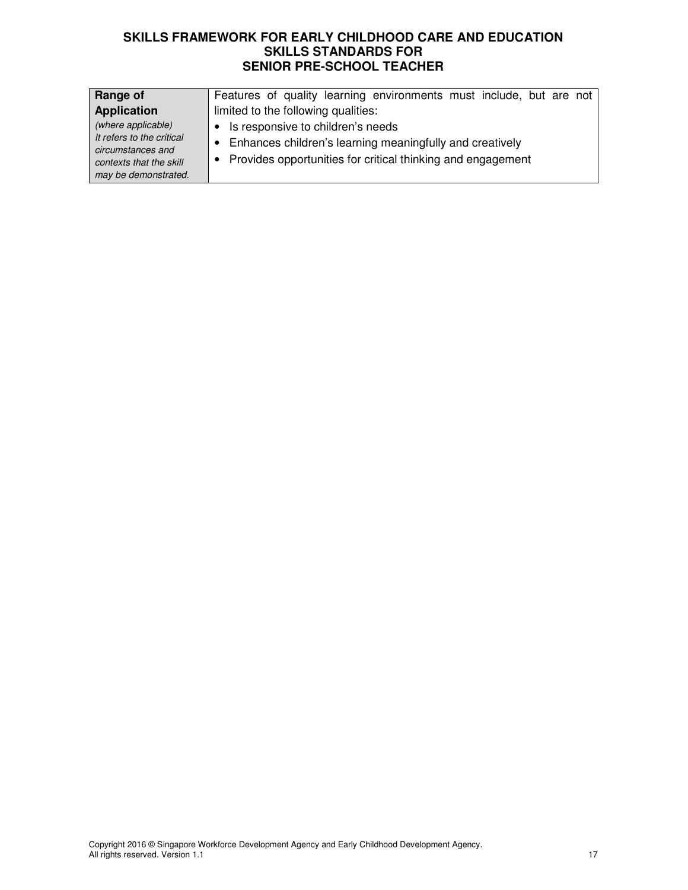| **Range of Application** *(where applicable) It refers to the critical circumstances and contexts that the skill may be demonstrated.* | Features of quality learning environments must include, but are not limited to the following qualities:<br>• Is responsive to children's needs<br>• Enhances children's learning meaningfully and creatively<br>• Provides opportunities for critical thinking and engagement |
|---|---|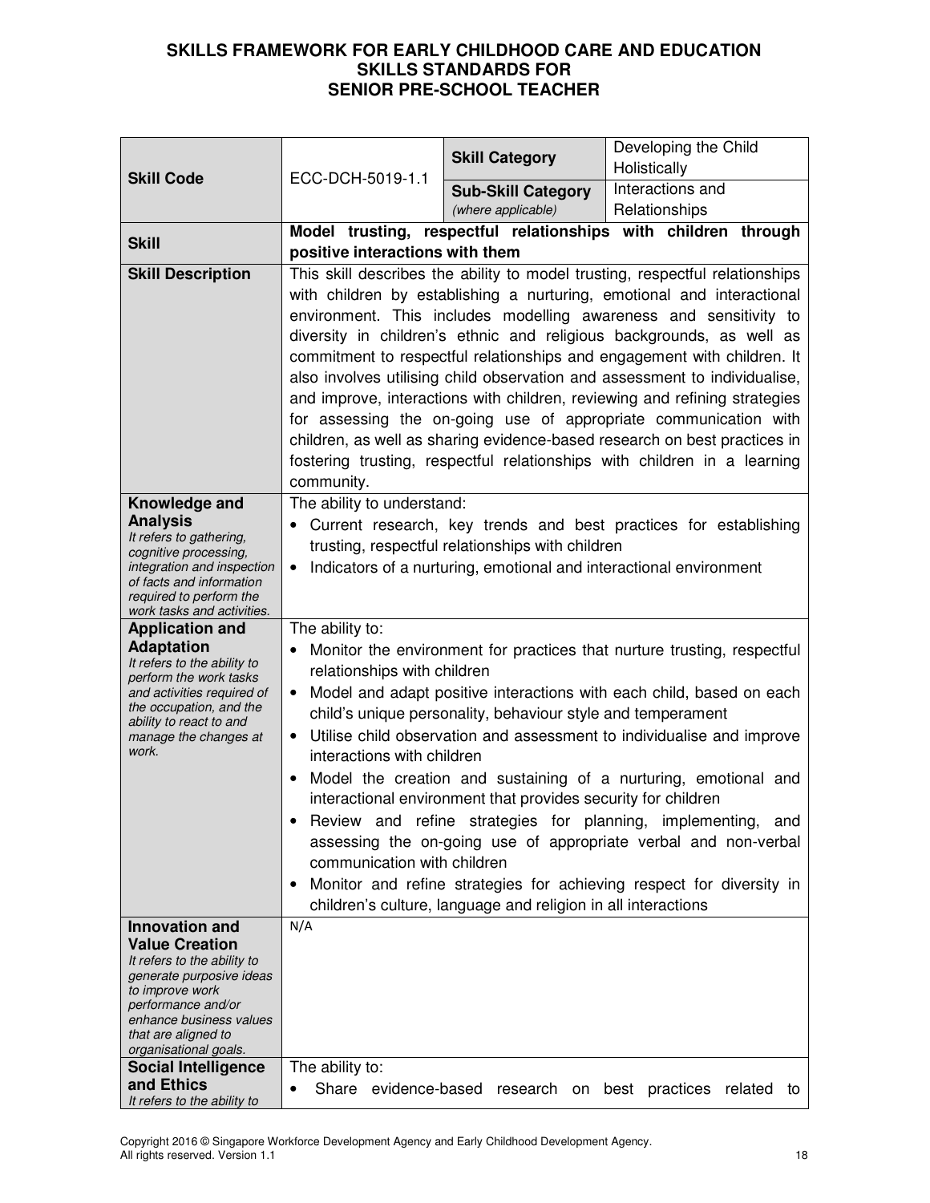**SKILLS FRAMEWORK FOR EARLY CHILDHOOD CARE AND EDUCATION**
**SKILLS STANDARDS FOR**
**SENIOR PRE-SCHOOL TEACHER**

| | | | |
|---|---|---|---|
| **Skill Code** | ECC-DCH-5019-1.1 | **Skill Category** | Developing the Child Holistically |
| | | **Sub-Skill Category** *(where applicable)* | Interactions and Relationships |
| **Skill** | **Model trusting, respectful relationships with children through positive interactions with them** | | |
| **Skill Description** | This skill describes the ability to model trusting, respectful relationships with children by establishing a nurturing, emotional and interactional environment. This includes modelling awareness and sensitivity to diversity in children's ethnic and religious backgrounds, as well as commitment to respectful relationships and engagement with children. It also involves utilising child observation and assessment to individualise, and improve, interactions with children, reviewing and refining strategies for assessing the on-going use of appropriate communication with children, as well as sharing evidence-based research on best practices in fostering trusting, respectful relationships with children in a learning community. | | |
| **Knowledge and Analysis** *It refers to gathering, cognitive processing, integration and inspection of facts and information required to perform the work tasks and activities.* | The ability to understand:<br>• Current research, key trends and best practices for establishing trusting, respectful relationships with children<br>• Indicators of a nurturing, emotional and interactional environment | | |
| **Application and Adaptation** *It refers to the ability to perform the work tasks and activities required of the occupation, and the ability to react to and manage the changes at work.* | The ability to:<br>• Monitor the environment for practices that nurture trusting, respectful relationships with children<br>• Model and adapt positive interactions with each child, based on each child's unique personality, behaviour style and temperament<br>• Utilise child observation and assessment to individualise and improve interactions with children<br>• Model the creation and sustaining of a nurturing, emotional and interactional environment that provides security for children<br>• Review and refine strategies for planning, implementing, and assessing the on-going use of appropriate verbal and non-verbal communication with children<br>• Monitor and refine strategies for achieving respect for diversity in children's culture, language and religion in all interactions | | |
| **Innovation and Value Creation** *It refers to the ability to generate purposive ideas to improve work performance and/or enhance business values that are aligned to organisational goals.* | N/A | | |
| **Social Intelligence and Ethics** *It refers to the ability to* | The ability to:<br>• Share evidence-based research on best practices related to | | |

Copyright 2016 © Singapore Workforce Development Agency and Early Childhood Development Agency. All rights reserved. Version 1.1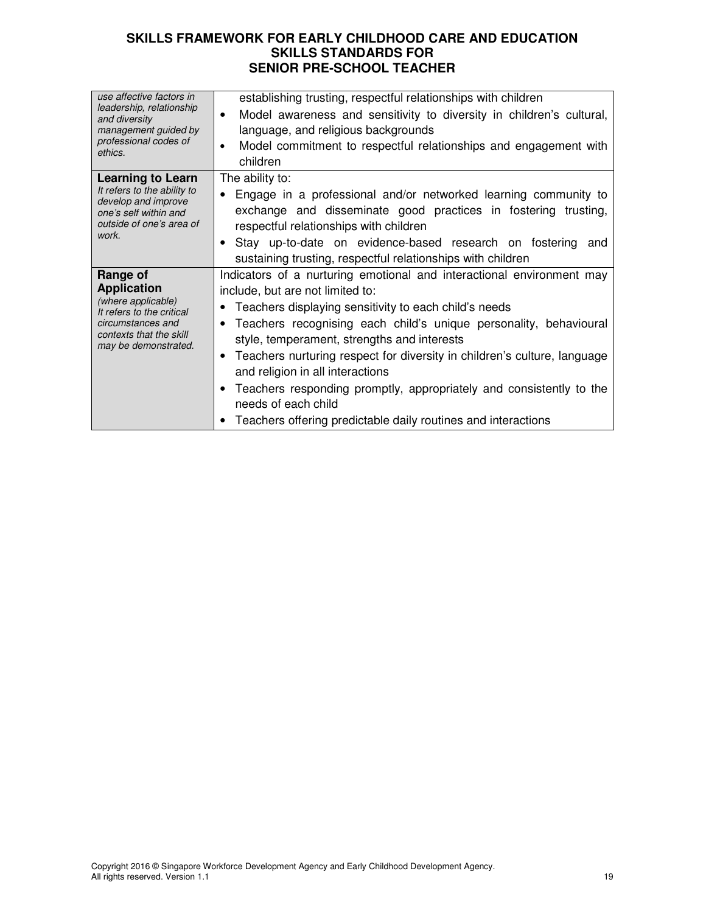| | |
|---|---|
| *use affective factors in leadership, relationship and diversity management guided by professional codes of ethics.* | establishing trusting, respectful relationships with children<br>• Model awareness and sensitivity to diversity in children's cultural, language, and religious backgrounds<br>• Model commitment to respectful relationships and engagement with children |
| **Learning to Learn**<br>*It refers to the ability to develop and improve one's self within and outside of one's area of work.* | The ability to:<br>• Engage in a professional and/or networked learning community to exchange and disseminate good practices in fostering trusting, respectful relationships with children<br>• Stay up-to-date on evidence-based research on fostering and sustaining trusting, respectful relationships with children |
| **Range of Application**<br>*(where applicable)*<br>*It refers to the critical circumstances and contexts that the skill may be demonstrated.* | Indicators of a nurturing emotional and interactional environment may include, but are not limited to:<br>• Teachers displaying sensitivity to each child's needs<br>• Teachers recognising each child's unique personality, behavioural style, temperament, strengths and interests<br>• Teachers nurturing respect for diversity in children's culture, language and religion in all interactions<br>• Teachers responding promptly, appropriately and consistently to the needs of each child<br>• Teachers offering predictable daily routines and interactions |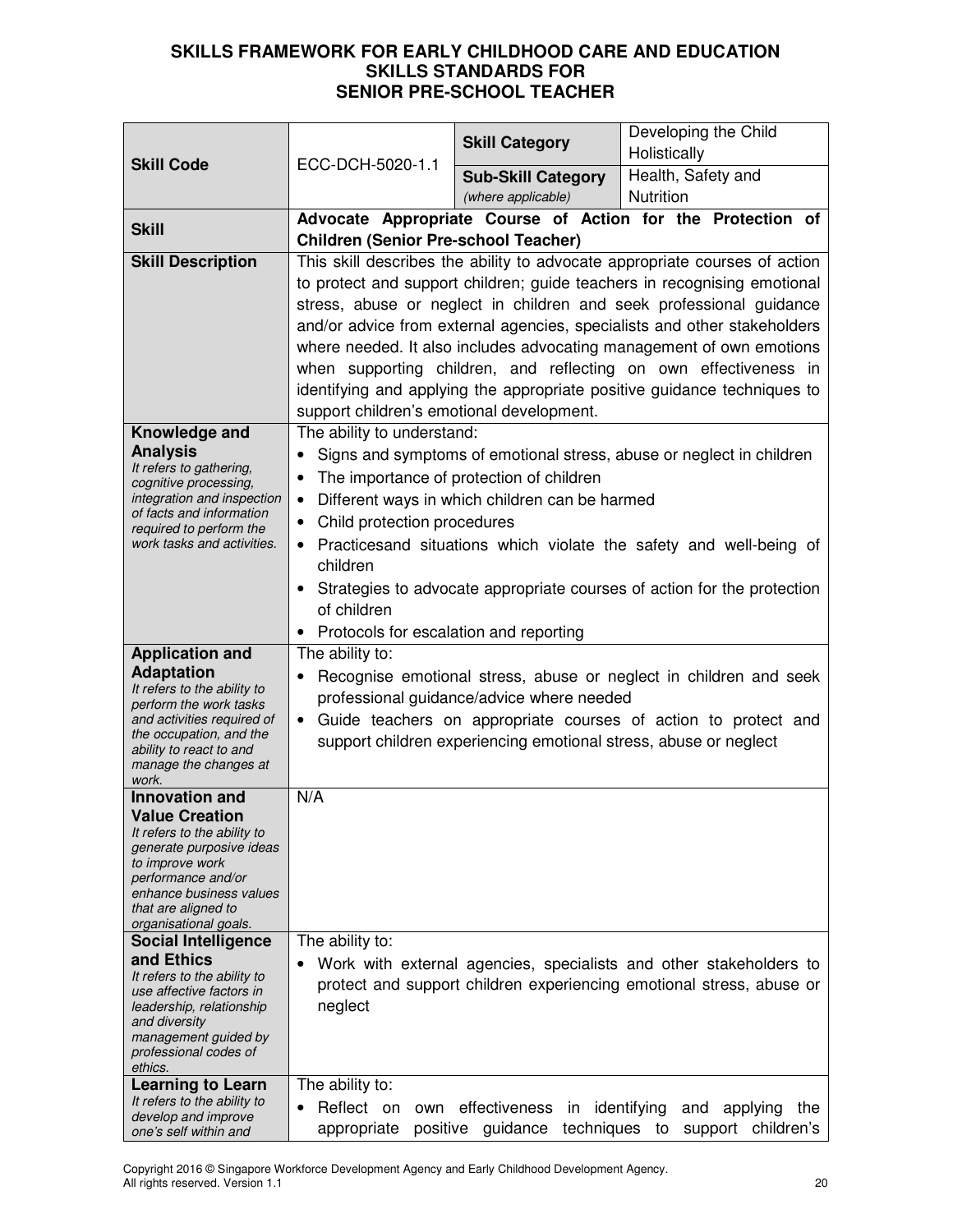**SKILLS FRAMEWORK FOR EARLY CHILDHOOD CARE AND EDUCATION**
**SKILLS STANDARDS FOR**
**SENIOR PRE-SCHOOL TEACHER**

| **Skill Code** | ECC-DCH-5020-1.1 | **Skill Category** | Developing the Child Holistically |
|---|---|---|---|
| | | **Sub-Skill Category** *(where applicable)* | Health, Safety and Nutrition |
| **Skill** | **Advocate Appropriate Course of Action for the Protection of Children (Senior Pre-school Teacher)** | | |
| **Skill Description** | This skill describes the ability to advocate appropriate courses of action to protect and support children; guide teachers in recognising emotional stress, abuse or neglect in children and seek professional guidance and/or advice from external agencies, specialists and other stakeholders where needed. It also includes advocating management of own emotions when supporting children, and reflecting on own effectiveness in identifying and applying the appropriate positive guidance techniques to support children's emotional development. | | |
| **Knowledge and Analysis** *It refers to gathering, cognitive processing, integration and inspection of facts and information required to perform the work tasks and activities.* | The ability to understand:<br>• Signs and symptoms of emotional stress, abuse or neglect in children<br>• The importance of protection of children<br>• Different ways in which children can be harmed<br>• Child protection procedures<br>• Practicesand situations which violate the safety and well-being of children<br>• Strategies to advocate appropriate courses of action for the protection of children<br>• Protocols for escalation and reporting | | |
| **Application and Adaptation** *It refers to the ability to perform the work tasks and activities required of the occupation, and the ability to react to and manage the changes at work.* | The ability to:<br>• Recognise emotional stress, abuse or neglect in children and seek professional guidance/advice where needed<br>• Guide teachers on appropriate courses of action to protect and support children experiencing emotional stress, abuse or neglect | | |
| **Innovation and Value Creation** *It refers to the ability to generate purposive ideas to improve work performance and/or enhance business values that are aligned to organisational goals.* | N/A | | |
| **Social Intelligence and Ethics** *It refers to the ability to use affective factors in leadership, relationship and diversity management guided by professional codes of ethics.* | The ability to:<br>• Work with external agencies, specialists and other stakeholders to protect and support children experiencing emotional stress, abuse or neglect | | |
| **Learning to Learn** *It refers to the ability to develop and improve one's self within and* | The ability to:<br>• Reflect on own effectiveness in identifying and applying the appropriate positive guidance techniques to support children's | | |

Copyright 2016 © Singapore Workforce Development Agency and Early Childhood Development Agency.
All rights reserved. Version 1.1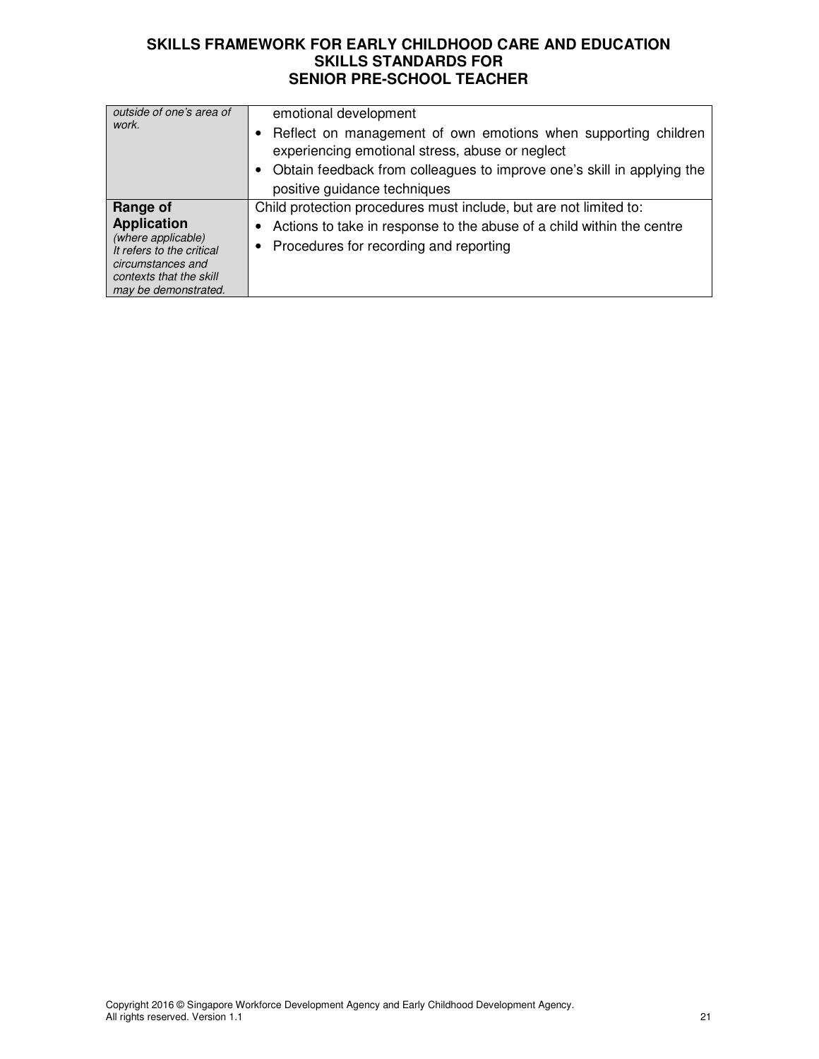| | |
|---|---|
| *outside of one's area of work.* | emotional development<br>• Reflect on management of own emotions when supporting children experiencing emotional stress, abuse or neglect<br>• Obtain feedback from colleagues to improve one's skill in applying the positive guidance techniques |
| **Range of Application**<br>*(where applicable)*<br>*It refers to the critical circumstances and contexts that the skill may be demonstrated.* | Child protection procedures must include, but are not limited to:<br>• Actions to take in response to the abuse of a child within the centre<br>• Procedures for recording and reporting |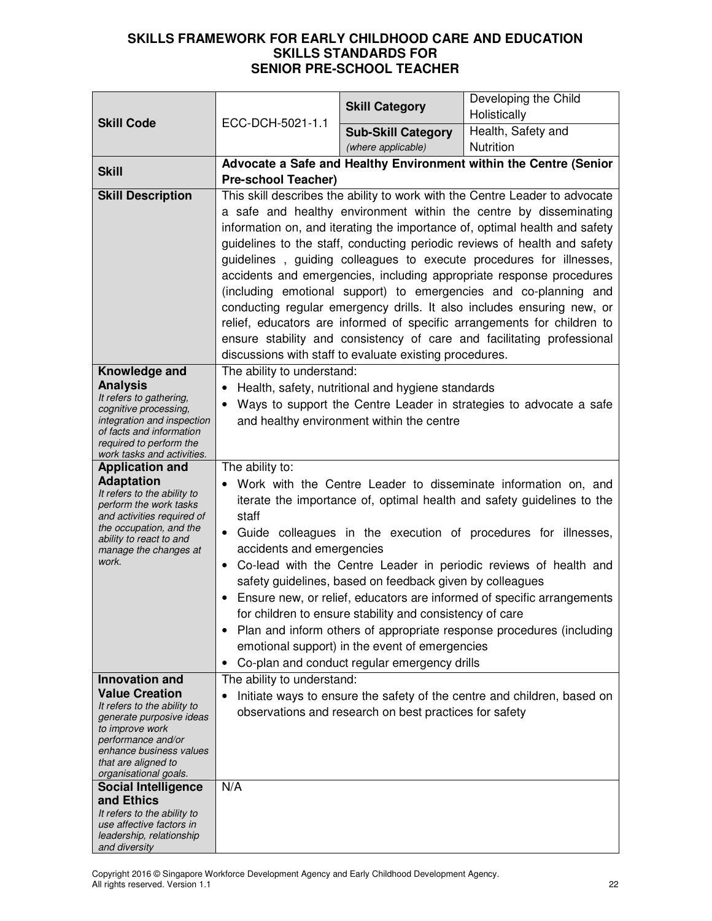# SKILLS FRAMEWORK FOR EARLY CHILDHOOD CARE AND EDUCATION
## SKILLS STANDARDS FOR
## SENIOR PRE-SCHOOL TEACHER

| | | | |
|---|---|---|---|
| **Skill Code** | ECC-DCH-5021-1.1 | **Skill Category** | Developing the Child Holistically |
| | | **Sub-Skill Category** *(where applicable)* | Health, Safety and Nutrition |
| **Skill** | **Advocate a Safe and Healthy Environment within the Centre (Senior Pre-school Teacher)** | | |
| **Skill Description** | This skill describes the ability to work with the Centre Leader to advocate a safe and healthy environment within the centre by disseminating information on, and iterating the importance of, optimal health and safety guidelines to the staff, conducting periodic reviews of health and safety guidelines , guiding colleagues to execute procedures for illnesses, accidents and emergencies, including appropriate response procedures (including emotional support) to emergencies and co-planning and conducting regular emergency drills. It also includes ensuring new, or relief, educators are informed of specific arrangements for children to ensure stability and consistency of care and facilitating professional discussions with staff to evaluate existing procedures. | | |
| **Knowledge and Analysis** *It refers to gathering, cognitive processing, integration and inspection of facts and information required to perform the work tasks and activities.* | The ability to understand:<br>• Health, safety, nutritional and hygiene standards<br>• Ways to support the Centre Leader in strategies to advocate a safe and healthy environment within the centre | | |
| **Application and Adaptation** *It refers to the ability to perform the work tasks and activities required of the occupation, and the ability to react to and manage the changes at work.* | The ability to:<br>• Work with the Centre Leader to disseminate information on, and iterate the importance of, optimal health and safety guidelines to the staff<br>• Guide colleagues in the execution of procedures for illnesses, accidents and emergencies<br>• Co-lead with the Centre Leader in periodic reviews of health and safety guidelines, based on feedback given by colleagues<br>• Ensure new, or relief, educators are informed of specific arrangements for children to ensure stability and consistency of care<br>• Plan and inform others of appropriate response procedures (including emotional support) in the event of emergencies<br>• Co-plan and conduct regular emergency drills | | |
| **Innovation and Value Creation** *It refers to the ability to generate purposive ideas to improve work performance and/or enhance business values that are aligned to organisational goals.* | The ability to understand:<br>• Initiate ways to ensure the safety of the centre and children, based on observations and research on best practices for safety | | |
| **Social Intelligence and Ethics** *It refers to the ability to use affective factors in leadership, relationship and diversity* | N/A | | |

Copyright 2016 © Singapore Workforce Development Agency and Early Childhood Development Agency. All rights reserved. Version 1.1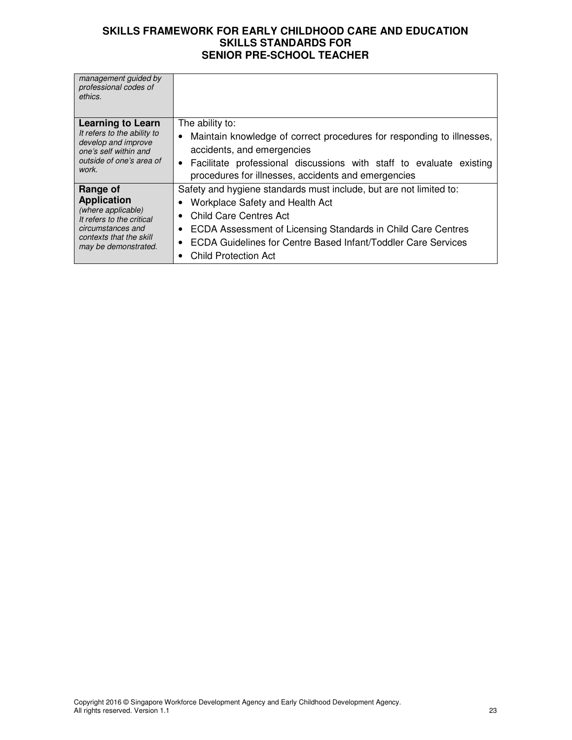| | |
|---|---|
| *management guided by professional codes of ethics.* | |
| **Learning to Learn** *It refers to the ability to develop and improve one's self within and outside of one's area of work.* | The ability to: <br>• Maintain knowledge of correct procedures for responding to illnesses, accidents, and emergencies <br>• Facilitate professional discussions with staff to evaluate existing procedures for illnesses, accidents and emergencies |
| **Range of Application** *(where applicable)* *It refers to the critical circumstances and contexts that the skill may be demonstrated.* | Safety and hygiene standards must include, but are not limited to: <br>• Workplace Safety and Health Act <br>• Child Care Centres Act <br>• ECDA Assessment of Licensing Standards in Child Care Centres <br>• ECDA Guidelines for Centre Based Infant/Toddler Care Services <br>• Child Protection Act |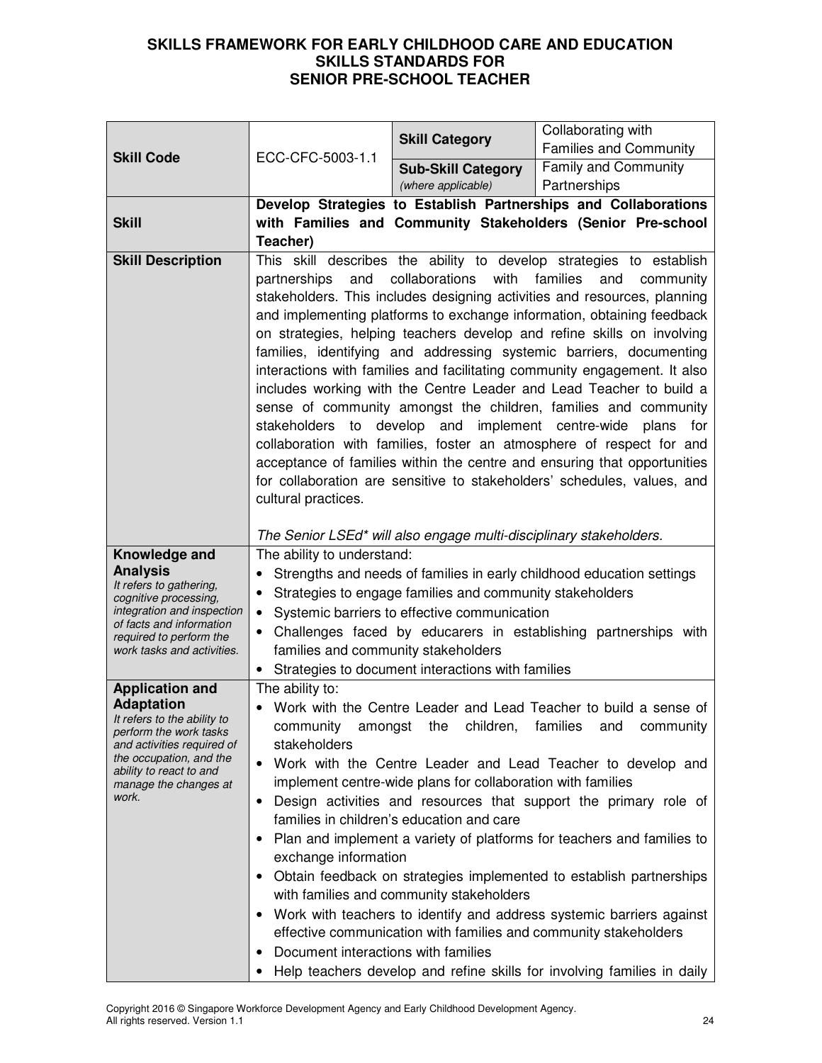# SKILLS FRAMEWORK FOR EARLY CHILDHOOD CARE AND EDUCATION
## SKILLS STANDARDS FOR SENIOR PRE-SCHOOL TEACHER

| **Skill Code** | ECC-CFC-5003-1.1 | **Skill Category** | Collaborating with Families and Community |
|---|---|---|---|
| | | **Sub-Skill Category** *(where applicable)* | Family and Community Partnerships |
| **Skill** | **Develop Strategies to Establish Partnerships and Collaborations with Families and Community Stakeholders (Senior Pre-school Teacher)** | | |
| **Skill Description** | This skill describes the ability to develop strategies to establish partnerships and collaborations with families and community stakeholders. This includes designing activities and resources, planning and implementing platforms to exchange information, obtaining feedback on strategies, helping teachers develop and refine skills on involving families, identifying and addressing systemic barriers, documenting interactions with families and facilitating community engagement. It also includes working with the Centre Leader and Lead Teacher to build a sense of community amongst the children, families and community stakeholders to develop and implement centre-wide plans for collaboration with families, foster an atmosphere of respect for and acceptance of families within the centre and ensuring that opportunities for collaboration are sensitive to stakeholders' schedules, values, and cultural practices.<br><br>*The Senior LSEd* will also engage multi-disciplinary stakeholders.* | | |
| **Knowledge and Analysis**<br>*It refers to gathering, cognitive processing, integration and inspection of facts and information required to perform the work tasks and activities.* | The ability to understand:<br>• Strengths and needs of families in early childhood education settings<br>• Strategies to engage families and community stakeholders<br>• Systemic barriers to effective communication<br>• Challenges faced by educarers in establishing partnerships with families and community stakeholders<br>• Strategies to document interactions with families | | |
| **Application and Adaptation**<br>*It refers to the ability to perform the work tasks and activities required of the occupation, and the ability to react to and manage the changes at work.* | The ability to:<br>• Work with the Centre Leader and Lead Teacher to build a sense of community amongst the children, families and community stakeholders<br>• Work with the Centre Leader and Lead Teacher to develop and implement centre-wide plans for collaboration with families<br>• Design activities and resources that support the primary role of families in children's education and care<br>• Plan and implement a variety of platforms for teachers and families to exchange information<br>• Obtain feedback on strategies implemented to establish partnerships with families and community stakeholders<br>• Work with teachers to identify and address systemic barriers against effective communication with families and community stakeholders<br>• Document interactions with families<br>• Help teachers develop and refine skills for involving families in daily | | |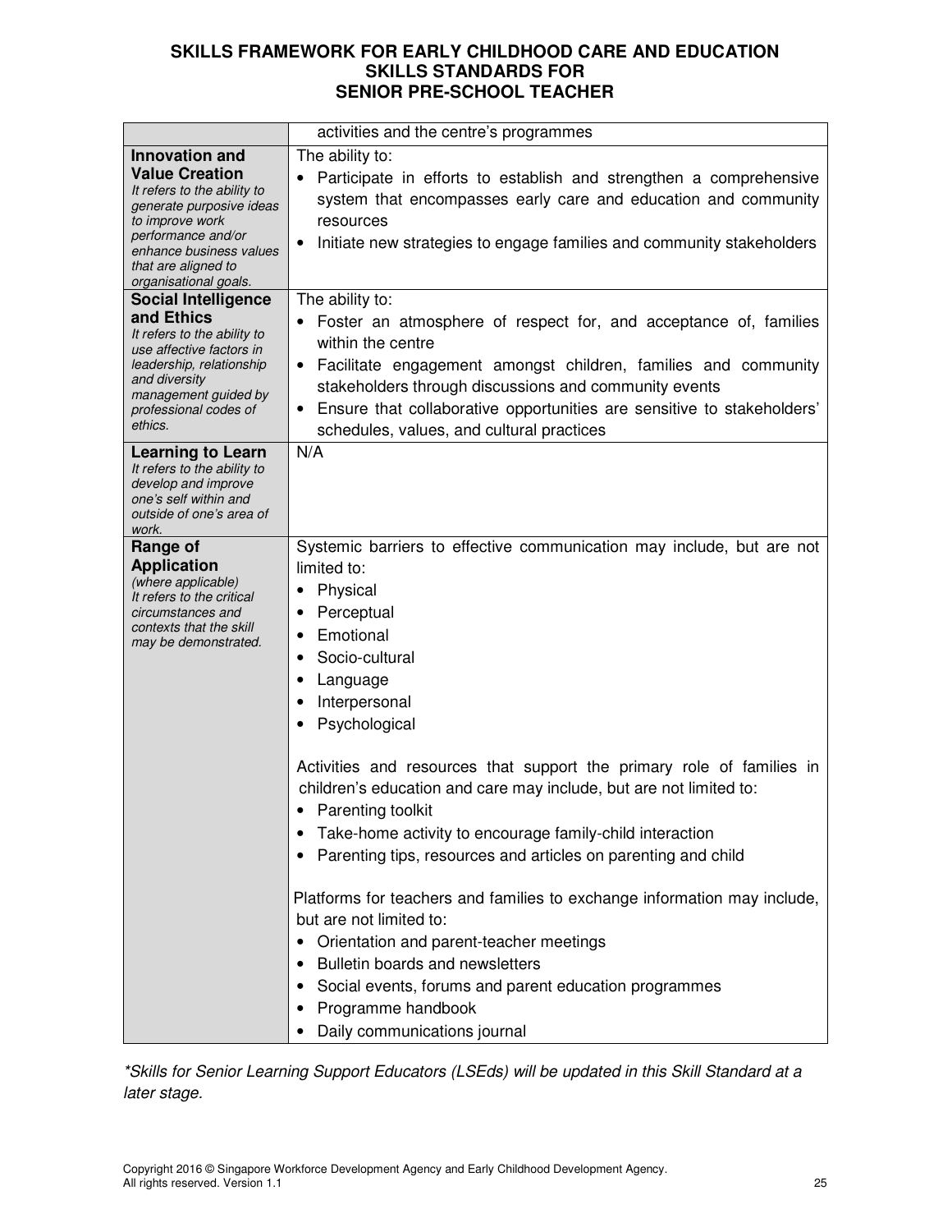# SKILLS FRAMEWORK FOR EARLY CHILDHOOD CARE AND EDUCATION
## SKILLS STANDARDS FOR
## SENIOR PRE-SCHOOL TEACHER

| | |
|---|---|
| | activities and the centre's programmes |
| **Innovation and Value Creation**<br>*It refers to the ability to generate purposive ideas to improve work performance and/or enhance business values that are aligned to organisational goals.* | The ability to:<br>• Participate in efforts to establish and strengthen a comprehensive system that encompasses early care and education and community resources<br>• Initiate new strategies to engage families and community stakeholders |
| **Social Intelligence and Ethics**<br>*It refers to the ability to use affective factors in leadership, relationship and diversity management guided by professional codes of ethics.* | The ability to:<br>• Foster an atmosphere of respect for, and acceptance of, families within the centre<br>• Facilitate engagement amongst children, families and community stakeholders through discussions and community events<br>• Ensure that collaborative opportunities are sensitive to stakeholders' schedules, values, and cultural practices |
| **Learning to Learn**<br>*It refers to the ability to develop and improve one's self within and outside of one's area of work.* | N/A |
| **Range of Application**<br>*(where applicable)*<br>*It refers to the critical circumstances and contexts that the skill may be demonstrated.* | Systemic barriers to effective communication may include, but are not limited to:<br>• Physical<br>• Perceptual<br>• Emotional<br>• Socio-cultural<br>• Language<br>• Interpersonal<br>• Psychological<br><br>Activities and resources that support the primary role of families in children's education and care may include, but are not limited to:<br>• Parenting toolkit<br>• Take-home activity to encourage family-child interaction<br>• Parenting tips, resources and articles on parenting and child<br><br>Platforms for teachers and families to exchange information may include, but are not limited to:<br>• Orientation and parent-teacher meetings<br>• Bulletin boards and newsletters<br>• Social events, forums and parent education programmes<br>• Programme handbook<br>• Daily communications journal |

*\*Skills for Senior Learning Support Educators (LSEds) will be updated in this Skill Standard at a later stage.*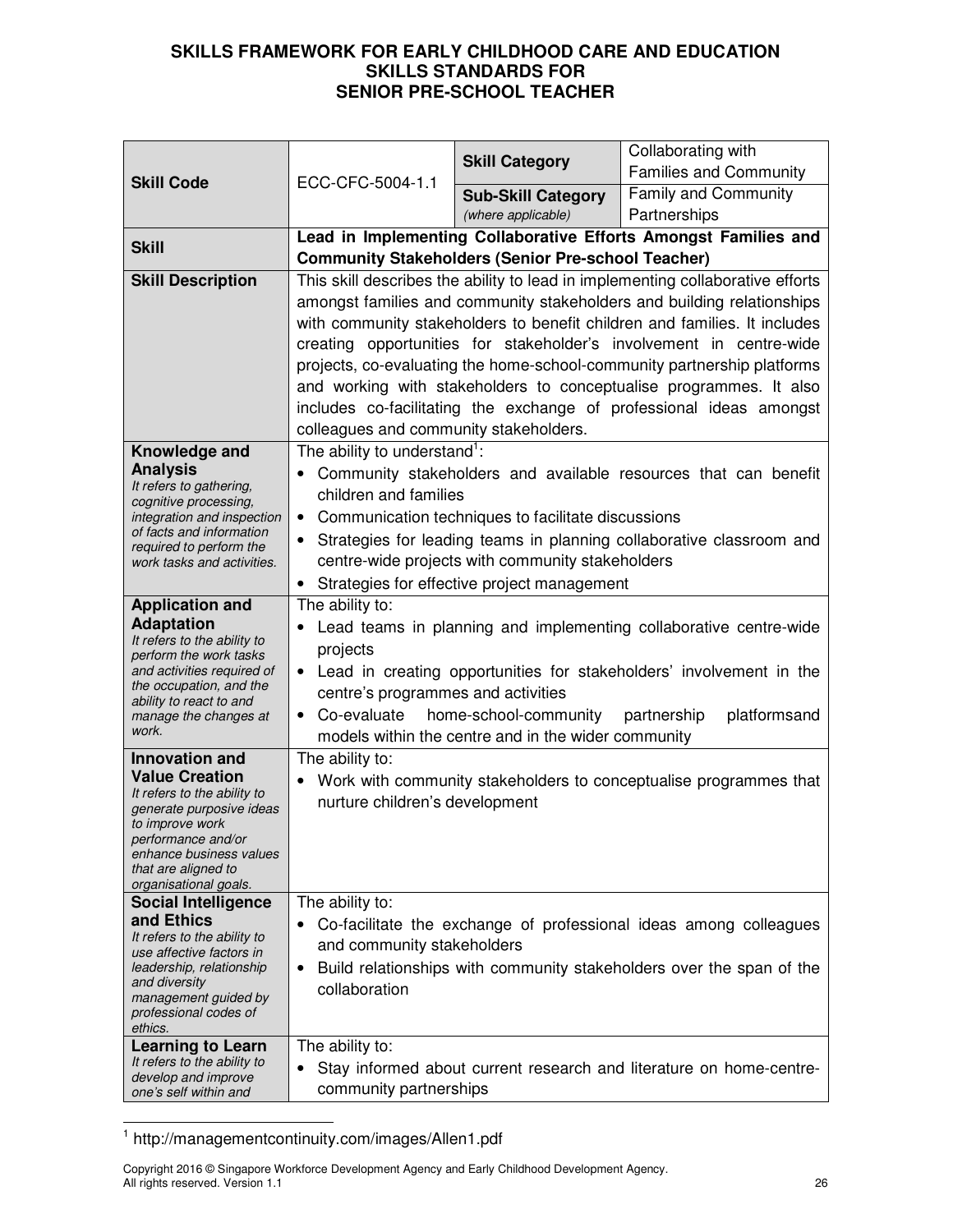**SKILLS FRAMEWORK FOR EARLY CHILDHOOD CARE AND EDUCATION**
**SKILLS STANDARDS FOR**
**SENIOR PRE-SCHOOL TEACHER**

| **Skill Code** | ECC-CFC-5004-1.1 | **Skill Category** | Collaborating with Families and Community |
|---|---|---|---|
| | | **Sub-Skill Category** *(where applicable)* | Family and Community Partnerships |
| **Skill** | **Lead in Implementing Collaborative Efforts Amongst Families and Community Stakeholders (Senior Pre-school Teacher)** | | |
| **Skill Description** | This skill describes the ability to lead in implementing collaborative efforts amongst families and community stakeholders and building relationships with community stakeholders to benefit children and families. It includes creating opportunities for stakeholder's involvement in centre-wide projects, co-evaluating the home-school-community partnership platforms and working with stakeholders to conceptualise programmes. It also includes co-facilitating the exchange of professional ideas amongst colleagues and community stakeholders. | | |
| **Knowledge and Analysis** *It refers to gathering, cognitive processing, integration and inspection of facts and information required to perform the work tasks and activities.* | The ability to understand[1]: <br>• Community stakeholders and available resources that can benefit children and families <br>• Communication techniques to facilitate discussions <br>• Strategies for leading teams in planning collaborative classroom and centre-wide projects with community stakeholders <br>• Strategies for effective project management | | |
| **Application and Adaptation** *It refers to the ability to perform the work tasks and activities required of the occupation, and the ability to react to and manage the changes at work.* | The ability to: <br>• Lead teams in planning and implementing collaborative centre-wide projects <br>• Lead in creating opportunities for stakeholders' involvement in the centre's programmes and activities <br>• Co-evaluate home-school-community partnership platformsand models within the centre and in the wider community | | |
| **Innovation and Value Creation** *It refers to the ability to generate purposive ideas to improve work performance and/or enhance business values that are aligned to organisational goals.* | The ability to: <br>• Work with community stakeholders to conceptualise programmes that nurture children's development | | |
| **Social Intelligence and Ethics** *It refers to the ability to use affective factors in leadership, relationship and diversity management guided by professional codes of ethics.* | The ability to: <br>• Co-facilitate the exchange of professional ideas among colleagues and community stakeholders <br>• Build relationships with community stakeholders over the span of the collaboration | | |
| **Learning to Learn** *It refers to the ability to develop and improve one's self within and* | The ability to: <br>• Stay informed about current research and literature on home-centre-community partnerships | | |

[1] http://managementcontinuity.com/images/Allen1.pdf

Copyright 2016 © Singapore Workforce Development Agency and Early Childhood Development Agency. All rights reserved. Version 1.1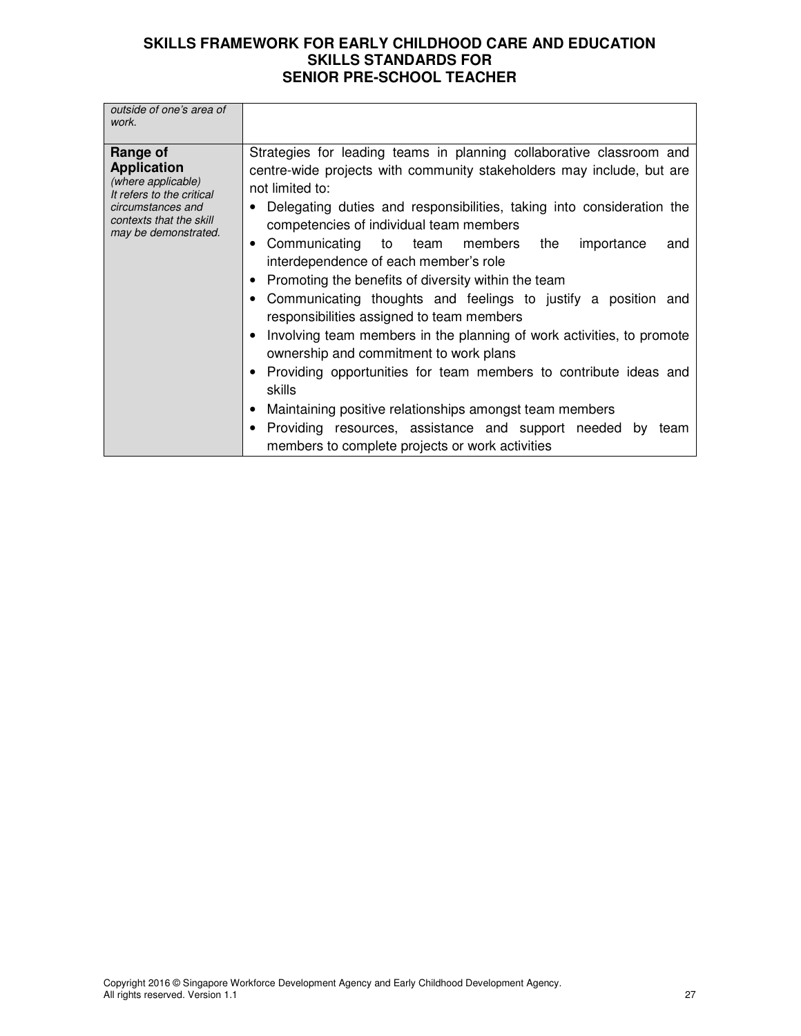| | |
|---|---|
| *outside of one's area of work.* | |
| **Range of Application** *(where applicable)* *It refers to the critical circumstances and contexts that the skill may be demonstrated.* | Strategies for leading teams in planning collaborative classroom and centre-wide projects with community stakeholders may include, but are not limited to:<br>• Delegating duties and responsibilities, taking into consideration the competencies of individual team members<br>• Communicating to team members the importance and interdependence of each member's role<br>• Promoting the benefits of diversity within the team<br>• Communicating thoughts and feelings to justify a position and responsibilities assigned to team members<br>• Involving team members in the planning of work activities, to promote ownership and commitment to work plans<br>• Providing opportunities for team members to contribute ideas and skills<br>• Maintaining positive relationships amongst team members<br>• Providing resources, assistance and support needed by team members to complete projects or work activities |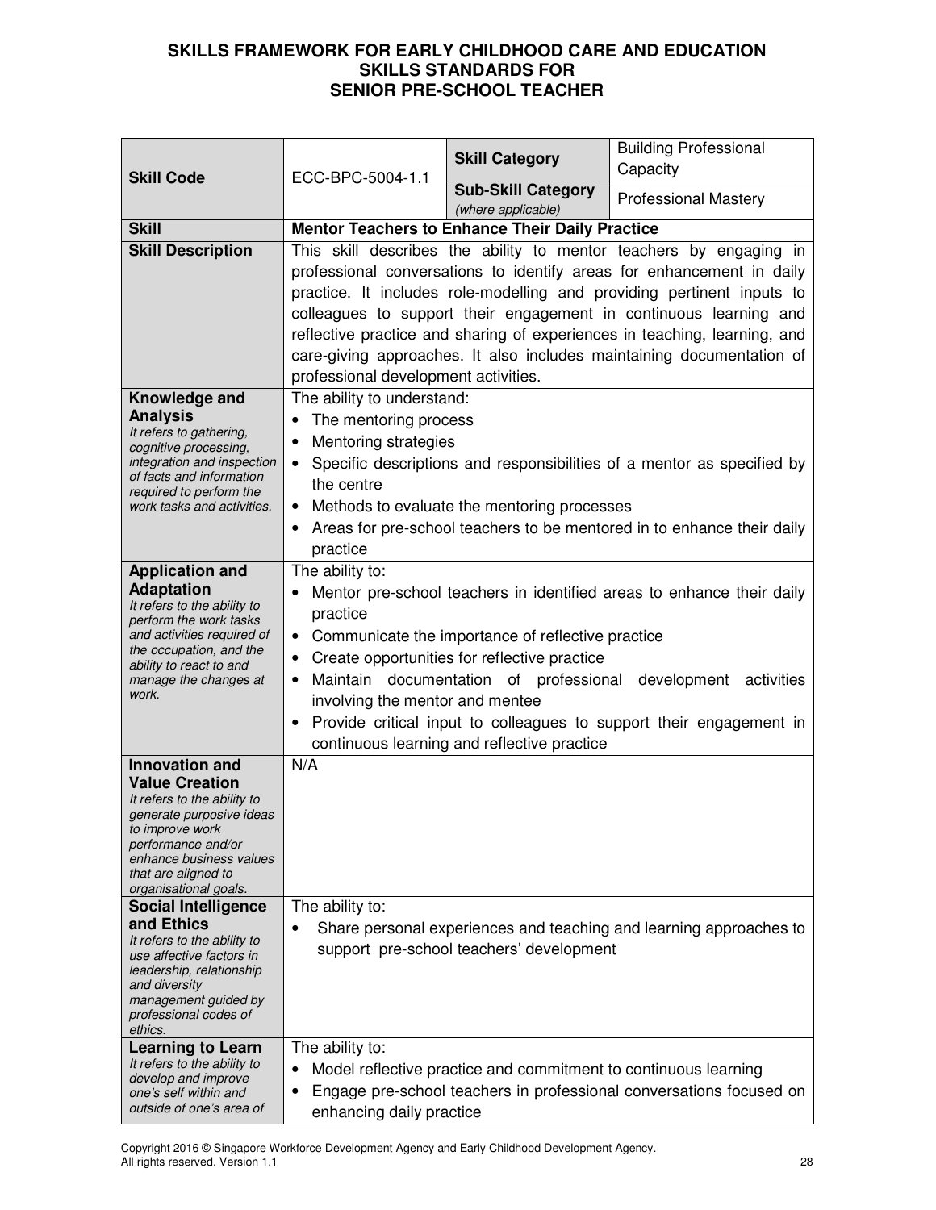**SKILLS FRAMEWORK FOR EARLY CHILDHOOD CARE AND EDUCATION**
**SKILLS STANDARDS FOR**
**SENIOR PRE-SCHOOL TEACHER**

| **Skill Code** | ECC-BPC-5004-1.1 | **Skill Category** | Building Professional Capacity |
|---|---|---|---|
| | | **Sub-Skill Category** *(where applicable)* | Professional Mastery |
| **Skill** | **Mentor Teachers to Enhance Their Daily Practice** | | |
| **Skill Description** | This skill describes the ability to mentor teachers by engaging in professional conversations to identify areas for enhancement in daily practice. It includes role-modelling and providing pertinent inputs to colleagues to support their engagement in continuous learning and reflective practice and sharing of experiences in teaching, learning, and care-giving approaches. It also includes maintaining documentation of professional development activities. | | |
| **Knowledge and Analysis** *It refers to gathering, cognitive processing, integration and inspection of facts and information required to perform the work tasks and activities.* | The ability to understand:<br>• The mentoring process<br>• Mentoring strategies<br>• Specific descriptions and responsibilities of a mentor as specified by the centre<br>• Methods to evaluate the mentoring processes<br>• Areas for pre-school teachers to be mentored in to enhance their daily practice | | |
| **Application and Adaptation** *It refers to the ability to perform the work tasks and activities required of the occupation, and the ability to react to and manage the changes at work.* | The ability to:<br>• Mentor pre-school teachers in identified areas to enhance their daily practice<br>• Communicate the importance of reflective practice<br>• Create opportunities for reflective practice<br>• Maintain documentation of professional development activities involving the mentor and mentee<br>• Provide critical input to colleagues to support their engagement in continuous learning and reflective practice | | |
| **Innovation and Value Creation** *It refers to the ability to generate purposive ideas to improve work performance and/or enhance business values that are aligned to organisational goals.* | N/A | | |
| **Social Intelligence and Ethics** *It refers to the ability to use affective factors in leadership, relationship and diversity management guided by professional codes of ethics.* | The ability to:<br>• Share personal experiences and teaching and learning approaches to support pre-school teachers' development | | |
| **Learning to Learn** *It refers to the ability to develop and improve one's self within and outside of one's area of* | The ability to:<br>• Model reflective practice and commitment to continuous learning<br>• Engage pre-school teachers in professional conversations focused on enhancing daily practice | | |

Copyright 2016 © Singapore Workforce Development Agency and Early Childhood Development Agency. All rights reserved. Version 1.1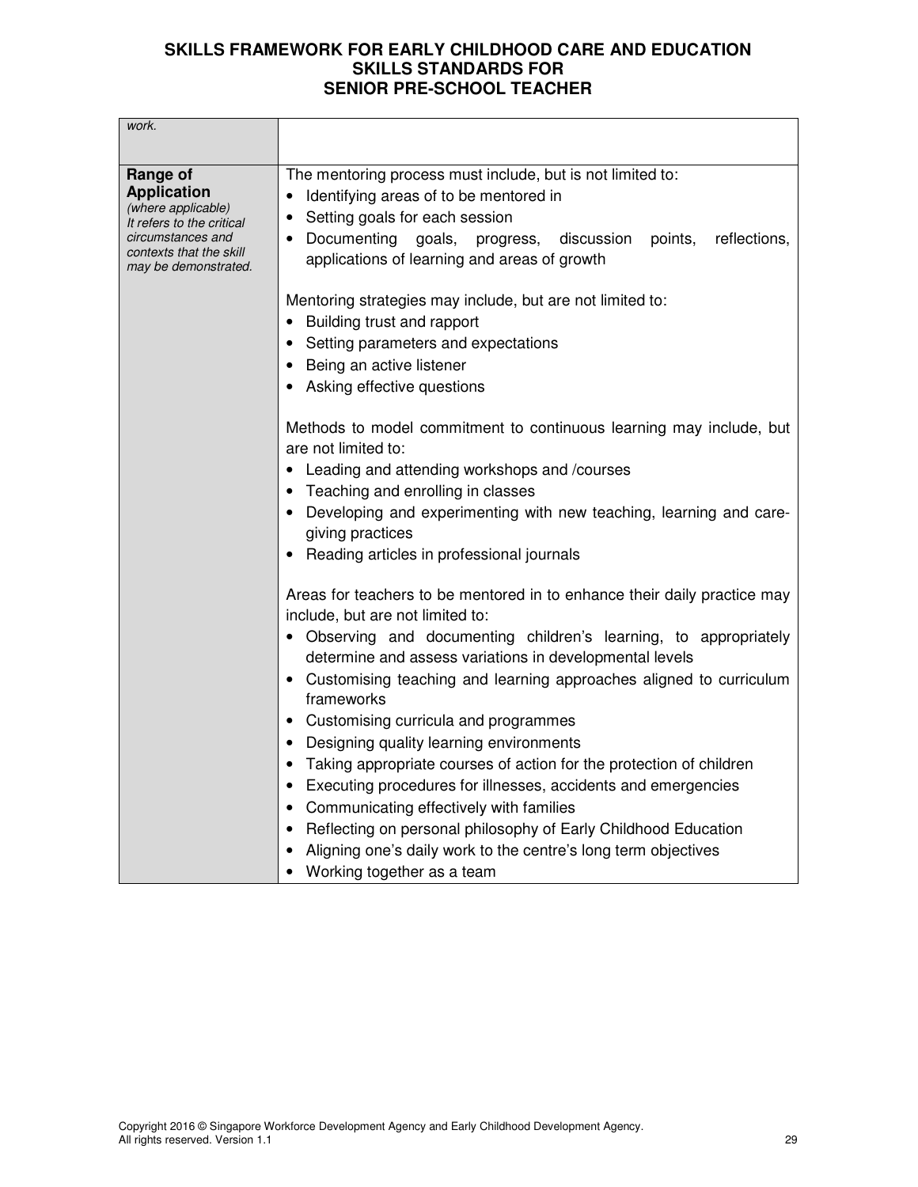| | |
|---|---|
| *work.* | |
| **Range of Application** *(where applicable) It refers to the critical circumstances and contexts that the skill may be demonstrated.* | The mentoring process must include, but is not limited to:<br>• Identifying areas of to be mentored in<br>• Setting goals for each session<br>• Documenting goals, progress, discussion points, reflections, applications of learning and areas of growth<br><br>Mentoring strategies may include, but are not limited to:<br>• Building trust and rapport<br>• Setting parameters and expectations<br>• Being an active listener<br>• Asking effective questions<br><br>Methods to model commitment to continuous learning may include, but are not limited to:<br>• Leading and attending workshops and /courses<br>• Teaching and enrolling in classes<br>• Developing and experimenting with new teaching, learning and care-giving practices<br>• Reading articles in professional journals<br><br>Areas for teachers to be mentored in to enhance their daily practice may include, but are not limited to:<br>• Observing and documenting children's learning, to appropriately determine and assess variations in developmental levels<br>• Customising teaching and learning approaches aligned to curriculum frameworks<br>• Customising curricula and programmes<br>• Designing quality learning environments<br>• Taking appropriate courses of action for the protection of children<br>• Executing procedures for illnesses, accidents and emergencies<br>• Communicating effectively with families<br>• Reflecting on personal philosophy of Early Childhood Education<br>• Aligning one's daily work to the centre's long term objectives<br>• Working together as a team |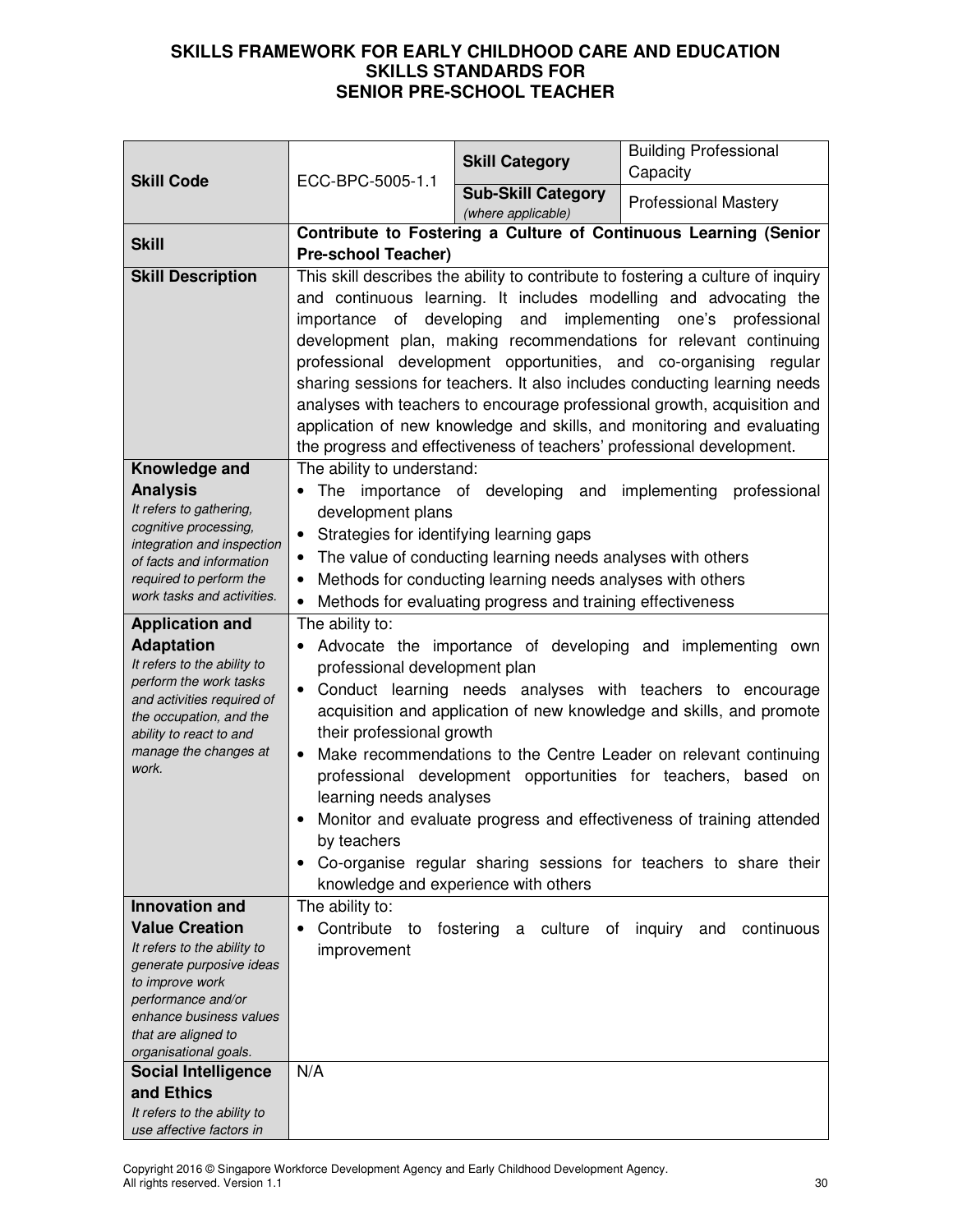**SKILLS FRAMEWORK FOR EARLY CHILDHOOD CARE AND EDUCATION**
**SKILLS STANDARDS FOR**
**SENIOR PRE-SCHOOL TEACHER**

| **Skill Code** | ECC-BPC-5005-1.1 | **Skill Category** | Building Professional Capacity |
|---|---|---|---|
| | | **Sub-Skill Category** *(where applicable)* | Professional Mastery |
| **Skill** | **Contribute to Fostering a Culture of Continuous Learning (Senior Pre-school Teacher)** | | |
| **Skill Description** | This skill describes the ability to contribute to fostering a culture of inquiry and continuous learning. It includes modelling and advocating the importance of developing and implementing one's professional development plan, making recommendations for relevant continuing professional development opportunities, and co-organising regular sharing sessions for teachers. It also includes conducting learning needs analyses with teachers to encourage professional growth, acquisition and application of new knowledge and skills, and monitoring and evaluating the progress and effectiveness of teachers' professional development. | | |
| **Knowledge and Analysis** *It refers to gathering, cognitive processing, integration and inspection of facts and information required to perform the work tasks and activities.* | The ability to understand:<br>• The importance of developing and implementing professional development plans<br>• Strategies for identifying learning gaps<br>• The value of conducting learning needs analyses with others<br>• Methods for conducting learning needs analyses with others<br>• Methods for evaluating progress and training effectiveness | | |
| **Application and Adaptation** *It refers to the ability to perform the work tasks and activities required of the occupation, and the ability to react to and manage the changes at work.* | The ability to:<br>• Advocate the importance of developing and implementing own professional development plan<br>• Conduct learning needs analyses with teachers to encourage acquisition and application of new knowledge and skills, and promote their professional growth<br>• Make recommendations to the Centre Leader on relevant continuing professional development opportunities for teachers, based on learning needs analyses<br>• Monitor and evaluate progress and effectiveness of training attended by teachers<br>• Co-organise regular sharing sessions for teachers to share their knowledge and experience with others | | |
| **Innovation and Value Creation** *It refers to the ability to generate purposive ideas to improve work performance and/or enhance business values that are aligned to organisational goals.* | The ability to:<br>• Contribute to fostering a culture of inquiry and continuous improvement | | |
| **Social Intelligence and Ethics** *It refers to the ability to use affective factors in* | N/A | | |

Copyright 2016 © Singapore Workforce Development Agency and Early Childhood Development Agency.
All rights reserved. Version 1.1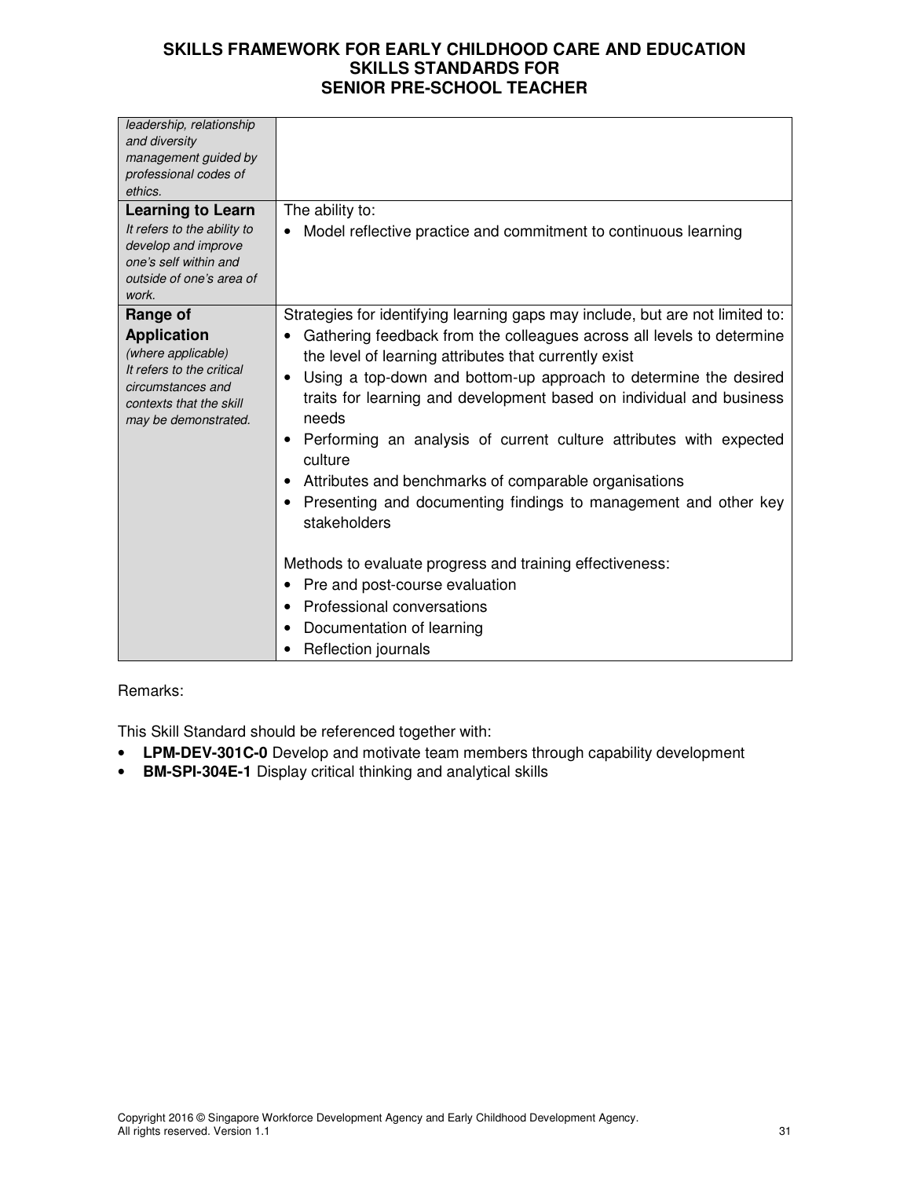| | |
|---|---|
| *leadership, relationship and diversity management guided by professional codes of ethics.* | |
| **Learning to Learn** *It refers to the ability to develop and improve one's self within and outside of one's area of work.* | The ability to: <br>• Model reflective practice and commitment to continuous learning |
| **Range of Application** *(where applicable)* *It refers to the critical circumstances and contexts that the skill may be demonstrated.* | Strategies for identifying learning gaps may include, but are not limited to: <br>• Gathering feedback from the colleagues across all levels to determine the level of learning attributes that currently exist <br>• Using a top-down and bottom-up approach to determine the desired traits for learning and development based on individual and business needs <br>• Performing an analysis of current culture attributes with expected culture <br>• Attributes and benchmarks of comparable organisations <br>• Presenting and documenting findings to management and other key stakeholders <br><br>Methods to evaluate progress and training effectiveness: <br>• Pre and post-course evaluation <br>• Professional conversations <br>• Documentation of learning <br>• Reflection journals |

Remarks:

This Skill Standard should be referenced together with:

- **LPM-DEV-301C-0** Develop and motivate team members through capability development
- **BM-SPI-304E-1** Display critical thinking and analytical skills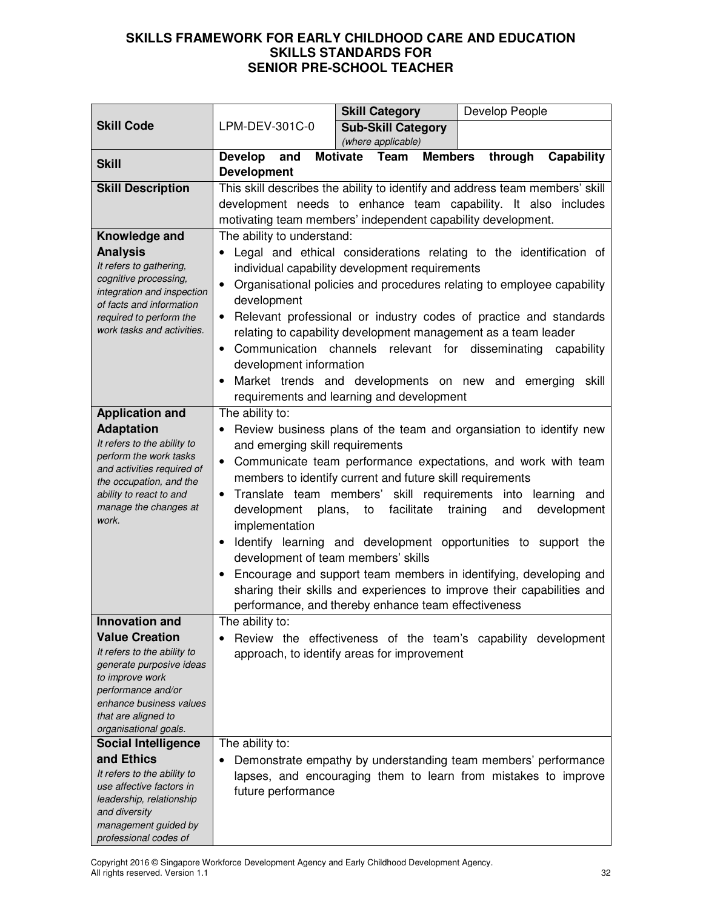# SKILLS FRAMEWORK FOR EARLY CHILDHOOD CARE AND EDUCATION
## SKILLS STANDARDS FOR
## SENIOR PRE-SCHOOL TEACHER

| | | | |
|---|---|---|---|
| **Skill Code** | LPM-DEV-301C-0 | **Skill Category** | Develop People |
| | | **Sub-Skill Category** *(where applicable)* | |
| **Skill** | **Develop and Motivate Team Members through Capability Development** | | |
| **Skill Description** | This skill describes the ability to identify and address team members' skill development needs to enhance team capability. It also includes motivating team members' independent capability development. | | |
| **Knowledge and Analysis** *It refers to gathering, cognitive processing, integration and inspection of facts and information required to perform the work tasks and activities.* | The ability to understand:<br>• Legal and ethical considerations relating to the identification of individual capability development requirements<br>• Organisational policies and procedures relating to employee capability development<br>• Relevant professional or industry codes of practice and standards relating to capability development management as a team leader<br>• Communication channels relevant for disseminating capability development information<br>• Market trends and developments on new and emerging skill requirements and learning and development | | |
| **Application and Adaptation** *It refers to the ability to perform the work tasks and activities required of the occupation, and the ability to react to and manage the changes at work.* | The ability to:<br>• Review business plans of the team and organsiation to identify new and emerging skill requirements<br>• Communicate team performance expectations, and work with team members to identify current and future skill requirements<br>• Translate team members' skill requirements into learning and development plans, to facilitate training and development implementation<br>• Identify learning and development opportunities to support the development of team members' skills<br>• Encourage and support team members in identifying, developing and sharing their skills and experiences to improve their capabilities and performance, and thereby enhance team effectiveness | | |
| **Innovation and Value Creation** *It refers to the ability to generate purposive ideas to improve work performance and/or enhance business values that are aligned to organisational goals.* | The ability to:<br>• Review the effectiveness of the team's capability development approach, to identify areas for improvement | | |
| **Social Intelligence and Ethics** *It refers to the ability to use affective factors in leadership, relationship and diversity management guided by professional codes of* | The ability to:<br>• Demonstrate empathy by understanding team members' performance lapses, and encouraging them to learn from mistakes to improve future performance | | |

Copyright 2016 © Singapore Workforce Development Agency and Early Childhood Development Agency. All rights reserved. Version 1.1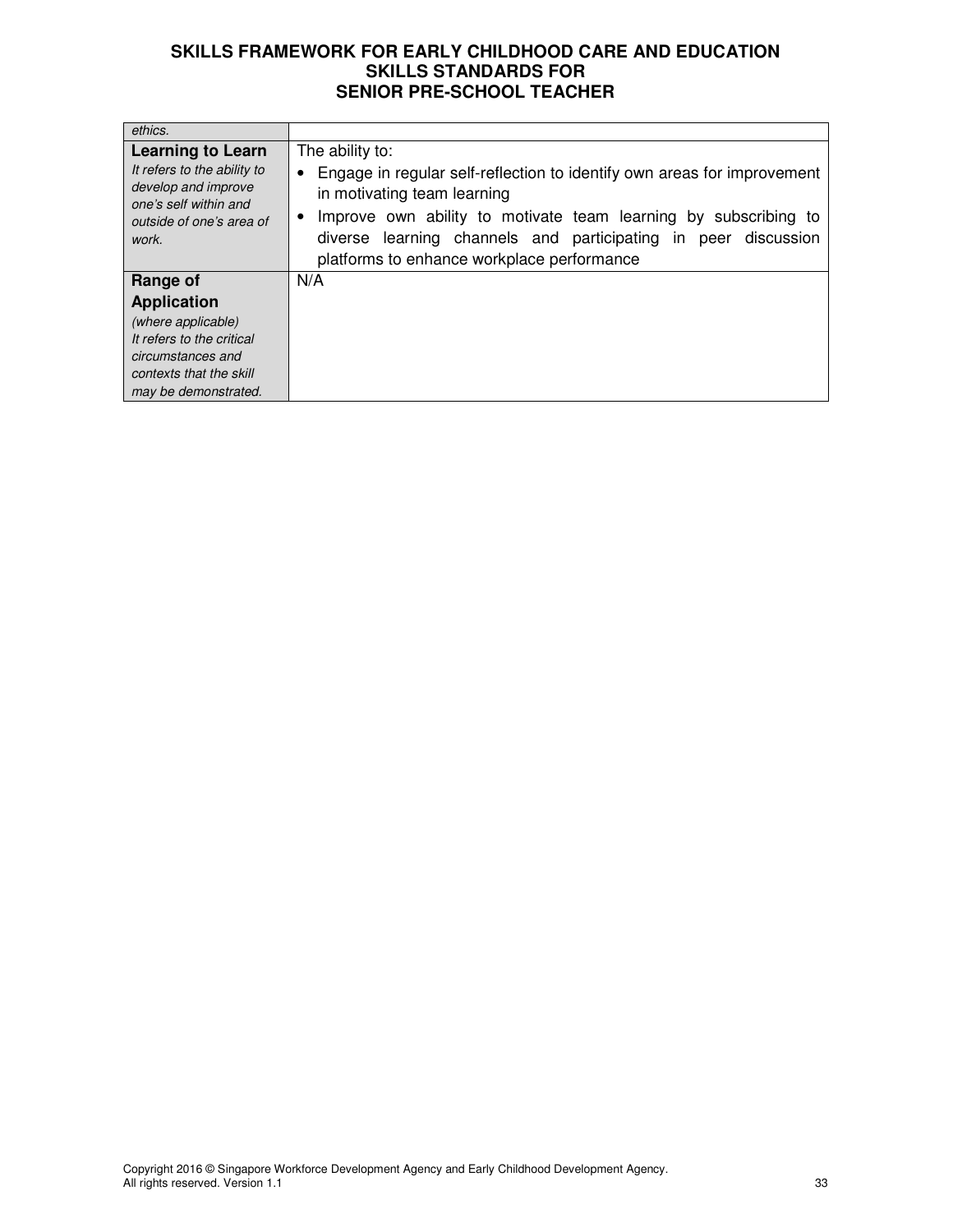| | |
|---|---|
| *ethics.* | |
| **Learning to Learn**<br>*It refers to the ability to develop and improve one's self within and outside of one's area of work.* | The ability to:<br>• Engage in regular self-reflection to identify own areas for improvement in motivating team learning<br>• Improve own ability to motivate team learning by subscribing to diverse learning channels and participating in peer discussion platforms to enhance workplace performance |
| **Range of Application**<br>*(where applicable)*<br>*It refers to the critical circumstances and contexts that the skill may be demonstrated.* | N/A |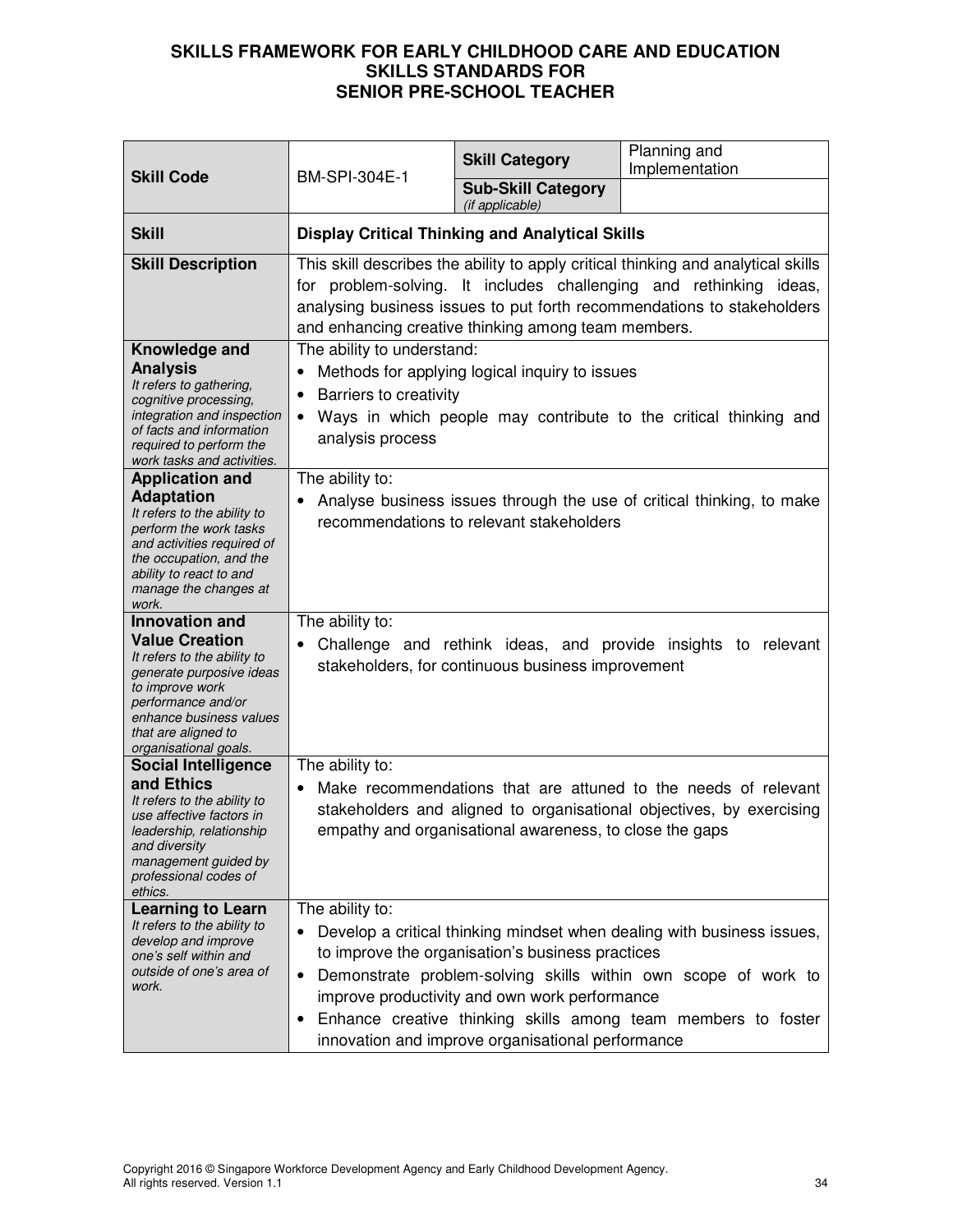# SKILLS FRAMEWORK FOR EARLY CHILDHOOD CARE AND EDUCATION
## SKILLS STANDARDS FOR
## SENIOR PRE-SCHOOL TEACHER

| **Skill Code** | BM-SPI-304E-1 | **Skill Category** | Planning and Implementation |
|---|---|---|---|
| | | **Sub-Skill Category** *(if applicable)* | |
| **Skill** | **Display Critical Thinking and Analytical Skills** | | |
| **Skill Description** | This skill describes the ability to apply critical thinking and analytical skills for problem-solving. It includes challenging and rethinking ideas, analysing business issues to put forth recommendations to stakeholders and enhancing creative thinking among team members. | | |
| **Knowledge and Analysis** *It refers to gathering, cognitive processing, integration and inspection of facts and information required to perform the work tasks and activities.* | The ability to understand: • Methods for applying logical inquiry to issues • Barriers to creativity • Ways in which people may contribute to the critical thinking and analysis process | | |
| **Application and Adaptation** *It refers to the ability to perform the work tasks and activities required of the occupation, and the ability to react to and manage the changes at work.* | The ability to: • Analyse business issues through the use of critical thinking, to make recommendations to relevant stakeholders | | |
| **Innovation and Value Creation** *It refers to the ability to generate purposive ideas to improve work performance and/or enhance business values that are aligned to organisational goals.* | The ability to: • Challenge and rethink ideas, and provide insights to relevant stakeholders, for continuous business improvement | | |
| **Social Intelligence and Ethics** *It refers to the ability to use affective factors in leadership, relationship and diversity management guided by professional codes of ethics.* | The ability to: • Make recommendations that are attuned to the needs of relevant stakeholders and aligned to organisational objectives, by exercising empathy and organisational awareness, to close the gaps | | |
| **Learning to Learn** *It refers to the ability to develop and improve one's self within and outside of one's area of work.* | The ability to: • Develop a critical thinking mindset when dealing with business issues, to improve the organisation's business practices • Demonstrate problem-solving skills within own scope of work to improve productivity and own work performance • Enhance creative thinking skills among team members to foster innovation and improve organisational performance | | |

Copyright 2016 © Singapore Workforce Development Agency and Early Childhood Development Agency. All rights reserved. Version 1.1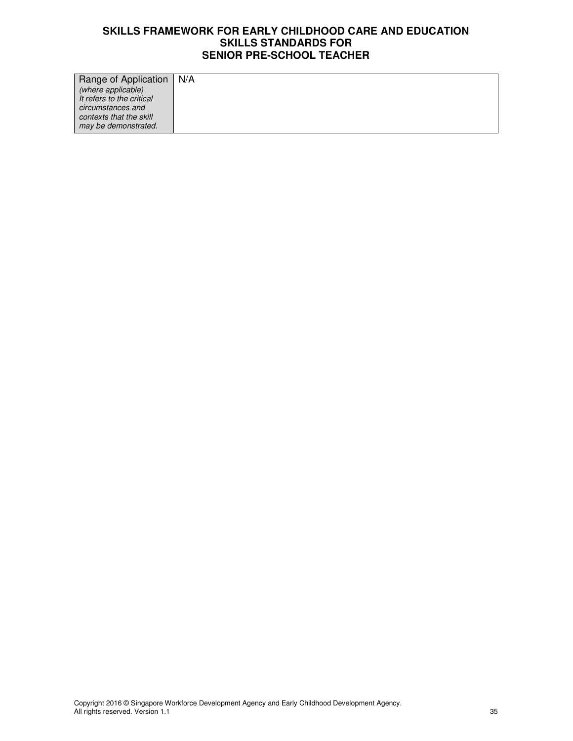| Range of Application *(where applicable) It refers to the critical circumstances and contexts that the skill may be demonstrated.* | N/A |
|---|---|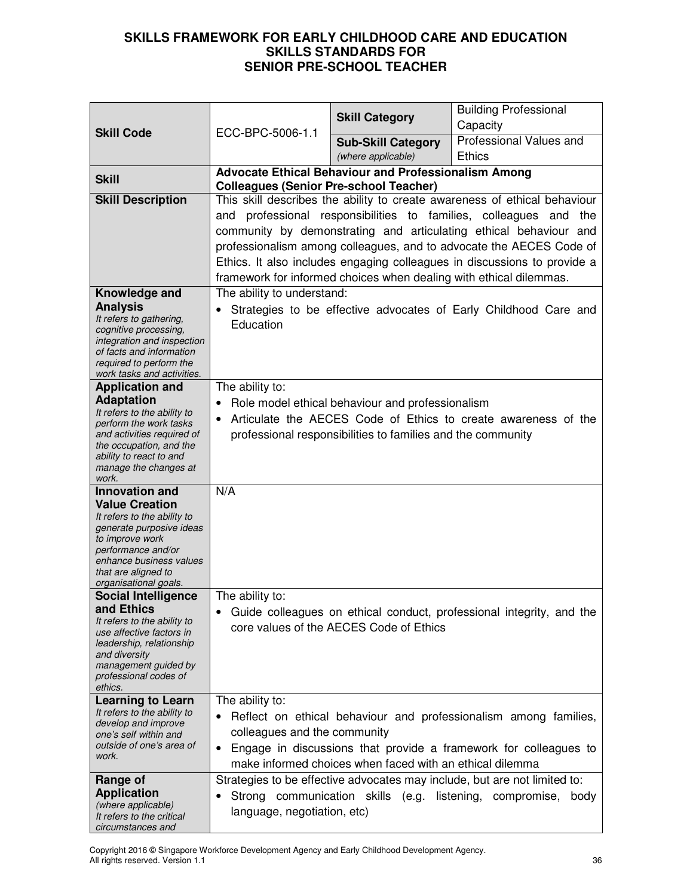**SKILLS FRAMEWORK FOR EARLY CHILDHOOD CARE AND EDUCATION**
**SKILLS STANDARDS FOR**
**SENIOR PRE-SCHOOL TEACHER**

| | | | |
|---|---|---|---|
| **Skill Code** | ECC-BPC-5006-1.1 | **Skill Category** | Building Professional Capacity |
| | | **Sub-Skill Category** *(where applicable)* | Professional Values and Ethics |
| **Skill** | **Advocate Ethical Behaviour and Professionalism Among Colleagues (Senior Pre-school Teacher)** | | |
| **Skill Description** | This skill describes the ability to create awareness of ethical behaviour and professional responsibilities to families, colleagues and the community by demonstrating and articulating ethical behaviour and professionalism among colleagues, and to advocate the AECES Code of Ethics. It also includes engaging colleagues in discussions to provide a framework for informed choices when dealing with ethical dilemmas. | | |
| **Knowledge and Analysis** *It refers to gathering, cognitive processing, integration and inspection of facts and information required to perform the work tasks and activities.* | The ability to understand:<br>• Strategies to be effective advocates of Early Childhood Care and Education | | |
| **Application and Adaptation** *It refers to the ability to perform the work tasks and activities required of the occupation, and the ability to react to and manage the changes at work.* | The ability to:<br>• Role model ethical behaviour and professionalism<br>• Articulate the AECES Code of Ethics to create awareness of the professional responsibilities to families and the community | | |
| **Innovation and Value Creation** *It refers to the ability to generate purposive ideas to improve work performance and/or enhance business values that are aligned to organisational goals.* | N/A | | |
| **Social Intelligence and Ethics** *It refers to the ability to use affective factors in leadership, relationship and diversity management guided by professional codes of ethics.* | The ability to:<br>• Guide colleagues on ethical conduct, professional integrity, and the core values of the AECES Code of Ethics | | |
| **Learning to Learn** *It refers to the ability to develop and improve one's self within and outside of one's area of work.* | The ability to:<br>• Reflect on ethical behaviour and professionalism among families, colleagues and the community<br>• Engage in discussions that provide a framework for colleagues to make informed choices when faced with an ethical dilemma | | |
| **Range of Application** *(where applicable)* *It refers to the critical circumstances and* | Strategies to be effective advocates may include, but are not limited to:<br>• Strong communication skills (e.g. listening, compromise, body language, negotiation, etc) | | |

Copyright 2016 © Singapore Workforce Development Agency and Early Childhood Development Agency. All rights reserved. Version 1.1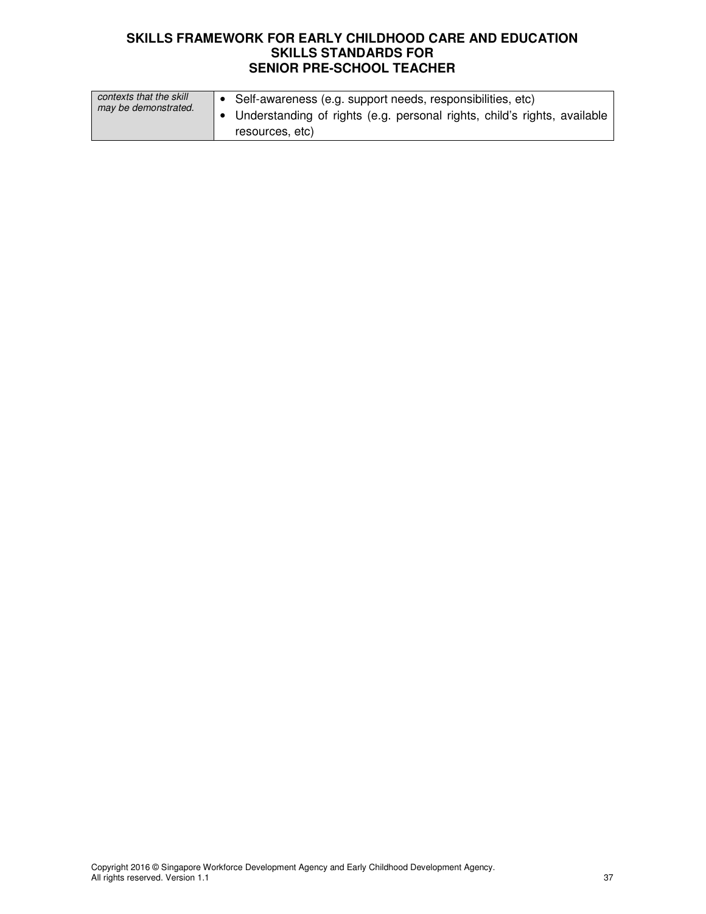| | |
|---|---|
| *contexts that the skill may be demonstrated.* | • Self-awareness (e.g. support needs, responsibilities, etc)<br>• Understanding of rights (e.g. personal rights, child's rights, available resources, etc) |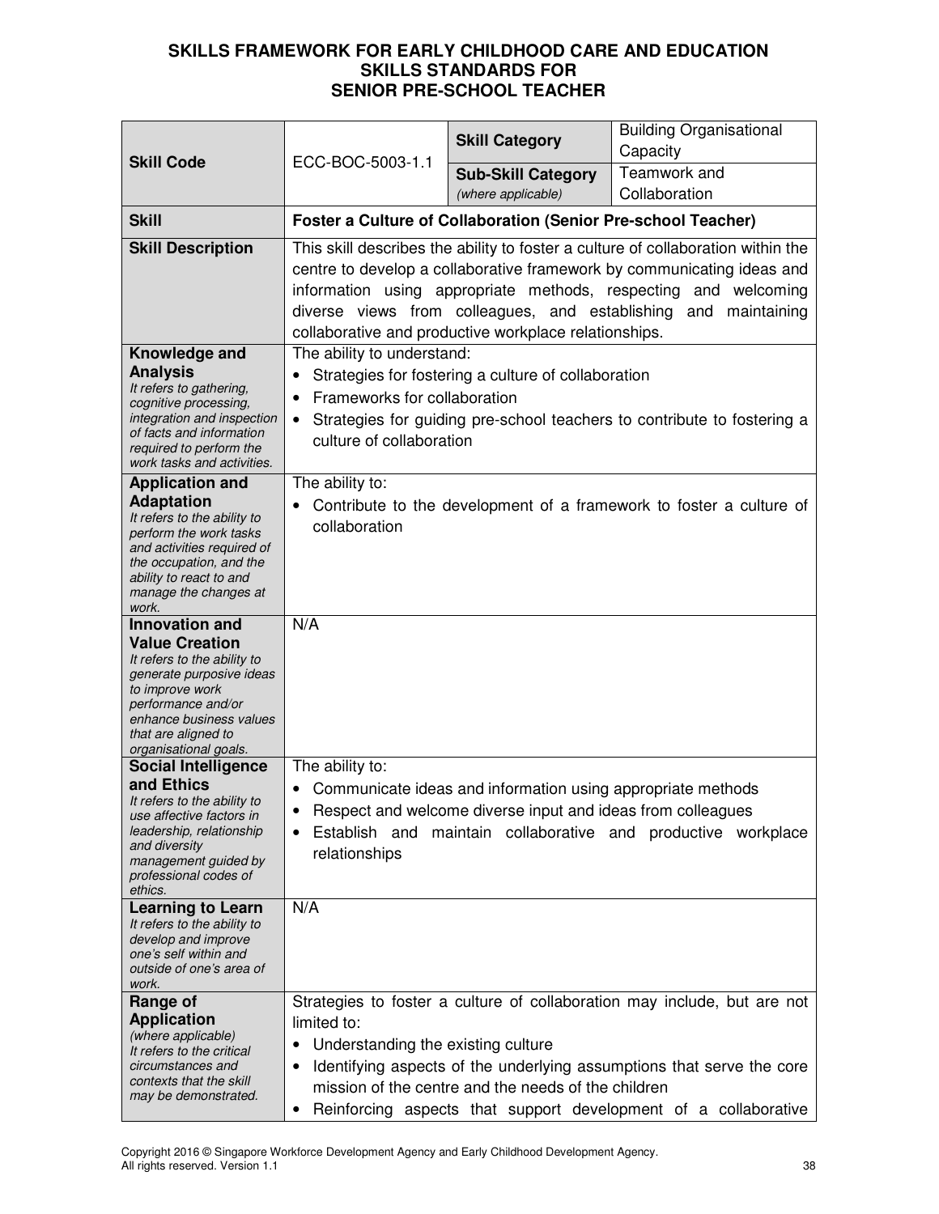# SKILLS FRAMEWORK FOR EARLY CHILDHOOD CARE AND EDUCATION
## SKILLS STANDARDS FOR
## SENIOR PRE-SCHOOL TEACHER

| | | | |
|---|---|---|---|
| **Skill Code** | ECC-BOC-5003-1.1 | **Skill Category** | Building Organisational Capacity |
| | | **Sub-Skill Category** *(where applicable)* | Teamwork and Collaboration |
| **Skill** | **Foster a Culture of Collaboration (Senior Pre-school Teacher)** | | |
| **Skill Description** | This skill describes the ability to foster a culture of collaboration within the centre to develop a collaborative framework by communicating ideas and information using appropriate methods, respecting and welcoming diverse views from colleagues, and establishing and maintaining collaborative and productive workplace relationships. | | |
| **Knowledge and Analysis** *It refers to gathering, cognitive processing, integration and inspection of facts and information required to perform the work tasks and activities.* | The ability to understand: <br>• Strategies for fostering a culture of collaboration <br>• Frameworks for collaboration <br>• Strategies for guiding pre-school teachers to contribute to fostering a culture of collaboration | | |
| **Application and Adaptation** *It refers to the ability to perform the work tasks and activities required of the occupation, and the ability to react to and manage the changes at work.* | The ability to: <br>• Contribute to the development of a framework to foster a culture of collaboration | | |
| **Innovation and Value Creation** *It refers to the ability to generate purposive ideas to improve work performance and/or enhance business values that are aligned to organisational goals.* | N/A | | |
| **Social Intelligence and Ethics** *It refers to the ability to use affective factors in leadership, relationship and diversity management guided by professional codes of ethics.* | The ability to: <br>• Communicate ideas and information using appropriate methods <br>• Respect and welcome diverse input and ideas from colleagues <br>• Establish and maintain collaborative and productive workplace relationships | | |
| **Learning to Learn** *It refers to the ability to develop and improve one's self within and outside of one's area of work.* | N/A | | |
| **Range of Application** *(where applicable) It refers to the critical circumstances and contexts that the skill may be demonstrated.* | Strategies to foster a culture of collaboration may include, but are not limited to: <br>• Understanding the existing culture <br>• Identifying aspects of the underlying assumptions that serve the core mission of the centre and the needs of the children <br>• Reinforcing aspects that support development of a collaborative | | |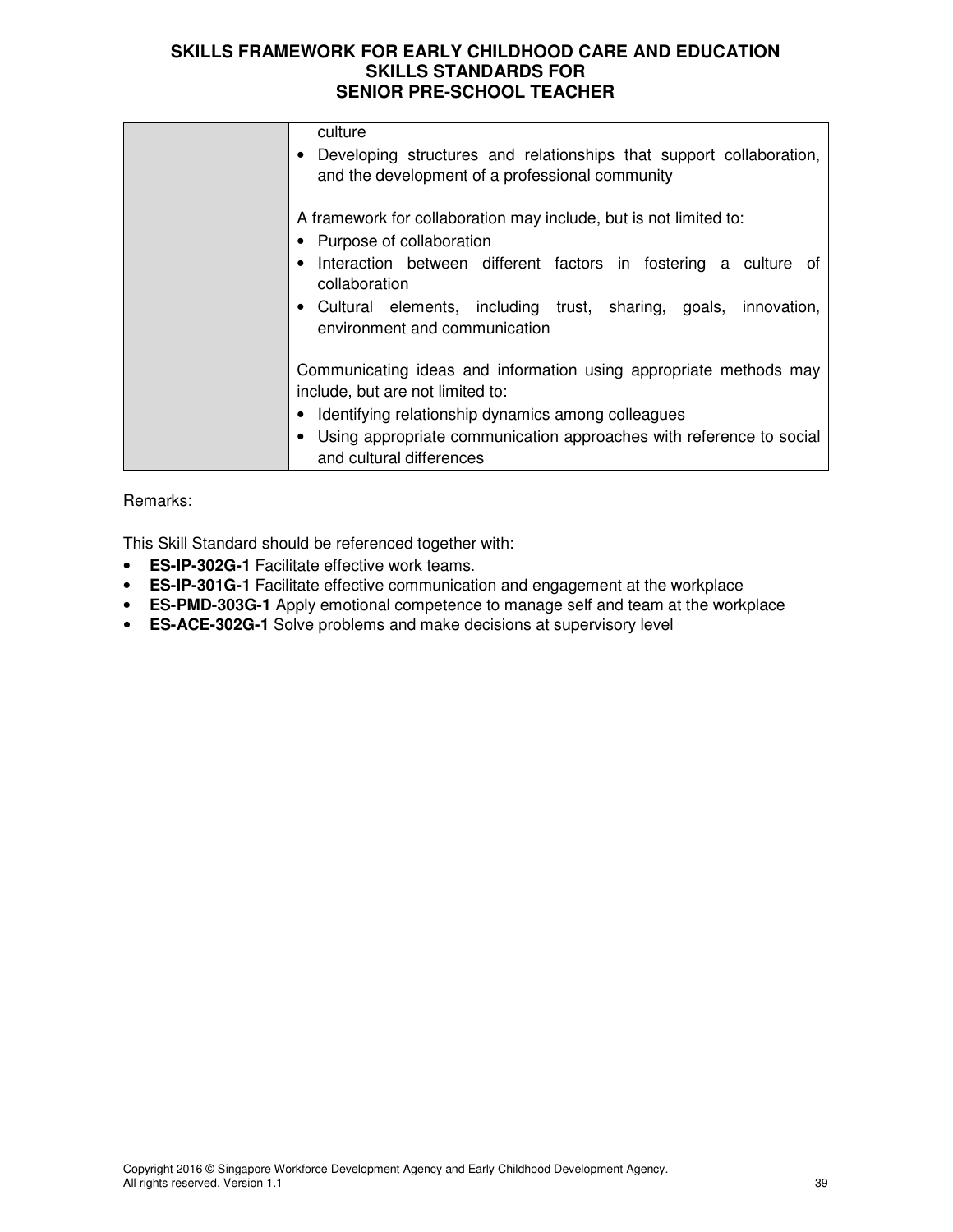| | |
|---|---|
| | culture<br>• Developing structures and relationships that support collaboration, and the development of a professional community<br><br>A framework for collaboration may include, but is not limited to:<br>• Purpose of collaboration<br>• Interaction between different factors in fostering a culture of collaboration<br>• Cultural elements, including trust, sharing, goals, innovation, environment and communication<br><br>Communicating ideas and information using appropriate methods may include, but are not limited to:<br>• Identifying relationship dynamics among colleagues<br>• Using appropriate communication approaches with reference to social and cultural differences |

Remarks:

This Skill Standard should be referenced together with:

- **ES-IP-302G-1** Facilitate effective work teams.
- **ES-IP-301G-1** Facilitate effective communication and engagement at the workplace
- **ES-PMD-303G-1** Apply emotional competence to manage self and team at the workplace
- **ES-ACE-302G-1** Solve problems and make decisions at supervisory level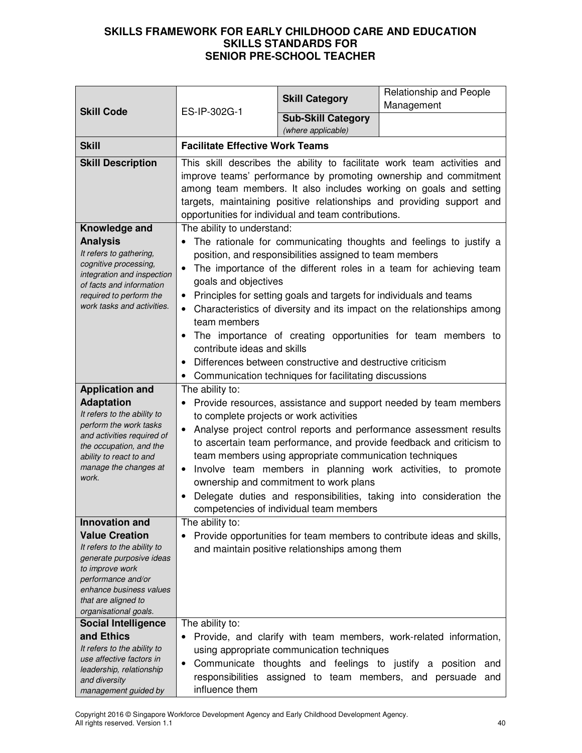# SKILLS FRAMEWORK FOR EARLY CHILDHOOD CARE AND EDUCATION
## SKILLS STANDARDS FOR
## SENIOR PRE-SCHOOL TEACHER

| **Skill Code** | ES-IP-302G-1 | **Skill Category** | Relationship and People Management |
|---|---|---|---|
| | | **Sub-Skill Category** *(where applicable)* | |
| **Skill** | **Facilitate Effective Work Teams** | | |
| **Skill Description** | This skill describes the ability to facilitate work team activities and improve teams' performance by promoting ownership and commitment among team members. It also includes working on goals and setting targets, maintaining positive relationships and providing support and opportunities for individual and team contributions. | | |
| **Knowledge and Analysis** *It refers to gathering, cognitive processing, integration and inspection of facts and information required to perform the work tasks and activities.* | The ability to understand:<br>• The rationale for communicating thoughts and feelings to justify a position, and responsibilities assigned to team members<br>• The importance of the different roles in a team for achieving team goals and objectives<br>• Principles for setting goals and targets for individuals and teams<br>• Characteristics of diversity and its impact on the relationships among team members<br>• The importance of creating opportunities for team members to contribute ideas and skills<br>• Differences between constructive and destructive criticism<br>• Communication techniques for facilitating discussions | | |
| **Application and Adaptation** *It refers to the ability to perform the work tasks and activities required of the occupation, and the ability to react to and manage the changes at work.* | The ability to:<br>• Provide resources, assistance and support needed by team members to complete projects or work activities<br>• Analyse project control reports and performance assessment results to ascertain team performance, and provide feedback and criticism to team members using appropriate communication techniques<br>• Involve team members in planning work activities, to promote ownership and commitment to work plans<br>• Delegate duties and responsibilities, taking into consideration the competencies of individual team members | | |
| **Innovation and Value Creation** *It refers to the ability to generate purposive ideas to improve work performance and/or enhance business values that are aligned to organisational goals.* | The ability to:<br>• Provide opportunities for team members to contribute ideas and skills, and maintain positive relationships among them | | |
| **Social Intelligence and Ethics** *It refers to the ability to use affective factors in leadership, relationship and diversity management guided by* | The ability to:<br>• Provide, and clarify with team members, work-related information, using appropriate communication techniques<br>• Communicate thoughts and feelings to justify a position and responsibilities assigned to team members, and persuade and influence them | | |

Copyright 2016 © Singapore Workforce Development Agency and Early Childhood Development Agency. All rights reserved. Version 1.1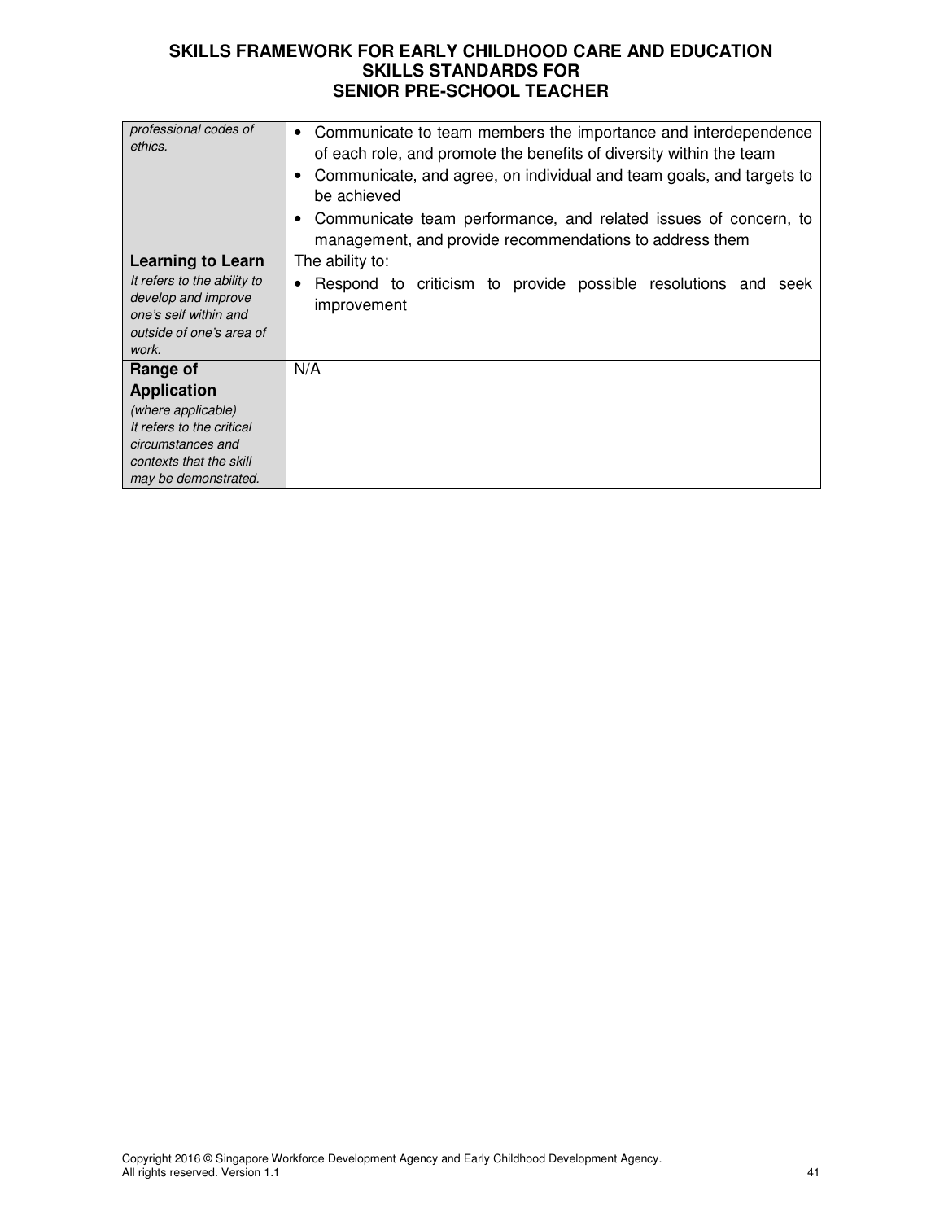| | |
|---|---|
| *professional codes of ethics.* | • Communicate to team members the importance and interdependence of each role, and promote the benefits of diversity within the team<br>• Communicate, and agree, on individual and team goals, and targets to be achieved<br>• Communicate team performance, and related issues of concern, to management, and provide recommendations to address them |
| **Learning to Learn**<br>*It refers to the ability to develop and improve one's self within and outside of one's area of work.* | The ability to:<br>• Respond to criticism to provide possible resolutions and seek improvement |
| **Range of Application**<br>*(where applicable)*<br>*It refers to the critical circumstances and contexts that the skill may be demonstrated.* | N/A |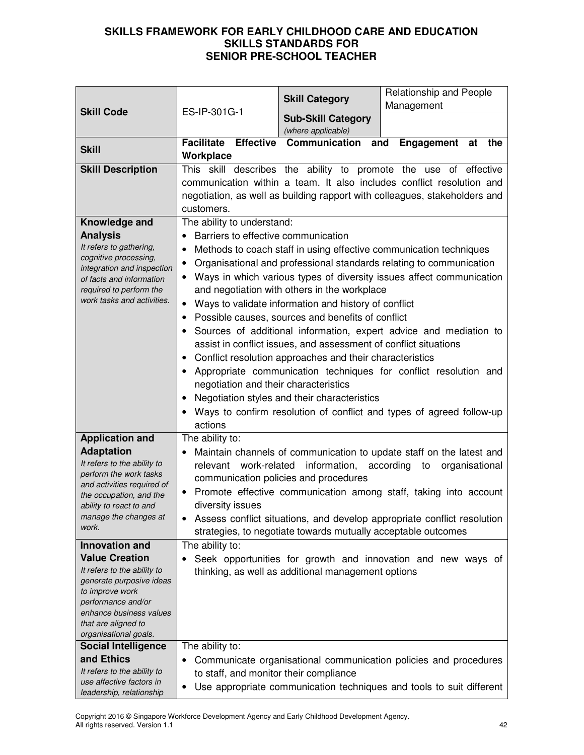# SKILLS FRAMEWORK FOR EARLY CHILDHOOD CARE AND EDUCATION
## SKILLS STANDARDS FOR
## SENIOR PRE-SCHOOL TEACHER

| | | | |
|---|---|---|---|
| **Skill Code** | ES-IP-301G-1 | **Skill Category** | Relationship and People Management |
| | | **Sub-Skill Category** *(where applicable)* | |
| **Skill** | **Facilitate Effective Communication and Engagement at the Workplace** | | |
| **Skill Description** | This skill describes the ability to promote the use of effective communication within a team. It also includes conflict resolution and negotiation, as well as building rapport with colleagues, stakeholders and customers. | | |
| **Knowledge and Analysis** *It refers to gathering, cognitive processing, integration and inspection of facts and information required to perform the work tasks and activities.* | The ability to understand:<br>• Barriers to effective communication<br>• Methods to coach staff in using effective communication techniques<br>• Organisational and professional standards relating to communication<br>• Ways in which various types of diversity issues affect communication and negotiation with others in the workplace<br>• Ways to validate information and history of conflict<br>• Possible causes, sources and benefits of conflict<br>• Sources of additional information, expert advice and mediation to assist in conflict issues, and assessment of conflict situations<br>• Conflict resolution approaches and their characteristics<br>• Appropriate communication techniques for conflict resolution and negotiation and their characteristics<br>• Negotiation styles and their characteristics<br>• Ways to confirm resolution of conflict and types of agreed follow-up actions | | |
| **Application and Adaptation** *It refers to the ability to perform the work tasks and activities required of the occupation, and the ability to react to and manage the changes at work.* | The ability to:<br>• Maintain channels of communication to update staff on the latest and relevant work-related information, according to organisational communication policies and procedures<br>• Promote effective communication among staff, taking into account diversity issues<br>• Assess conflict situations, and develop appropriate conflict resolution strategies, to negotiate towards mutually acceptable outcomes | | |
| **Innovation and Value Creation** *It refers to the ability to generate purposive ideas to improve work performance and/or enhance business values that are aligned to organisational goals.* | The ability to:<br>• Seek opportunities for growth and innovation and new ways of thinking, as well as additional management options | | |
| **Social Intelligence and Ethics** *It refers to the ability to use affective factors in leadership, relationship* | The ability to:<br>• Communicate organisational communication policies and procedures to staff, and monitor their compliance<br>• Use appropriate communication techniques and tools to suit different | | |

Copyright 2016 © Singapore Workforce Development Agency and Early Childhood Development Agency.
All rights reserved. Version 1.1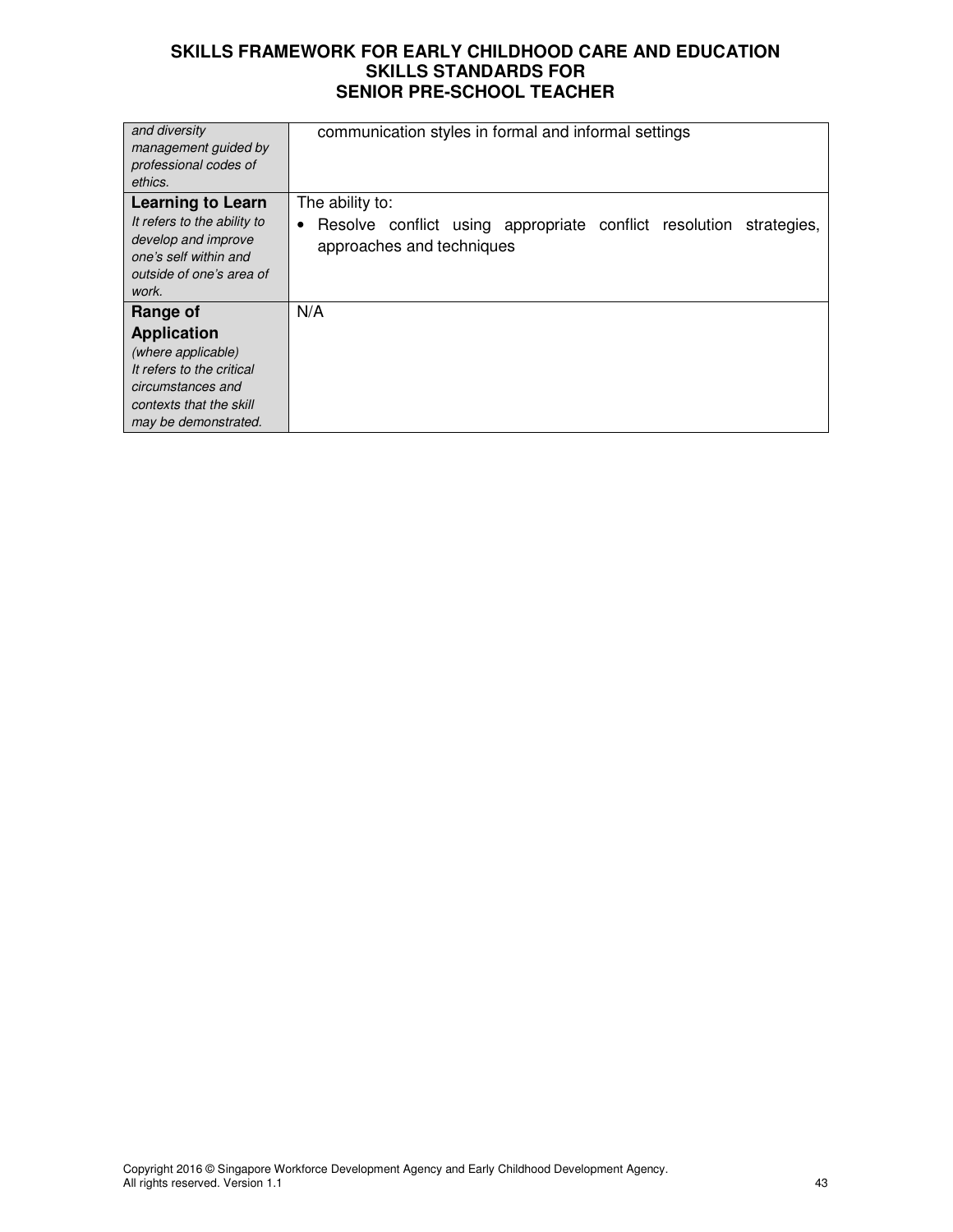| | |
|---|---|
| *and diversity management guided by professional codes of ethics.* | communication styles in formal and informal settings |
| **Learning to Learn** *It refers to the ability to develop and improve one's self within and outside of one's area of work.* | The ability to: • Resolve conflict using appropriate conflict resolution strategies, approaches and techniques |
| **Range of Application** *(where applicable) It refers to the critical circumstances and contexts that the skill may be demonstrated.* | N/A |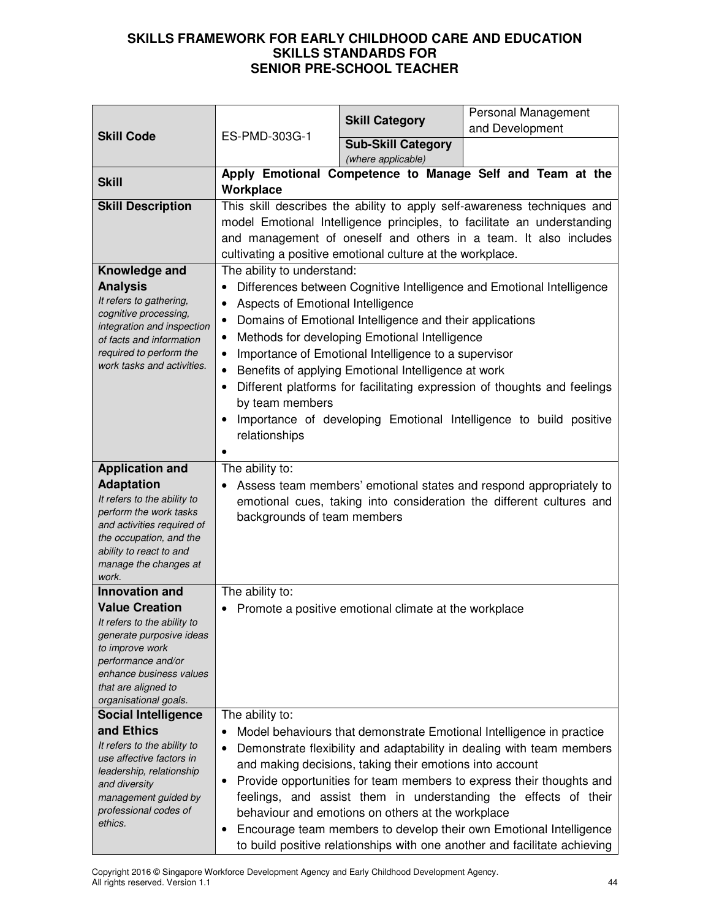# SKILLS FRAMEWORK FOR EARLY CHILDHOOD CARE AND EDUCATION
## SKILLS STANDARDS FOR
## SENIOR PRE-SCHOOL TEACHER

| | | | |
|---|---|---|---|
| **Skill Code** | ES-PMD-303G-1 | **Skill Category** | Personal Management and Development |
| | | **Sub-Skill Category** *(where applicable)* | |
| **Skill** | **Apply Emotional Competence to Manage Self and Team at the Workplace** | | |
| **Skill Description** | This skill describes the ability to apply self-awareness techniques and model Emotional Intelligence principles, to facilitate an understanding and management of oneself and others in a team. It also includes cultivating a positive emotional culture at the workplace. | | |
| **Knowledge and Analysis** *It refers to gathering, cognitive processing, integration and inspection of facts and information required to perform the work tasks and activities.* | The ability to understand:<br>• Differences between Cognitive Intelligence and Emotional Intelligence<br>• Aspects of Emotional Intelligence<br>• Domains of Emotional Intelligence and their applications<br>• Methods for developing Emotional Intelligence<br>• Importance of Emotional Intelligence to a supervisor<br>• Benefits of applying Emotional Intelligence at work<br>• Different platforms for facilitating expression of thoughts and feelings by team members<br>• Importance of developing Emotional Intelligence to build positive relationships<br>• | | |
| **Application and Adaptation** *It refers to the ability to perform the work tasks and activities required of the occupation, and the ability to react to and manage the changes at work.* | The ability to:<br>• Assess team members' emotional states and respond appropriately to emotional cues, taking into consideration the different cultures and backgrounds of team members | | |
| **Innovation and Value Creation** *It refers to the ability to generate purposive ideas to improve work performance and/or enhance business values that are aligned to organisational goals.* | The ability to:<br>• Promote a positive emotional climate at the workplace | | |
| **Social Intelligence and Ethics** *It refers to the ability to use affective factors in leadership, relationship and diversity management guided by professional codes of ethics.* | The ability to:<br>• Model behaviours that demonstrate Emotional Intelligence in practice<br>• Demonstrate flexibility and adaptability in dealing with team members and making decisions, taking their emotions into account<br>• Provide opportunities for team members to express their thoughts and feelings, and assist them in understanding the effects of their behaviour and emotions on others at the workplace<br>• Encourage team members to develop their own Emotional Intelligence to build positive relationships with one another and facilitate achieving | | |

Copyright 2016 © Singapore Workforce Development Agency and Early Childhood Development Agency.
All rights reserved. Version 1.1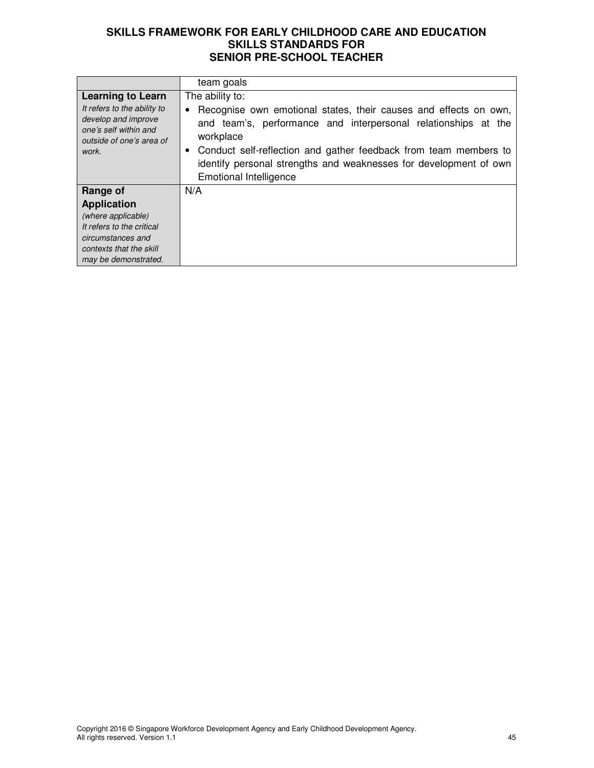| | |
|---|---|
| | team goals |
| **Learning to Learn**<br>*It refers to the ability to develop and improve one's self within and outside of one's area of work.* | The ability to:<br>• Recognise own emotional states, their causes and effects on own, and team's, performance and interpersonal relationships at the workplace<br>• Conduct self-reflection and gather feedback from team members to identify personal strengths and weaknesses for development of own Emotional Intelligence |
| **Range of Application**<br>*(where applicable)*<br>*It refers to the critical circumstances and contexts that the skill may be demonstrated.* | N/A |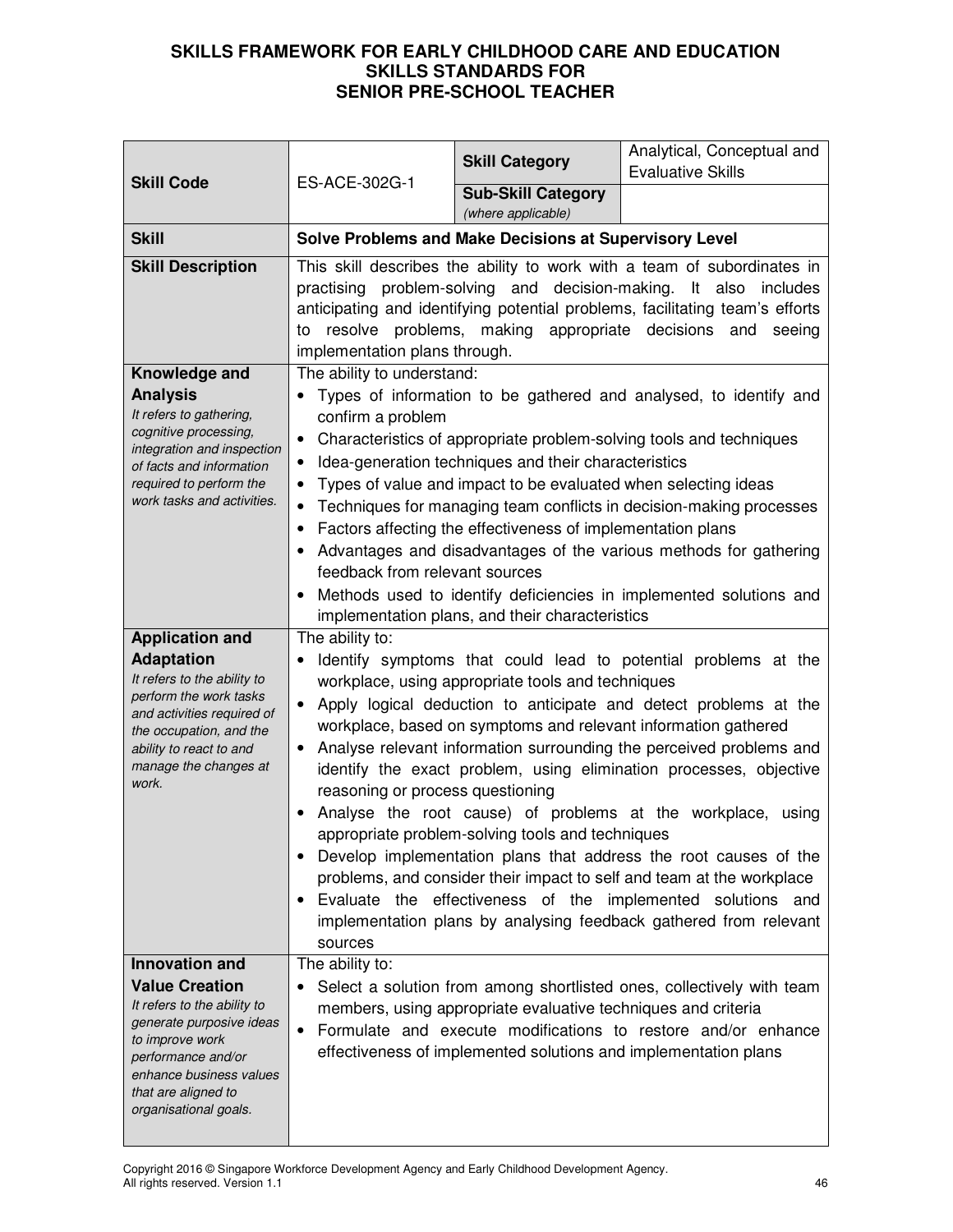# SKILLS FRAMEWORK FOR EARLY CHILDHOOD CARE AND EDUCATION
# SKILLS STANDARDS FOR
# SENIOR PRE-SCHOOL TEACHER

| | | | |
|---|---|---|---|
| **Skill Code** | ES-ACE-302G-1 | **Skill Category** | Analytical, Conceptual and Evaluative Skills |
| | | **Sub-Skill Category** *(where applicable)* | |
| **Skill** | **Solve Problems and Make Decisions at Supervisory Level** | | |
| **Skill Description** | This skill describes the ability to work with a team of subordinates in practising problem-solving and decision-making. It also includes anticipating and identifying potential problems, facilitating team's efforts to resolve problems, making appropriate decisions and seeing implementation plans through. | | |
| **Knowledge and Analysis** *It refers to gathering, cognitive processing, integration and inspection of facts and information required to perform the work tasks and activities.* | The ability to understand:<br>• Types of information to be gathered and analysed, to identify and confirm a problem<br>• Characteristics of appropriate problem-solving tools and techniques<br>• Idea-generation techniques and their characteristics<br>• Types of value and impact to be evaluated when selecting ideas<br>• Techniques for managing team conflicts in decision-making processes<br>• Factors affecting the effectiveness of implementation plans<br>• Advantages and disadvantages of the various methods for gathering feedback from relevant sources<br>• Methods used to identify deficiencies in implemented solutions and implementation plans, and their characteristics | | |
| **Application and Adaptation** *It refers to the ability to perform the work tasks and activities required of the occupation, and the ability to react to and manage the changes at work.* | The ability to:<br>• Identify symptoms that could lead to potential problems at the workplace, using appropriate tools and techniques<br>• Apply logical deduction to anticipate and detect problems at the workplace, based on symptoms and relevant information gathered<br>• Analyse relevant information surrounding the perceived problems and identify the exact problem, using elimination processes, objective reasoning or process questioning<br>• Analyse the root cause) of problems at the workplace, using appropriate problem-solving tools and techniques<br>• Develop implementation plans that address the root causes of the problems, and consider their impact to self and team at the workplace<br>• Evaluate the effectiveness of the implemented solutions and implementation plans by analysing feedback gathered from relevant sources | | |
| **Innovation and Value Creation** *It refers to the ability to generate purposive ideas to improve work performance and/or enhance business values that are aligned to organisational goals.* | The ability to:<br>• Select a solution from among shortlisted ones, collectively with team members, using appropriate evaluative techniques and criteria<br>• Formulate and execute modifications to restore and/or enhance effectiveness of implemented solutions and implementation plans | | |

Copyright 2016 © Singapore Workforce Development Agency and Early Childhood Development Agency. All rights reserved. Version 1.1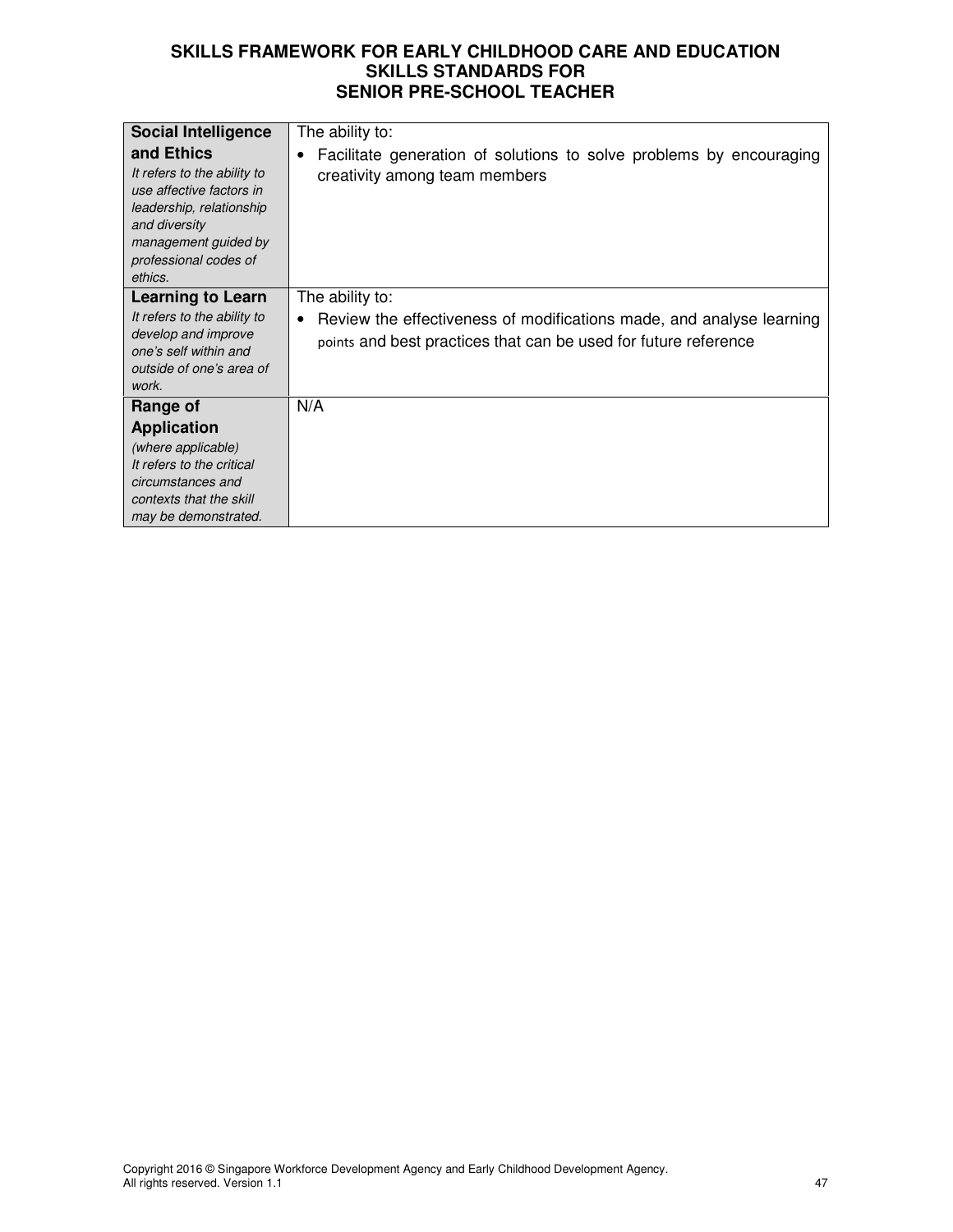# SKILLS FRAMEWORK FOR EARLY CHILDHOOD CARE AND EDUCATION SKILLS STANDARDS FOR SENIOR PRE-SCHOOL TEACHER

| | |
|---|---|
| **Social Intelligence and Ethics**<br>*It refers to the ability to use affective factors in leadership, relationship and diversity management guided by professional codes of ethics.* | The ability to:<br>• Facilitate generation of solutions to solve problems by encouraging creativity among team members |
| **Learning to Learn**<br>*It refers to the ability to develop and improve one's self within and outside of one's area of work.* | The ability to:<br>• Review the effectiveness of modifications made, and analyse learning points and best practices that can be used for future reference |
| **Range of Application**<br>*(where applicable)*<br>*It refers to the critical circumstances and contexts that the skill may be demonstrated.* | N/A |

Copyright 2016 © Singapore Workforce Development Agency and Early Childhood Development Agency. All rights reserved. Version 1.1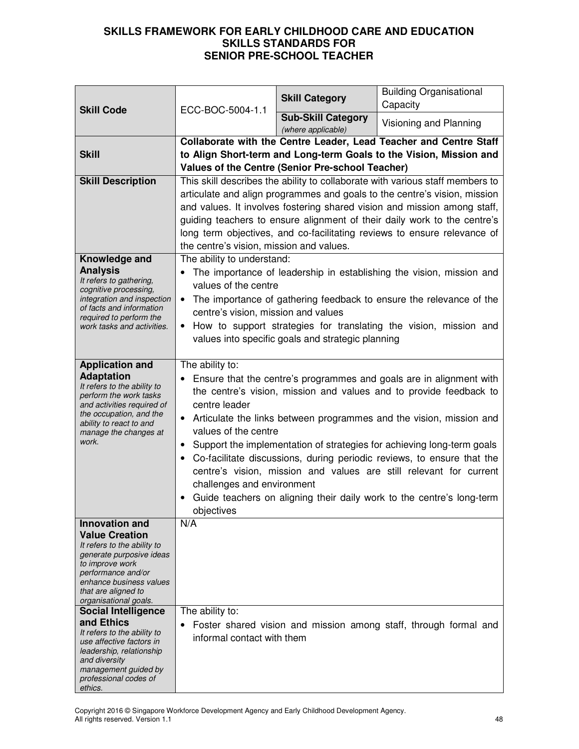# SKILLS FRAMEWORK FOR EARLY CHILDHOOD CARE AND EDUCATION
## SKILLS STANDARDS FOR SENIOR PRE-SCHOOL TEACHER

| | | | |
|---|---|---|---|
| **Skill Code** | ECC-BOC-5004-1.1 | **Skill Category** | Building Organisational Capacity |
| | | **Sub-Skill Category** *(where applicable)* | Visioning and Planning |
| **Skill** | **Collaborate with the Centre Leader, Lead Teacher and Centre Staff to Align Short-term and Long-term Goals to the Vision, Mission and Values of the Centre (Senior Pre-school Teacher)** | | |
| **Skill Description** | This skill describes the ability to collaborate with various staff members to articulate and align programmes and goals to the centre's vision, mission and values. It involves fostering shared vision and mission among staff, guiding teachers to ensure alignment of their daily work to the centre's long term objectives, and co-facilitating reviews to ensure relevance of the centre's vision, mission and values. | | |
| **Knowledge and Analysis** *It refers to gathering, cognitive processing, integration and inspection of facts and information required to perform the work tasks and activities.* | The ability to understand:<br>• The importance of leadership in establishing the vision, mission and values of the centre<br>• The importance of gathering feedback to ensure the relevance of the centre's vision, mission and values<br>• How to support strategies for translating the vision, mission and values into specific goals and strategic planning | | |
| **Application and Adaptation** *It refers to the ability to perform the work tasks and activities required of the occupation, and the ability to react to and manage the changes at work.* | The ability to:<br>• Ensure that the centre's programmes and goals are in alignment with the centre's vision, mission and values and to provide feedback to centre leader<br>• Articulate the links between programmes and the vision, mission and values of the centre<br>• Support the implementation of strategies for achieving long-term goals<br>• Co-facilitate discussions, during periodic reviews, to ensure that the centre's vision, mission and values are still relevant for current challenges and environment<br>• Guide teachers on aligning their daily work to the centre's long-term objectives | | |
| **Innovation and Value Creation** *It refers to the ability to generate purposive ideas to improve work performance and/or enhance business values that are aligned to organisational goals.* | N/A | | |
| **Social Intelligence and Ethics** *It refers to the ability to use affective factors in leadership, relationship and diversity management guided by professional codes of ethics.* | The ability to:<br>• Foster shared vision and mission among staff, through formal and informal contact with them | | |

Copyright 2016 © Singapore Workforce Development Agency and Early Childhood Development Agency. All rights reserved. Version 1.1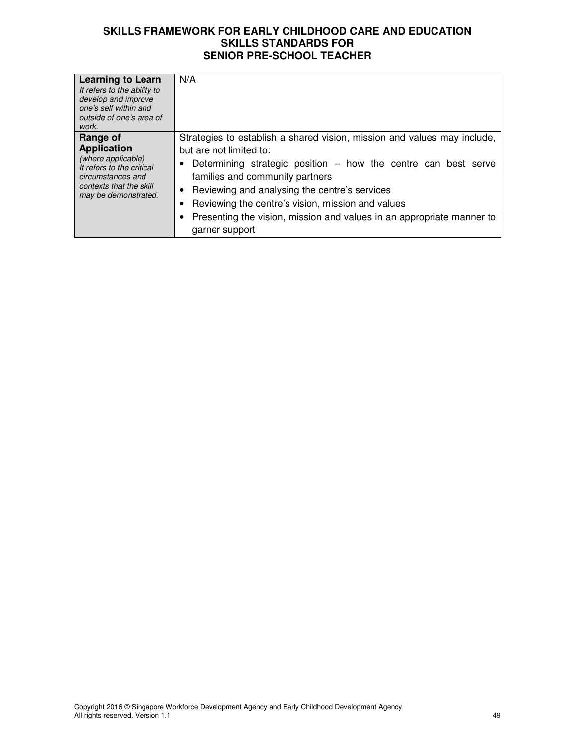| | |
|---|---|
| **Learning to Learn**<br>*It refers to the ability to develop and improve one's self within and outside of one's area of work.* | N/A |
| **Range of Application**<br>*(where applicable)*<br>*It refers to the critical circumstances and contexts that the skill may be demonstrated.* | Strategies to establish a shared vision, mission and values may include, but are not limited to:<br>• Determining strategic position – how the centre can best serve families and community partners<br>• Reviewing and analysing the centre's services<br>• Reviewing the centre's vision, mission and values<br>• Presenting the vision, mission and values in an appropriate manner to garner support |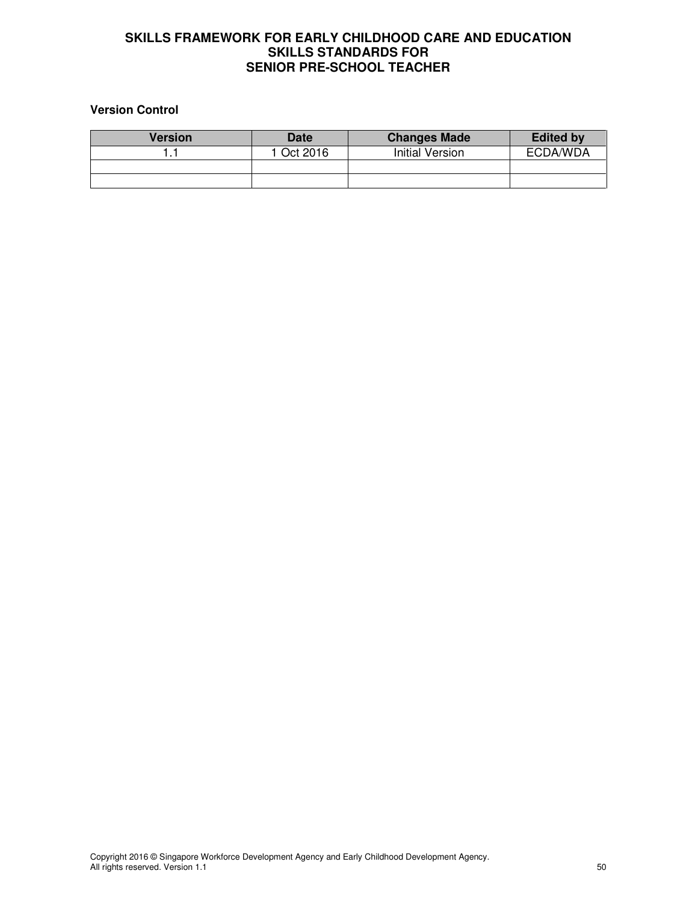**Version Control**

| Version | Date | Changes Made | Edited by |
|---|---|---|---|
| 1.1 | 1 Oct 2016 | Initial Version | ECDA/WDA |
| | | | |
| | | | |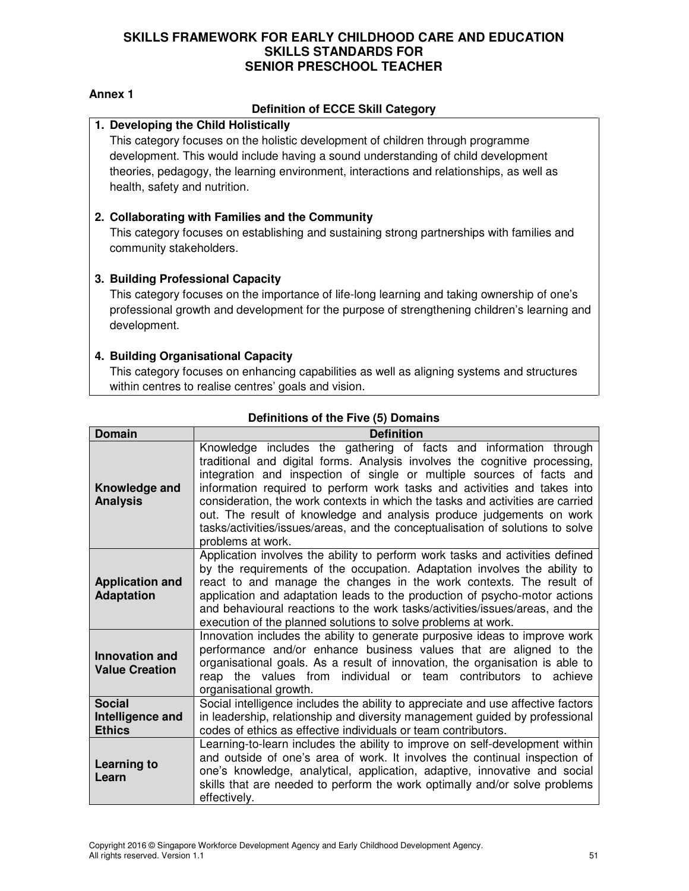**SKILLS FRAMEWORK FOR EARLY CHILDHOOD CARE AND EDUCATION SKILLS STANDARDS FOR SENIOR PRESCHOOL TEACHER**

**Annex 1**

## Definition of ECCE Skill Category

1. **Developing the Child Holistically**
   This category focuses on the holistic development of children through programme development. This would include having a sound understanding of child development theories, pedagogy, the learning environment, interactions and relationships, as well as health, safety and nutrition.

2. **Collaborating with Families and the Community**
   This category focuses on establishing and sustaining strong partnerships with families and community stakeholders.

3. **Building Professional Capacity**
   This category focuses on the importance of life-long learning and taking ownership of one's professional growth and development for the purpose of strengthening children's learning and development.

4. **Building Organisational Capacity**
   This category focuses on enhancing capabilities as well as aligning systems and structures within centres to realise centres' goals and vision.

## Definitions of the Five (5) Domains

| Domain | Definition |
|---|---|
| **Knowledge and Analysis** | Knowledge includes the gathering of facts and information through traditional and digital forms. Analysis involves the cognitive processing, integration and inspection of single or multiple sources of facts and information required to perform work tasks and activities and takes into consideration, the work contexts in which the tasks and activities are carried out. The result of knowledge and analysis produce judgements on work tasks/activities/issues/areas, and the conceptualisation of solutions to solve problems at work. |
| **Application and Adaptation** | Application involves the ability to perform work tasks and activities defined by the requirements of the occupation. Adaptation involves the ability to react to and manage the changes in the work contexts. The result of application and adaptation leads to the production of psycho-motor actions and behavioural reactions to the work tasks/activities/issues/areas, and the execution of the planned solutions to solve problems at work. |
| **Innovation and Value Creation** | Innovation includes the ability to generate purposive ideas to improve work performance and/or enhance business values that are aligned to the organisational goals. As a result of innovation, the organisation is able to reap the values from individual or team contributors to achieve organisational growth. |
| **Social Intelligence and Ethics** | Social intelligence includes the ability to appreciate and use affective factors in leadership, relationship and diversity management guided by professional codes of ethics as effective individuals or team contributors. |
| **Learning to Learn** | Learning-to-learn includes the ability to improve on self-development within and outside of one's area of work. It involves the continual inspection of one's knowledge, analytical, application, adaptive, innovative and social skills that are needed to perform the work optimally and/or solve problems effectively. |

Copyright 2016 © Singapore Workforce Development Agency and Early Childhood Development Agency. All rights reserved. Version 1.1